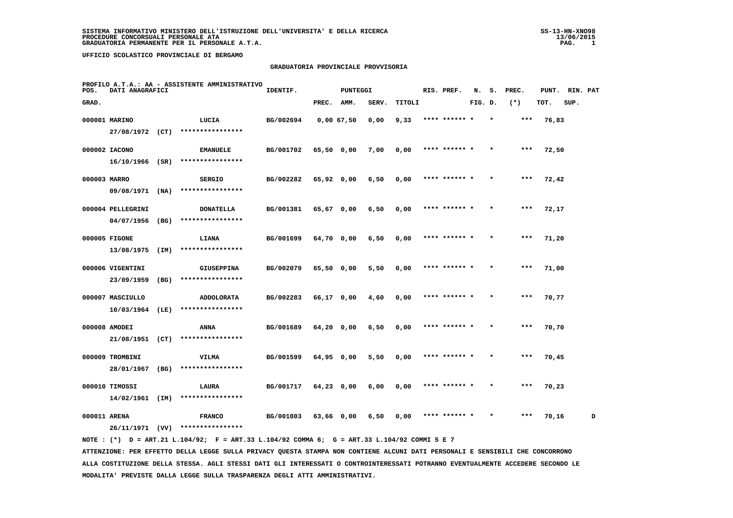SISTEMA INFORMATIVO MINISTERO DELL'ISTRUZIONE DELL'UNIVERSITA' E DELLA RICERCA
PROCEDURE CONCORSUALI PERSONALE ATA
GRADUATORIA PERMANENTE PER IL PERSONALE A.T.A.

UFFICIO SCOLASTICO PROVINCIALE DI BERGAMO

## GRADUATORIA PROVINCIALE PROVVISORIA

PROFILO A.T.A.: AA - ASSISTENTE AMMINISTRATIVO

| POS. GRAD. | DATI ANAGRAFICI | | IDENTIF. | PUNTEGGI PREC. | AMM. | SERV. | TITOLI | RIS. PREF. | N. FIG. | S. D. | PREC. (*) | PUNT. TOT. | RIN. SUP. | PAT |
|---|---|---|---|---|---|---|---|---|---|---|---|---|---|---|
| 000001 | MARINO 27/08/1972 (CT) | LUCIA **************** | BG/002694 | 0,00 | 67,50 | 0,00 | 9,33 | **** ****** | * | * | *** | 76,83 | | |
| 000002 | IACONO 16/10/1966 (SR) | EMANUELE **************** | BG/001702 | 65,50 | 0,00 | 7,00 | 0,00 | **** ****** | * | * | *** | 72,50 | | |
| 000003 | MARRO 09/08/1971 (NA) | SERGIO **************** | BG/002282 | 65,92 | 0,00 | 6,50 | 0,00 | **** ****** | * | * | *** | 72,42 | | |
| 000004 | PELLEGRINI 04/07/1956 (BG) | DONATELLA **************** | BG/001381 | 65,67 | 0,00 | 6,50 | 0,00 | **** ****** | * | * | *** | 72,17 | | |
| 000005 | FIGONE 13/08/1975 (IM) | LIANA **************** | BG/001699 | 64,70 | 0,00 | 6,50 | 0,00 | **** ****** | * | * | *** | 71,20 | | |
| 000006 | VIGENTINI 23/09/1959 (BG) | GIUSEPPINA **************** | BG/002079 | 65,50 | 0,00 | 5,50 | 0,00 | **** ****** | * | * | *** | 71,00 | | |
| 000007 | MASCIULLO 10/03/1964 (LE) | ADDOLORATA **************** | BG/002283 | 66,17 | 0,00 | 4,60 | 0,00 | **** ****** | * | * | *** | 70,77 | | |
| 000008 | AMODEI 21/08/1951 (CT) | ANNA **************** | BG/001689 | 64,20 | 0,00 | 6,50 | 0,00 | **** ****** | * | * | *** | 70,70 | | |
| 000009 | TROMBINI 28/01/1967 (BG) | VILMA **************** | BG/001599 | 64,95 | 0,00 | 5,50 | 0,00 | **** ****** | * | * | *** | 70,45 | | |
| 000010 | TIMOSSI 14/02/1961 (IM) | LAURA **************** | BG/001717 | 64,23 | 0,00 | 6,00 | 0,00 | **** ****** | * | * | *** | 70,23 | | |
| 000011 | ARENA 26/11/1971 (VV) | FRANCO **************** | BG/001803 | 63,66 | 0,00 | 6,50 | 0,00 | **** ****** | * | * | *** | 70,16 | | D |

NOTE : (*) D = ART.21 L.104/92; F = ART.33 L.104/92 COMMA 6; G = ART.33 L.104/92 COMMI 5 E 7

ATTENZIONE: PER EFFETTO DELLA LEGGE SULLA PRIVACY QUESTA STAMPA NON CONTIENE ALCUNI DATI PERSONALI E SENSIBILI CHE CONCORRONO ALLA COSTITUZIONE DELLA STESSA. AGLI STESSI DATI GLI INTERESSATI O CONTROINTERESSATI POTRANNO EVENTUALMENTE ACCEDERE SECONDO LE MODALITA' PREVISTE DALLA LEGGE SULLA TRASPARENZA DEGLI ATTI AMMINISTRATIVI.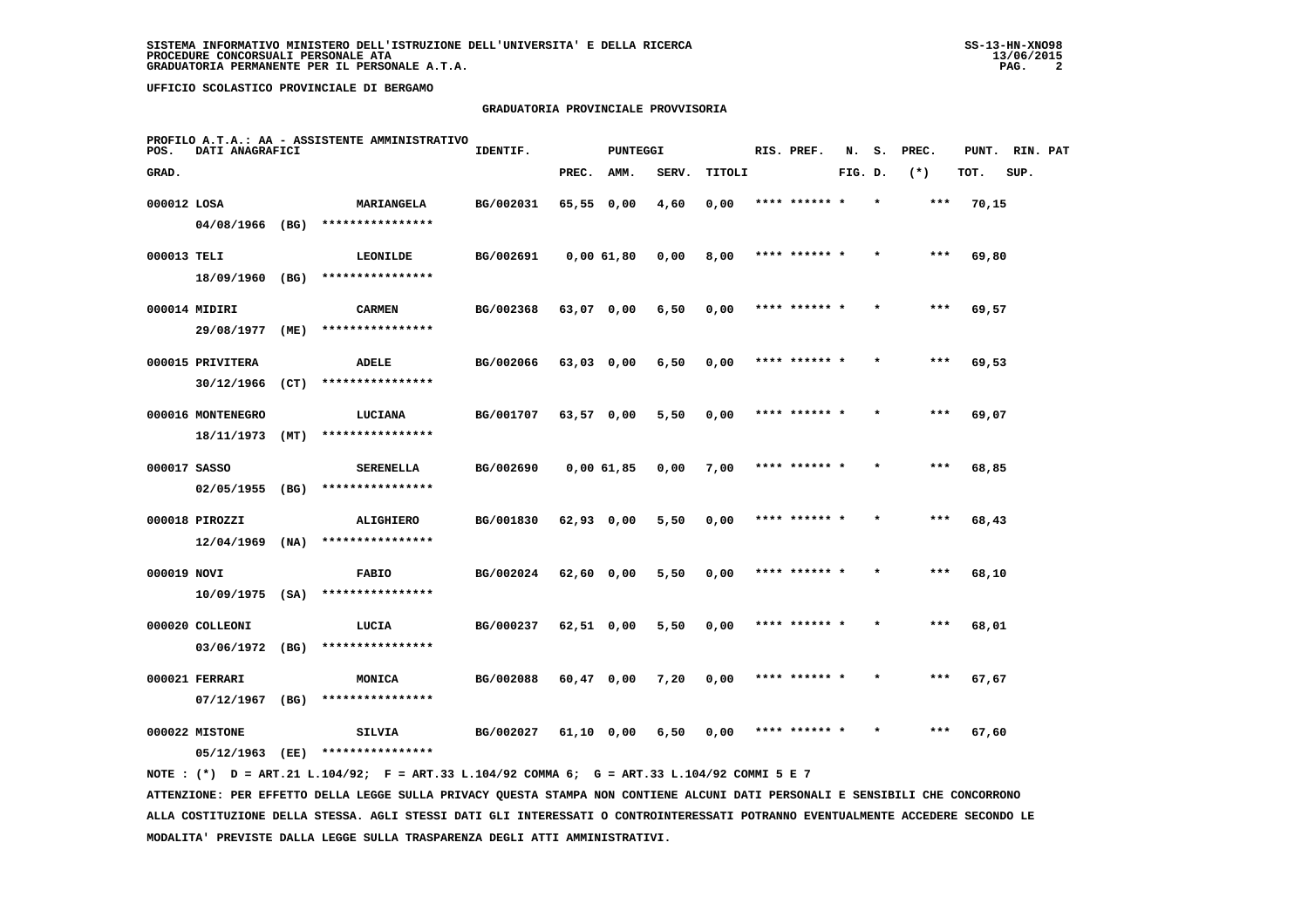**SISTEMA INFORMATIVO MINISTERO DELL'ISTRUZIONE DELL'UNIVERSITA' E DELLA RICERCA**
**PROCEDURE CONCORSUALI PERSONALE ATA**
**GRADUATORIA PERMANENTE PER IL PERSONALE A.T.A.**

SS-13-HN-XNO98
13/06/2015

**UFFICIO SCOLASTICO PROVINCIALE DI BERGAMO**

## GRADUATORIA PROVINCIALE PROVVISORIA

PROFILO A.T.A.: AA - ASSISTENTE AMMINISTRATIVO

| POS. GRAD. | DATI ANAGRAFICI | | IDENTIF. | PUNTEGGI PREC. | AMM. | SERV. | TITOLI | RIS. PREF. | N. FIG. | S. D. | PREC. (*) | PUNT. TOT. | RIN. SUP. | PAT |
|---|---|---|---|---|---|---|---|---|---|---|---|---|---|---|
| 000012 | LOSA 04/08/1966 (BG) | MARIANGELA **************** | BG/002031 | 65,55 | 0,00 | 4,60 | 0,00 | **** ****** * | | * | *** | 70,15 | | |
| 000013 | TELI 18/09/1960 (BG) | LEONILDE **************** | BG/002691 | 0,00 | 61,80 | 0,00 | 8,00 | **** ****** * | | * | *** | 69,80 | | |
| 000014 | MIDIRI 29/08/1977 (ME) | CARMEN **************** | BG/002368 | 63,07 | 0,00 | 6,50 | 0,00 | **** ****** * | | * | *** | 69,57 | | |
| 000015 | PRIVITERA 30/12/1966 (CT) | ADELE **************** | BG/002066 | 63,03 | 0,00 | 6,50 | 0,00 | **** ****** * | | * | *** | 69,53 | | |
| 000016 | MONTENEGRO 18/11/1973 (MT) | LUCIANA **************** | BG/001707 | 63,57 | 0,00 | 5,50 | 0,00 | **** ****** * | | * | *** | 69,07 | | |
| 000017 | SASSO 02/05/1955 (BG) | SERENELLA **************** | BG/002690 | 0,00 | 61,85 | 0,00 | 7,00 | **** ****** * | | * | *** | 68,85 | | |
| 000018 | PIROZZI 12/04/1969 (NA) | ALIGHIERO **************** | BG/001830 | 62,93 | 0,00 | 5,50 | 0,00 | **** ****** * | | * | *** | 68,43 | | |
| 000019 | NOVI 10/09/1975 (SA) | FABIO **************** | BG/002024 | 62,60 | 0,00 | 5,50 | 0,00 | **** ****** * | | * | *** | 68,10 | | |
| 000020 | COLLEONI 03/06/1972 (BG) | LUCIA **************** | BG/000237 | 62,51 | 0,00 | 5,50 | 0,00 | **** ****** * | | * | *** | 68,01 | | |
| 000021 | FERRARI 07/12/1967 (BG) | MONICA **************** | BG/002088 | 60,47 | 0,00 | 7,20 | 0,00 | **** ****** * | | * | *** | 67,67 | | |
| 000022 | MISTONE 05/12/1963 (EE) | SILVIA **************** | BG/002027 | 61,10 | 0,00 | 6,50 | 0,00 | **** ****** * | | * | *** | 67,60 | | |

NOTE : (*) D = ART.21 L.104/92; F = ART.33 L.104/92 COMMA 6; G = ART.33 L.104/92 COMMI 5 E 7

ATTENZIONE: PER EFFETTO DELLA LEGGE SULLA PRIVACY QUESTA STAMPA NON CONTIENE ALCUNI DATI PERSONALI E SENSIBILI CHE CONCORRONO ALLA COSTITUZIONE DELLA STESSA. AGLI STESSI DATI GLI INTERESSATI O CONTROINTERESSATI POTRANNO EVENTUALMENTE ACCEDERE SECONDO LE MODALITA' PREVISTE DALLA LEGGE SULLA TRASPARENZA DEGLI ATTI AMMINISTRATIVI.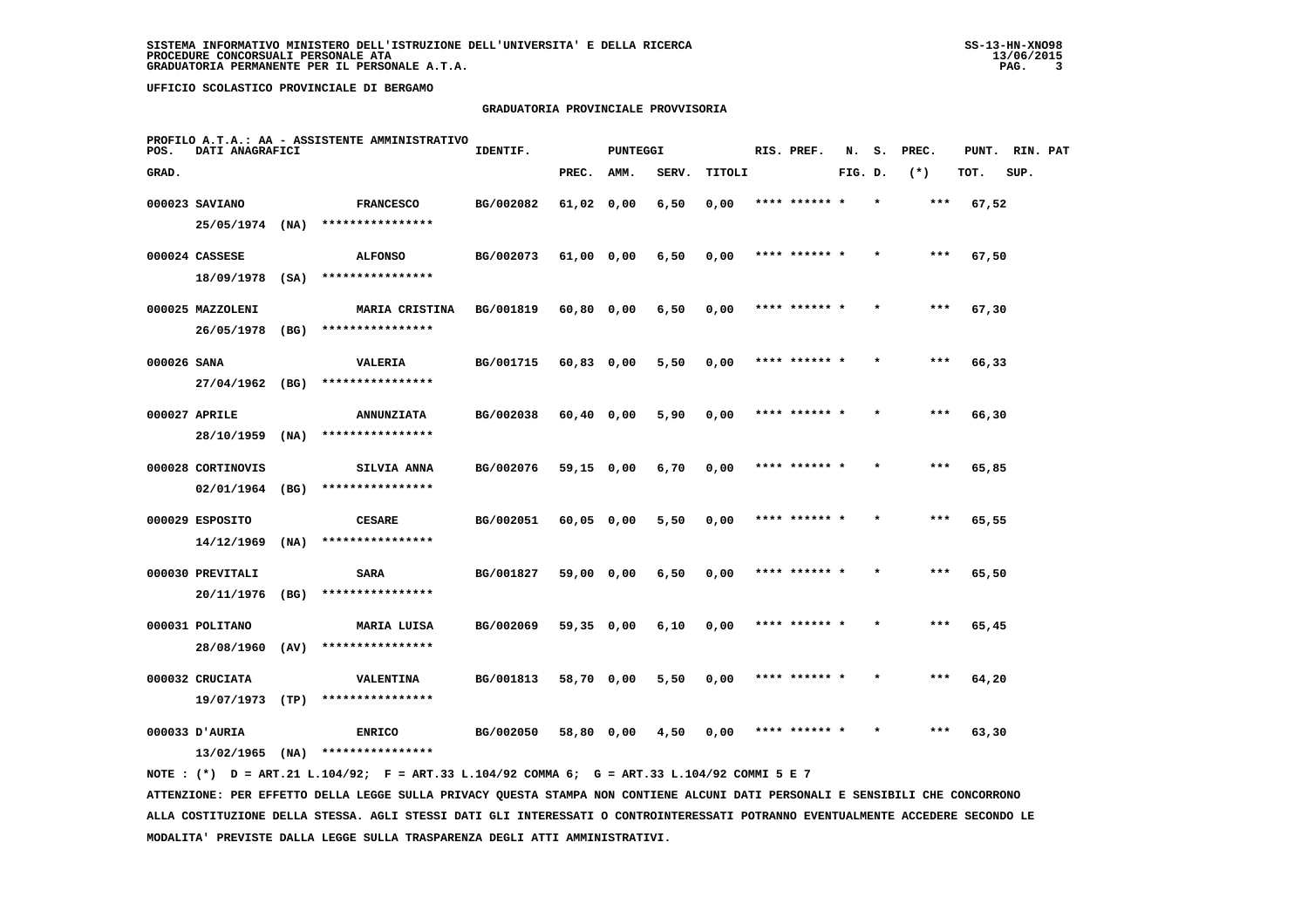SISTEMA INFORMATIVO MINISTERO DELL'ISTRUZIONE DELL'UNIVERSITA' E DELLA RICERCA
PROCEDURE CONCORSUALI PERSONALE ATA
GRADUATORIA PERMANENTE PER IL PERSONALE A.T.A.

UFFICIO SCOLASTICO PROVINCIALE DI BERGAMO

GRADUATORIA PROVINCIALE PROVVISORIA

PROFILO A.T.A.: AA - ASSISTENTE AMMINISTRATIVO

| POS. GRAD. | DATI ANAGRAFICI | | IDENTIF. | PUNTEGGI PREC. | AMM. | SERV. | TITOLI | RIS. PREF. | N. FIG. | S. D. | PREC. (*) | PUNT. TOT. | RIN. SUP. | PAT |
|---|---|---|---|---|---|---|---|---|---|---|---|---|---|---|
| 000023 | SAVIANO 25/05/1974 (NA) | FRANCESCO **************** | BG/002082 | 61,02 | 0,00 | 6,50 | 0,00 | **** ****** * | | * | *** | 67,52 | | |
| 000024 | CASSESE 18/09/1978 (SA) | ALFONSO **************** | BG/002073 | 61,00 | 0,00 | 6,50 | 0,00 | **** ****** * | | * | *** | 67,50 | | |
| 000025 | MAZZOLENI 26/05/1978 (BG) | MARIA CRISTINA **************** | BG/001819 | 60,80 | 0,00 | 6,50 | 0,00 | **** ****** * | | * | *** | 67,30 | | |
| 000026 | SANA 27/04/1962 (BG) | VALERIA **************** | BG/001715 | 60,83 | 0,00 | 5,50 | 0,00 | **** ****** * | | * | *** | 66,33 | | |
| 000027 | APRILE 28/10/1959 (NA) | ANNUNZIATA **************** | BG/002038 | 60,40 | 0,00 | 5,90 | 0,00 | **** ****** * | | * | *** | 66,30 | | |
| 000028 | CORTINOVIS 02/01/1964 (BG) | SILVIA ANNA **************** | BG/002076 | 59,15 | 0,00 | 6,70 | 0,00 | **** ****** * | | * | *** | 65,85 | | |
| 000029 | ESPOSITO 14/12/1969 (NA) | CESARE **************** | BG/002051 | 60,05 | 0,00 | 5,50 | 0,00 | **** ****** * | | * | *** | 65,55 | | |
| 000030 | PREVITALI 20/11/1976 (BG) | SARA **************** | BG/001827 | 59,00 | 0,00 | 6,50 | 0,00 | **** ****** * | | * | *** | 65,50 | | |
| 000031 | POLITANO 28/08/1960 (AV) | MARIA LUISA **************** | BG/002069 | 59,35 | 0,00 | 6,10 | 0,00 | **** ****** * | | * | *** | 65,45 | | |
| 000032 | CRUCIATA 19/07/1973 (TP) | VALENTINA **************** | BG/001813 | 58,70 | 0,00 | 5,50 | 0,00 | **** ****** * | | * | *** | 64,20 | | |
| 000033 | D'AURIA 13/02/1965 (NA) | ENRICO **************** | BG/002050 | 58,80 | 0,00 | 4,50 | 0,00 | **** ****** * | | * | *** | 63,30 | | |

NOTE : (*) D = ART.21 L.104/92; F = ART.33 L.104/92 COMMA 6; G = ART.33 L.104/92 COMMI 5 E 7

ATTENZIONE: PER EFFETTO DELLA LEGGE SULLA PRIVACY QUESTA STAMPA NON CONTIENE ALCUNI DATI PERSONALI E SENSIBILI CHE CONCORRONO ALLA COSTITUZIONE DELLA STESSA. AGLI STESSI DATI GLI INTERESSATI O CONTROINTERESSATI POTRANNO EVENTUALMENTE ACCEDERE SECONDO LE MODALITA' PREVISTE DALLA LEGGE SULLA TRASPARENZA DEGLI ATTI AMMINISTRATIVI.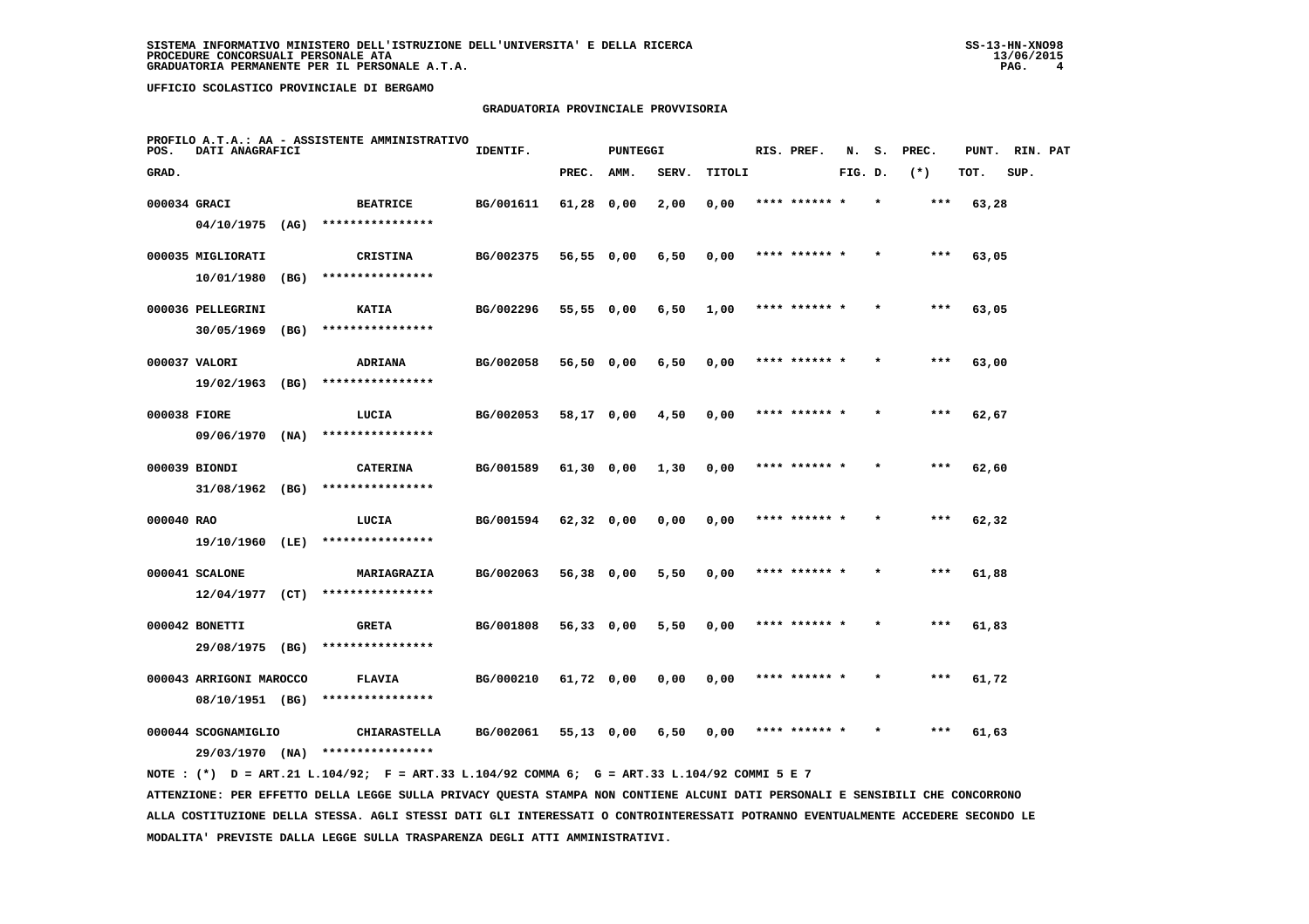SISTEMA INFORMATIVO MINISTERO DELL'ISTRUZIONE DELL'UNIVERSITA' E DELLA RICERCA
PROCEDURE CONCORSUALI PERSONALE ATA
GRADUATORIA PERMANENTE PER IL PERSONALE A.T.A.

UFFICIO SCOLASTICO PROVINCIALE DI BERGAMO

## GRADUATORIA PROVINCIALE PROVVISORIA

PROFILO A.T.A.: AA - ASSISTENTE AMMINISTRATIVO

| POS. GRAD. | DATI ANAGRAFICI | | IDENTIF. | PUNTEGGI PREC. | AMM. | SERV. | TITOLI | RIS. PREF. | N. FIG. | S. D. | PREC. (*) | PUNT. TOT. | RIN. SUP. | PAT |
|---|---|---|---|---|---|---|---|---|---|---|---|---|---|---|
| 000034 | GRACI | BEATRICE | BG/001611 | 61,28 | 0,00 | 2,00 | 0,00 | **** ****** * | | * | *** | 63,28 | | |
| | 04/10/1975 (AG) | **************** | | | | | | | | | | | | |
| 000035 | MIGLIORATI | CRISTINA | BG/002375 | 56,55 | 0,00 | 6,50 | 0,00 | **** ****** * | | * | *** | 63,05 | | |
| | 10/01/1980 (BG) | **************** | | | | | | | | | | | | |
| 000036 | PELLEGRINI | KATIA | BG/002296 | 55,55 | 0,00 | 6,50 | 1,00 | **** ****** * | | * | *** | 63,05 | | |
| | 30/05/1969 (BG) | **************** | | | | | | | | | | | | |
| 000037 | VALORI | ADRIANA | BG/002058 | 56,50 | 0,00 | 6,50 | 0,00 | **** ****** * | | * | *** | 63,00 | | |
| | 19/02/1963 (BG) | **************** | | | | | | | | | | | | |
| 000038 | FIORE | LUCIA | BG/002053 | 58,17 | 0,00 | 4,50 | 0,00 | **** ****** * | | * | *** | 62,67 | | |
| | 09/06/1970 (NA) | **************** | | | | | | | | | | | | |
| 000039 | BIONDI | CATERINA | BG/001589 | 61,30 | 0,00 | 1,30 | 0,00 | **** ****** * | | * | *** | 62,60 | | |
| | 31/08/1962 (BG) | **************** | | | | | | | | | | | | |
| 000040 | RAO | LUCIA | BG/001594 | 62,32 | 0,00 | 0,00 | 0,00 | **** ****** * | | * | *** | 62,32 | | |
| | 19/10/1960 (LE) | **************** | | | | | | | | | | | | |
| 000041 | SCALONE | MARIAGRAZIA | BG/002063 | 56,38 | 0,00 | 5,50 | 0,00 | **** ****** * | | * | *** | 61,88 | | |
| | 12/04/1977 (CT) | **************** | | | | | | | | | | | | |
| 000042 | BONETTI | GRETA | BG/001808 | 56,33 | 0,00 | 5,50 | 0,00 | **** ****** * | | * | *** | 61,83 | | |
| | 29/08/1975 (BG) | **************** | | | | | | | | | | | | |
| 000043 | ARRIGONI MAROCCO | FLAVIA | BG/000210 | 61,72 | 0,00 | 0,00 | 0,00 | **** ****** * | | * | *** | 61,72 | | |
| | 08/10/1951 (BG) | **************** | | | | | | | | | | | | |
| 000044 | SCOGNAMIGLIO | CHIARASTELLA | BG/002061 | 55,13 | 0,00 | 6,50 | 0,00 | **** ****** * | | * | *** | 61,63 | | |
| | 29/03/1970 (NA) | **************** | | | | | | | | | | | | |

NOTE : (*) D = ART.21 L.104/92; F = ART.33 L.104/92 COMMA 6; G = ART.33 L.104/92 COMMI 5 E 7

ATTENZIONE: PER EFFETTO DELLA LEGGE SULLA PRIVACY QUESTA STAMPA NON CONTIENE ALCUNI DATI PERSONALI E SENSIBILI CHE CONCORRONO ALLA COSTITUZIONE DELLA STESSA. AGLI STESSI DATI GLI INTERESSATI O CONTROINTERESSATI POTRANNO EVENTUALMENTE ACCEDERE SECONDO LE MODALITA' PREVISTE DALLA LEGGE SULLA TRASPARENZA DEGLI ATTI AMMINISTRATIVI.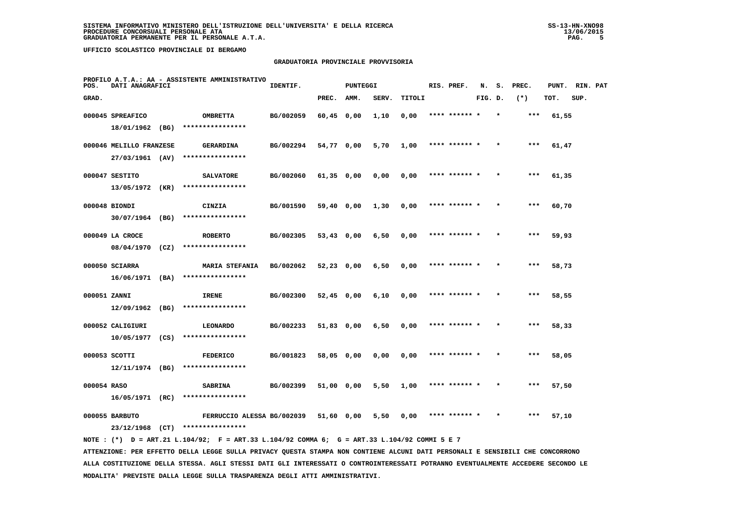SISTEMA INFORMATIVO MINISTERO DELL'ISTRUZIONE DELL'UNIVERSITA' E DELLA RICERCA
PROCEDURE CONCORSUALI PERSONALE ATA
GRADUATORIA PERMANENTE PER IL PERSONALE A.T.A.

UFFICIO SCOLASTICO PROVINCIALE DI BERGAMO

## GRADUATORIA PROVINCIALE PROVVISORIA

PROFILO A.T.A.: AA - ASSISTENTE AMMINISTRATIVO

| POS. GRAD. | DATI ANAGRAFICI | | IDENTIF. | PUNTEGGI PREC. | AMM. | SERV. | TITOLI | RIS. | PREF. | N. FIG. | S. D. | PREC. (*) | PUNT. TOT. | RIN. SUP. | PAT |
|---|---|---|---|---|---|---|---|---|---|---|---|---|---|---|---|
| 000045 | SPREAFICO 18/01/1962 (BG) | OMBRETTA **************** | BG/002059 | 60,45 | 0,00 | 1,10 | 0,00 | **** | ****** | * | * | *** | 61,55 | | |
| 000046 | MELILLO FRANZESE 27/03/1961 (AV) | GERARDINA **************** | BG/002294 | 54,77 | 0,00 | 5,70 | 1,00 | **** | ****** | * | * | *** | 61,47 | | |
| 000047 | SESTITO 13/05/1972 (KR) | SALVATORE **************** | BG/002060 | 61,35 | 0,00 | 0,00 | 0,00 | **** | ****** | * | * | *** | 61,35 | | |
| 000048 | BIONDI 30/07/1964 (BG) | CINZIA **************** | BG/001590 | 59,40 | 0,00 | 1,30 | 0,00 | **** | ****** | * | * | *** | 60,70 | | |
| 000049 | LA CROCE 08/04/1970 (CZ) | ROBERTO **************** | BG/002305 | 53,43 | 0,00 | 6,50 | 0,00 | **** | ****** | * | * | *** | 59,93 | | |
| 000050 | SCIARRA 16/06/1971 (BA) | MARIA STEFANIA **************** | BG/002062 | 52,23 | 0,00 | 6,50 | 0,00 | **** | ****** | * | * | *** | 58,73 | | |
| 000051 | ZANNI 12/09/1962 (BG) | IRENE **************** | BG/002300 | 52,45 | 0,00 | 6,10 | 0,00 | **** | ****** | * | * | *** | 58,55 | | |
| 000052 | CALIGIURI 10/05/1977 (CS) | LEONARDO **************** | BG/002233 | 51,83 | 0,00 | 6,50 | 0,00 | **** | ****** | * | * | *** | 58,33 | | |
| 000053 | SCOTTI 12/11/1974 (BG) | FEDERICO **************** | BG/001823 | 58,05 | 0,00 | 0,00 | 0,00 | **** | ****** | * | * | *** | 58,05 | | |
| 000054 | RASO 16/05/1971 (RC) | SABRINA **************** | BG/002399 | 51,00 | 0,00 | 5,50 | 1,00 | **** | ****** | * | * | *** | 57,50 | | |
| 000055 | BARBUTO 23/12/1968 (CT) | FERRUCCIO ALESSA **************** | BG/002039 | 51,60 | 0,00 | 5,50 | 0,00 | **** | ****** | * | * | *** | 57,10 | | |

NOTE : (*) D = ART.21 L.104/92; F = ART.33 L.104/92 COMMA 6; G = ART.33 L.104/92 COMMI 5 E 7

ATTENZIONE: PER EFFETTO DELLA LEGGE SULLA PRIVACY QUESTA STAMPA NON CONTIENE ALCUNI DATI PERSONALI E SENSIBILI CHE CONCORRONO ALLA COSTITUZIONE DELLA STESSA. AGLI STESSI DATI GLI INTERESSATI O CONTROINTERESSATI POTRANNO EVENTUALMENTE ACCEDERE SECONDO LE MODALITA' PREVISTE DALLA LEGGE SULLA TRASPARENZA DEGLI ATTI AMMINISTRATIVI.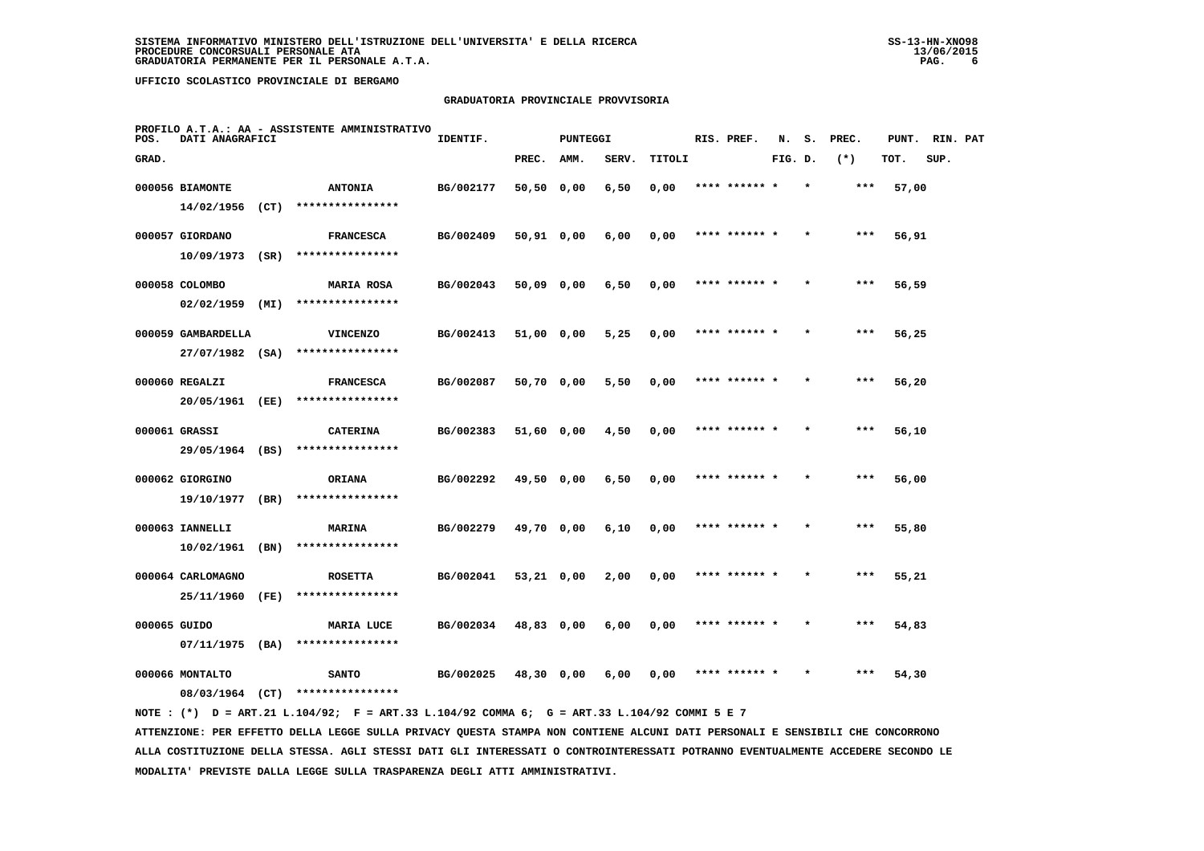SISTEMA INFORMATIVO MINISTERO DELL'ISTRUZIONE DELL'UNIVERSITA' E DELLA RICERCA
PROCEDURE CONCORSUALI PERSONALE ATA
GRADUATORIA PERMANENTE PER IL PERSONALE A.T.A.

UFFICIO SCOLASTICO PROVINCIALE DI BERGAMO

## GRADUATORIA PROVINCIALE PROVVISORIA

PROFILO A.T.A.: AA - ASSISTENTE AMMINISTRATIVO

| POS. GRAD. | DATI ANAGRAFICI | | IDENTIF. | PUNTEGGI PREC. | AMM. | SERV. | TITOLI | RIS. PREF. | N. FIG. | S. D. | PREC. (*) | PUNT. TOT. | RIN. SUP. | PAT |
|---|---|---|---|---|---|---|---|---|---|---|---|---|---|---|
| 000056 | BIAMONTE 14/02/1956 (CT) | ANTONIA **************** | BG/002177 | 50,50 | 0,00 | 6,50 | 0,00 | **** ****** * | | * | *** | 57,00 | | |
| 000057 | GIORDANO 10/09/1973 (SR) | FRANCESCA **************** | BG/002409 | 50,91 | 0,00 | 6,00 | 0,00 | **** ****** * | | * | *** | 56,91 | | |
| 000058 | COLOMBO 02/02/1959 (MI) | MARIA ROSA **************** | BG/002043 | 50,09 | 0,00 | 6,50 | 0,00 | **** ****** * | | * | *** | 56,59 | | |
| 000059 | GAMBARDELLA 27/07/1982 (SA) | VINCENZO **************** | BG/002413 | 51,00 | 0,00 | 5,25 | 0,00 | **** ****** * | | * | *** | 56,25 | | |
| 000060 | REGALZI 20/05/1961 (EE) | FRANCESCA **************** | BG/002087 | 50,70 | 0,00 | 5,50 | 0,00 | **** ****** * | | * | *** | 56,20 | | |
| 000061 | GRASSI 29/05/1964 (BS) | CATERINA **************** | BG/002383 | 51,60 | 0,00 | 4,50 | 0,00 | **** ****** * | | * | *** | 56,10 | | |
| 000062 | GIORGINO 19/10/1977 (BR) | ORIANA **************** | BG/002292 | 49,50 | 0,00 | 6,50 | 0,00 | **** ****** * | | * | *** | 56,00 | | |
| 000063 | IANNELLI 10/02/1961 (BN) | MARINA **************** | BG/002279 | 49,70 | 0,00 | 6,10 | 0,00 | **** ****** * | | * | *** | 55,80 | | |
| 000064 | CARLOMAGNO 25/11/1960 (FE) | ROSETTA **************** | BG/002041 | 53,21 | 0,00 | 2,00 | 0,00 | **** ****** * | | * | *** | 55,21 | | |
| 000065 | GUIDO 07/11/1975 (BA) | MARIA LUCE **************** | BG/002034 | 48,83 | 0,00 | 6,00 | 0,00 | **** ****** * | | * | *** | 54,83 | | |
| 000066 | MONTALTO 08/03/1964 (CT) | SANTO **************** | BG/002025 | 48,30 | 0,00 | 6,00 | 0,00 | **** ****** * | | * | *** | 54,30 | | |

NOTE : (*) D = ART.21 L.104/92; F = ART.33 L.104/92 COMMA 6; G = ART.33 L.104/92 COMMI 5 E 7

ATTENZIONE: PER EFFETTO DELLA LEGGE SULLA PRIVACY QUESTA STAMPA NON CONTIENE ALCUNI DATI PERSONALI E SENSIBILI CHE CONCORRONO ALLA COSTITUZIONE DELLA STESSA. AGLI STESSI DATI GLI INTERESSATI O CONTROINTERESSATI POTRANNO EVENTUALMENTE ACCEDERE SECONDO LE MODALITA' PREVISTE DALLA LEGGE SULLA TRASPARENZA DEGLI ATTI AMMINISTRATIVI.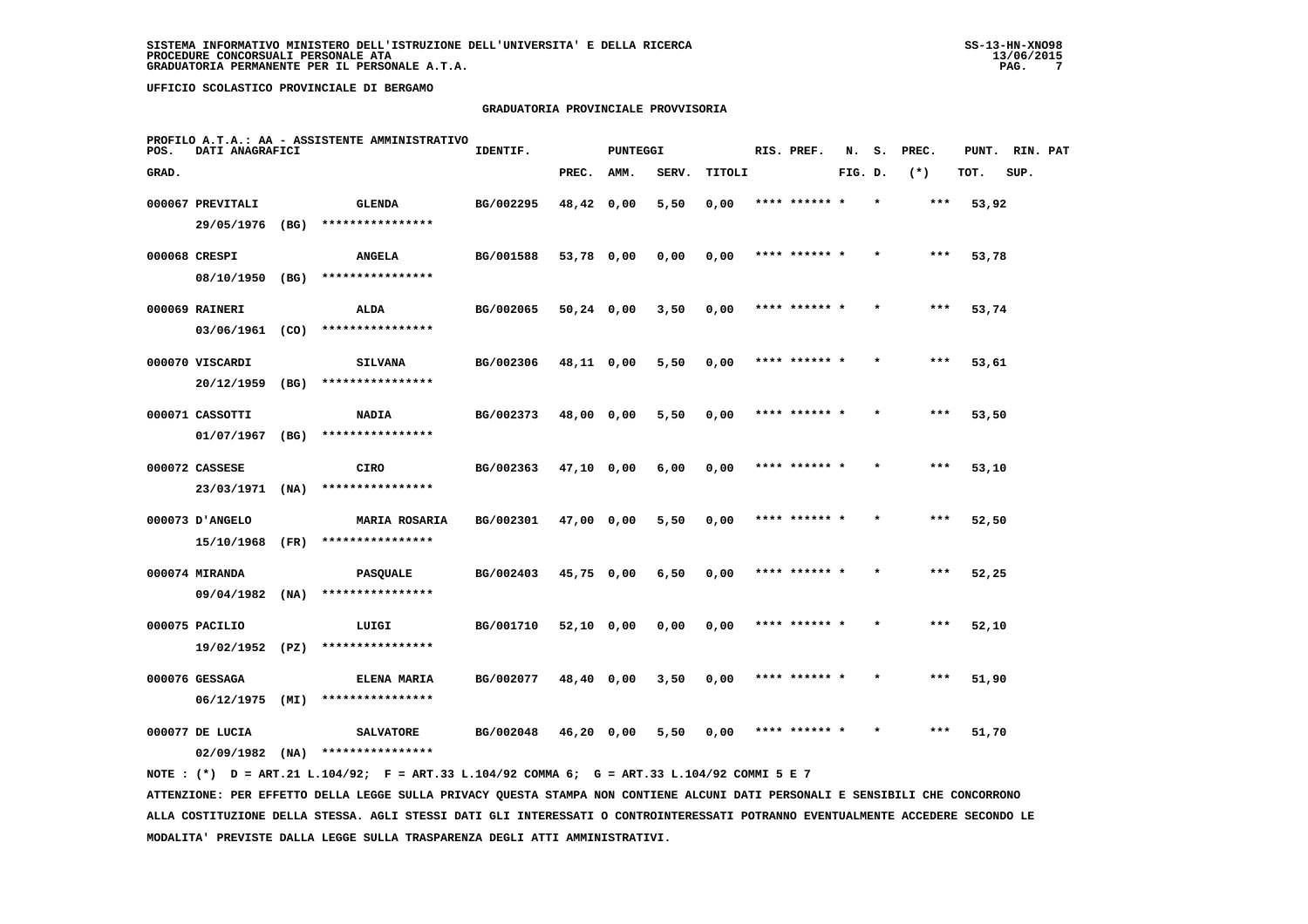SISTEMA INFORMATIVO MINISTERO DELL'ISTRUZIONE DELL'UNIVERSITA' E DELLA RICERCA
PROCEDURE CONCORSUALI PERSONALE ATA
GRADUATORIA PERMANENTE PER IL PERSONALE A.T.A.

UFFICIO SCOLASTICO PROVINCIALE DI BERGAMO

## GRADUATORIA PROVINCIALE PROVVISORIA

PROFILO A.T.A.: AA - ASSISTENTE AMMINISTRATIVO

| POS. GRAD. | DATI ANAGRAFICI | | IDENTIF. | PUNTEGGI PREC. | AMM. | SERV. | TITOLI | RIS. PREF. | N. FIG. | S. D. | PREC. (*) | PUNT. TOT. | RIN. SUP. | PAT |
|---|---|---|---|---|---|---|---|---|---|---|---|---|---|---|
| 000067 | PREVITALI 29/05/1976 (BG) | GLENDA **************** | BG/002295 | 48,42 | 0,00 | 5,50 | 0,00 | **** ****** * | | * | *** | 53,92 | | |
| 000068 | CRESPI 08/10/1950 (BG) | ANGELA **************** | BG/001588 | 53,78 | 0,00 | 0,00 | 0,00 | **** ****** * | | * | *** | 53,78 | | |
| 000069 | RAINERI 03/06/1961 (CO) | ALDA **************** | BG/002065 | 50,24 | 0,00 | 3,50 | 0,00 | **** ****** * | | * | *** | 53,74 | | |
| 000070 | VISCARDI 20/12/1959 (BG) | SILVANA **************** | BG/002306 | 48,11 | 0,00 | 5,50 | 0,00 | **** ****** * | | * | *** | 53,61 | | |
| 000071 | CASSOTTI 01/07/1967 (BG) | NADIA **************** | BG/002373 | 48,00 | 0,00 | 5,50 | 0,00 | **** ****** * | | * | *** | 53,50 | | |
| 000072 | CASSESE 23/03/1971 (NA) | CIRO **************** | BG/002363 | 47,10 | 0,00 | 6,00 | 0,00 | **** ****** * | | * | *** | 53,10 | | |
| 000073 | D'ANGELO 15/10/1968 (FR) | MARIA ROSARIA **************** | BG/002301 | 47,00 | 0,00 | 5,50 | 0,00 | **** ****** * | | * | *** | 52,50 | | |
| 000074 | MIRANDA 09/04/1982 (NA) | PASQUALE **************** | BG/002403 | 45,75 | 0,00 | 6,50 | 0,00 | **** ****** * | | * | *** | 52,25 | | |
| 000075 | PACILIO 19/02/1952 (PZ) | LUIGI **************** | BG/001710 | 52,10 | 0,00 | 0,00 | 0,00 | **** ****** * | | * | *** | 52,10 | | |
| 000076 | GESSAGA 06/12/1975 (MI) | ELENA MARIA **************** | BG/002077 | 48,40 | 0,00 | 3,50 | 0,00 | **** ****** * | | * | *** | 51,90 | | |
| 000077 | DE LUCIA 02/09/1982 (NA) | SALVATORE **************** | BG/002048 | 46,20 | 0,00 | 5,50 | 0,00 | **** ****** * | | * | *** | 51,70 | | |

NOTE : (*) D = ART.21 L.104/92; F = ART.33 L.104/92 COMMA 6; G = ART.33 L.104/92 COMMI 5 E 7

ATTENZIONE: PER EFFETTO DELLA LEGGE SULLA PRIVACY QUESTA STAMPA NON CONTIENE ALCUNI DATI PERSONALI E SENSIBILI CHE CONCORRONO ALLA COSTITUZIONE DELLA STESSA. AGLI STESSI DATI GLI INTERESSATI O CONTROINTERESSATI POTRANNO EVENTUALMENTE ACCEDERE SECONDO LE MODALITA' PREVISTE DALLA LEGGE SULLA TRASPARENZA DEGLI ATTI AMMINISTRATIVI.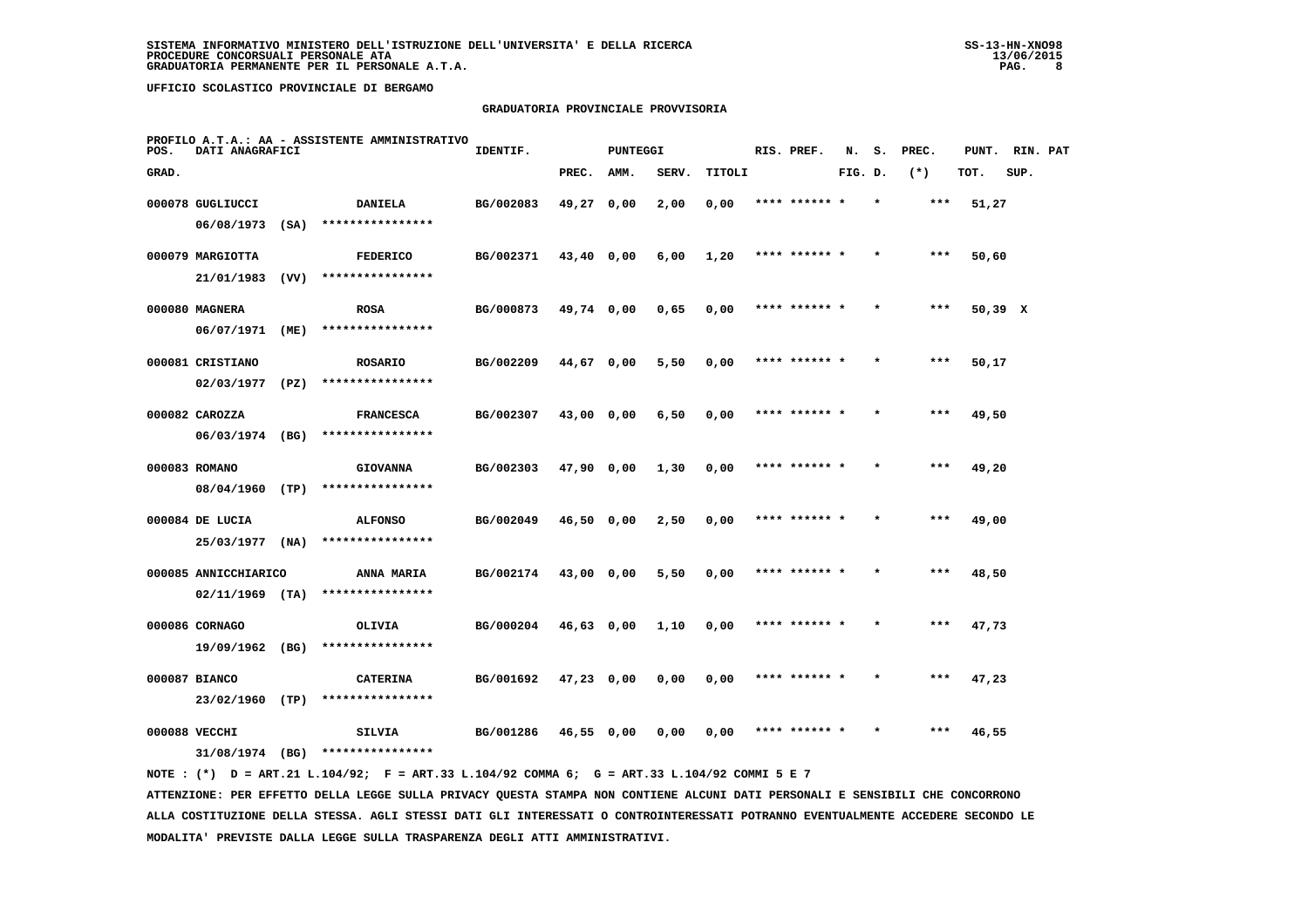SISTEMA INFORMATIVO MINISTERO DELL'ISTRUZIONE DELL'UNIVERSITA' E DELLA RICERCA
PROCEDURE CONCORSUALI PERSONALE ATA
GRADUATORIA PERMANENTE PER IL PERSONALE A.T.A.

UFFICIO SCOLASTICO PROVINCIALE DI BERGAMO

## GRADUATORIA PROVINCIALE PROVVISORIA

PROFILO A.T.A.: AA - ASSISTENTE AMMINISTRATIVO

| POS. GRAD. | DATI ANAGRAFICI | | IDENTIF. | PUNTEGGI PREC. | AMM. | SERV. | TITOLI | RIS. PREF. | N. FIG. | S. D. | PREC. (*) | PUNT. TOT. | RIN. SUP. | PAT |
|---|---|---|---|---|---|---|---|---|---|---|---|---|---|---|
| 000078 | GUGLIUCCI 06/08/1973 (SA) | DANIELA **************** | BG/002083 | 49,27 | 0,00 | 2,00 | 0,00 | **** ****** * | * | | *** | 51,27 | | |
| 000079 | MARGIOTTA 21/01/1983 (VV) | FEDERICO **************** | BG/002371 | 43,40 | 0,00 | 6,00 | 1,20 | **** ****** * | * | | *** | 50,60 | | |
| 000080 | MAGNERA 06/07/1971 (ME) | ROSA **************** | BG/000873 | 49,74 | 0,00 | 0,65 | 0,00 | **** ****** * | * | | *** | 50,39 | X | |
| 000081 | CRISTIANO 02/03/1977 (PZ) | ROSARIO **************** | BG/002209 | 44,67 | 0,00 | 5,50 | 0,00 | **** ****** * | * | | *** | 50,17 | | |
| 000082 | CAROZZA 06/03/1974 (BG) | FRANCESCA **************** | BG/002307 | 43,00 | 0,00 | 6,50 | 0,00 | **** ****** * | * | | *** | 49,50 | | |
| 000083 | ROMANO 08/04/1960 (TP) | GIOVANNA **************** | BG/002303 | 47,90 | 0,00 | 1,30 | 0,00 | **** ****** * | * | | *** | 49,20 | | |
| 000084 | DE LUCIA 25/03/1977 (NA) | ALFONSO **************** | BG/002049 | 46,50 | 0,00 | 2,50 | 0,00 | **** ****** * | * | | *** | 49,00 | | |
| 000085 | ANNICCHIARICO 02/11/1969 (TA) | ANNA MARIA **************** | BG/002174 | 43,00 | 0,00 | 5,50 | 0,00 | **** ****** * | * | | *** | 48,50 | | |
| 000086 | CORNAGO 19/09/1962 (BG) | OLIVIA **************** | BG/000204 | 46,63 | 0,00 | 1,10 | 0,00 | **** ****** * | * | | *** | 47,73 | | |
| 000087 | BIANCO 23/02/1960 (TP) | CATERINA **************** | BG/001692 | 47,23 | 0,00 | 0,00 | 0,00 | **** ****** * | * | | *** | 47,23 | | |
| 000088 | VECCHI 31/08/1974 (BG) | SILVIA **************** | BG/001286 | 46,55 | 0,00 | 0,00 | 0,00 | **** ****** * | * | | *** | 46,55 | | |

NOTE : (*) D = ART.21 L.104/92; F = ART.33 L.104/92 COMMA 6; G = ART.33 L.104/92 COMMI 5 E 7

ATTENZIONE: PER EFFETTO DELLA LEGGE SULLA PRIVACY QUESTA STAMPA NON CONTIENE ALCUNI DATI PERSONALI E SENSIBILI CHE CONCORRONO ALLA COSTITUZIONE DELLA STESSA. AGLI STESSI DATI GLI INTERESSATI O CONTROINTERESSATI POTRANNO EVENTUALMENTE ACCEDERE SECONDO LE MODALITA' PREVISTE DALLA LEGGE SULLA TRASPARENZA DEGLI ATTI AMMINISTRATIVI.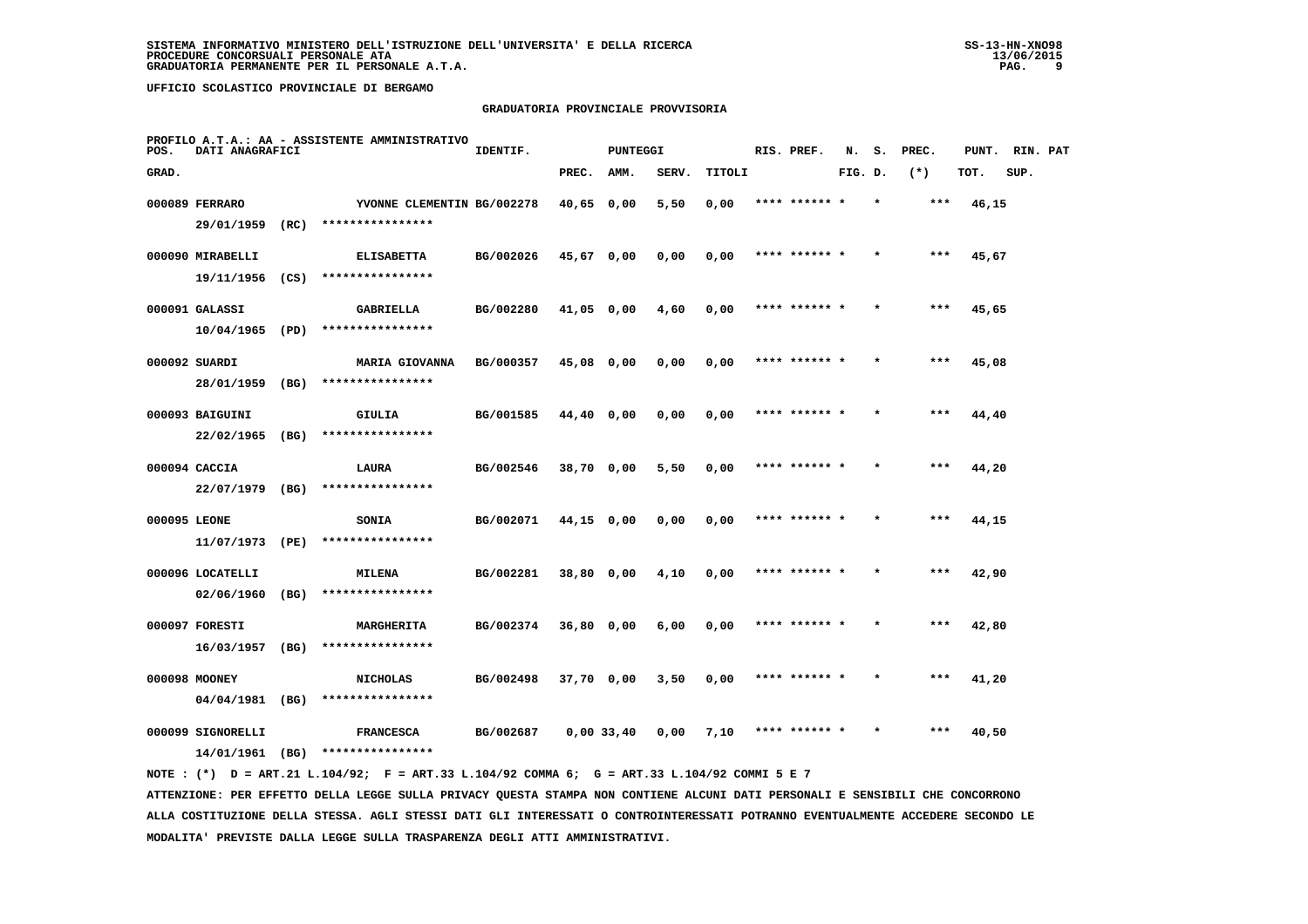SISTEMA INFORMATIVO MINISTERO DELL'ISTRUZIONE DELL'UNIVERSITA' E DELLA RICERCA
PROCEDURE CONCORSUALI PERSONALE ATA
GRADUATORIA PERMANENTE PER IL PERSONALE A.T.A.

UFFICIO SCOLASTICO PROVINCIALE DI BERGAMO

## GRADUATORIA PROVINCIALE PROVVISORIA

PROFILO A.T.A.: AA - ASSISTENTE AMMINISTRATIVO

| POS. GRAD. | DATI ANAGRAFICI | | IDENTIF. | PUNTEGGI PREC. | AMM. | SERV. | TITOLI | RIS. PREF. | N. FIG. | S. D. | PREC. (*) | PUNT. TOT. | RIN. SUP. | PAT |
|---|---|---|---|---|---|---|---|---|---|---|---|---|---|---|
| 000089 | FERRARO 29/01/1959 (RC) | YVONNE CLEMENTIN **************** | BG/002278 | 40,65 | 0,00 | 5,50 | 0,00 | **** ****** * | | * | *** | 46,15 | | |
| 000090 | MIRABELLI 19/11/1956 (CS) | ELISABETTA **************** | BG/002026 | 45,67 | 0,00 | 0,00 | 0,00 | **** ****** * | | * | *** | 45,67 | | |
| 000091 | GALASSI 10/04/1965 (PD) | GABRIELLA **************** | BG/002280 | 41,05 | 0,00 | 4,60 | 0,00 | **** ****** * | | * | *** | 45,65 | | |
| 000092 | SUARDI 28/01/1959 (BG) | MARIA GIOVANNA **************** | BG/000357 | 45,08 | 0,00 | 0,00 | 0,00 | **** ****** * | | * | *** | 45,08 | | |
| 000093 | BAIGUINI 22/02/1965 (BG) | GIULIA **************** | BG/001585 | 44,40 | 0,00 | 0,00 | 0,00 | **** ****** * | | * | *** | 44,40 | | |
| 000094 | CACCIA 22/07/1979 (BG) | LAURA **************** | BG/002546 | 38,70 | 0,00 | 5,50 | 0,00 | **** ****** * | | * | *** | 44,20 | | |
| 000095 | LEONE 11/07/1973 (PE) | SONIA **************** | BG/002071 | 44,15 | 0,00 | 0,00 | 0,00 | **** ****** * | | * | *** | 44,15 | | |
| 000096 | LOCATELLI 02/06/1960 (BG) | MILENA **************** | BG/002281 | 38,80 | 0,00 | 4,10 | 0,00 | **** ****** * | | * | *** | 42,90 | | |
| 000097 | FORESTI 16/03/1957 (BG) | MARGHERITA **************** | BG/002374 | 36,80 | 0,00 | 6,00 | 0,00 | **** ****** * | | * | *** | 42,80 | | |
| 000098 | MOONEY 04/04/1981 (BG) | NICHOLAS **************** | BG/002498 | 37,70 | 0,00 | 3,50 | 0,00 | **** ****** * | | * | *** | 41,20 | | |
| 000099 | SIGNORELLI 14/01/1961 (BG) | FRANCESCA **************** | BG/002687 | 0,00 | 33,40 | 0,00 | 7,10 | **** ****** * | | * | *** | 40,50 | | |

NOTE : (*) D = ART.21 L.104/92; F = ART.33 L.104/92 COMMA 6; G = ART.33 L.104/92 COMMI 5 E 7

ATTENZIONE: PER EFFETTO DELLA LEGGE SULLA PRIVACY QUESTA STAMPA NON CONTIENE ALCUNI DATI PERSONALI E SENSIBILI CHE CONCORRONO ALLA COSTITUZIONE DELLA STESSA. AGLI STESSI DATI GLI INTERESSATI O CONTROINTERESSATI POTRANNO EVENTUALMENTE ACCEDERE SECONDO LE MODALITA' PREVISTE DALLA LEGGE SULLA TRASPARENZA DEGLI ATTI AMMINISTRATIVI.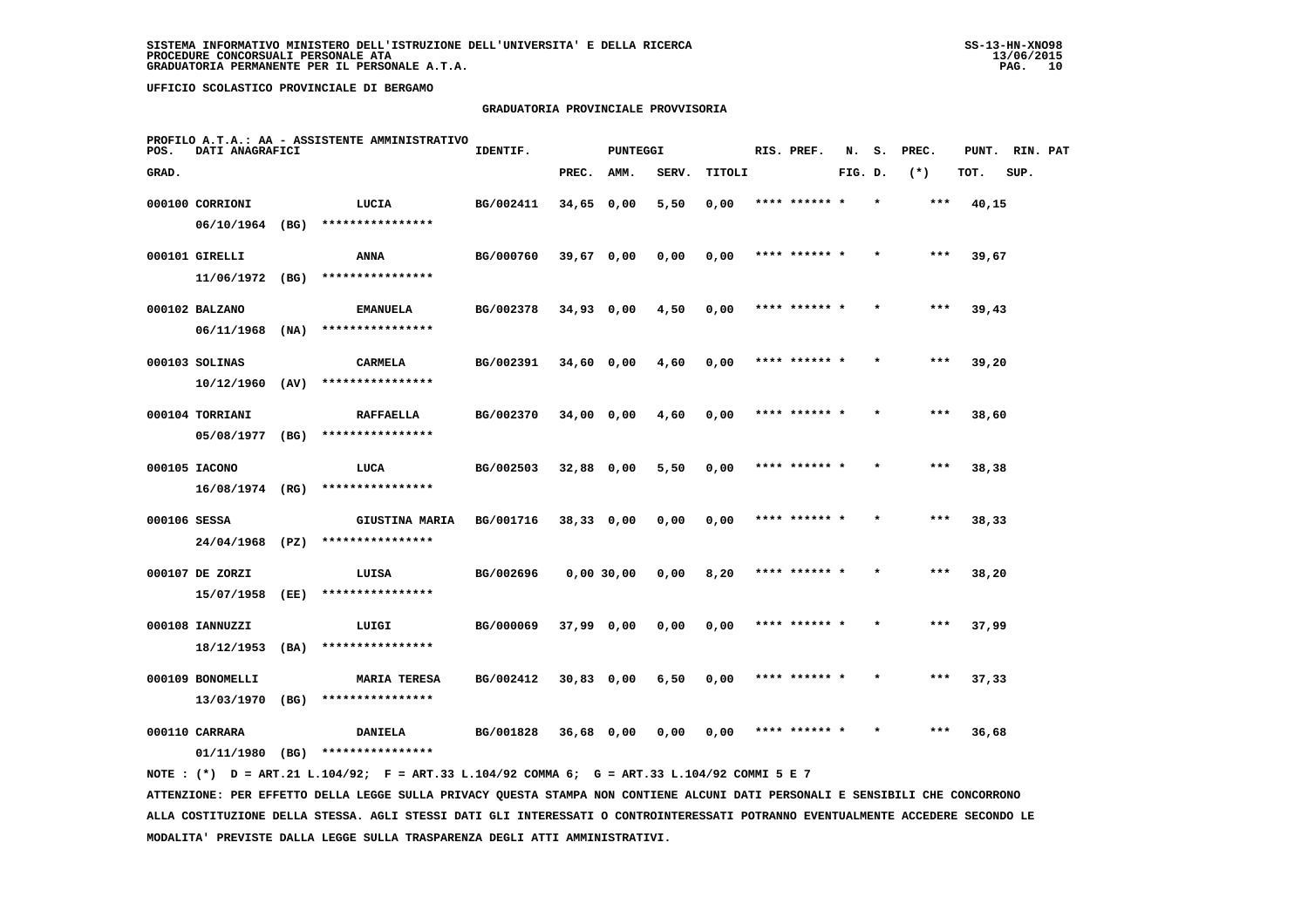SISTEMA INFORMATIVO MINISTERO DELL'ISTRUZIONE DELL'UNIVERSITA' E DELLA RICERCA
PROCEDURE CONCORSUALI PERSONALE ATA
GRADUATORIA PERMANENTE PER IL PERSONALE A.T.A.

UFFICIO SCOLASTICO PROVINCIALE DI BERGAMO

## GRADUATORIA PROVINCIALE PROVVISORIA

PROFILO A.T.A.: AA - ASSISTENTE AMMINISTRATIVO

| POS. GRAD. | DATI ANAGRAFICI | | IDENTIF. | PUNTEGGI PREC. | AMM. | SERV. | TITOLI | RIS. PREF. | N. FIG. | S. D. | PREC. (*) | PUNT. TOT. | RIN. SUP. | PAT |
|---|---|---|---|---|---|---|---|---|---|---|---|---|---|---|
| 000100 | CORRIONI 06/10/1964 (BG) | LUCIA **************** | BG/002411 | 34,65 | 0,00 | 5,50 | 0,00 | **** ****** * | | * | *** | 40,15 | | |
| 000101 | GIRELLI 11/06/1972 (BG) | ANNA **************** | BG/000760 | 39,67 | 0,00 | 0,00 | 0,00 | **** ****** * | | * | *** | 39,67 | | |
| 000102 | BALZANO 06/11/1968 (NA) | EMANUELA **************** | BG/002378 | 34,93 | 0,00 | 4,50 | 0,00 | **** ****** * | | * | *** | 39,43 | | |
| 000103 | SOLINAS 10/12/1960 (AV) | CARMELA **************** | BG/002391 | 34,60 | 0,00 | 4,60 | 0,00 | **** ****** * | | * | *** | 39,20 | | |
| 000104 | TORRIANI 05/08/1977 (BG) | RAFFAELLA **************** | BG/002370 | 34,00 | 0,00 | 4,60 | 0,00 | **** ****** * | | * | *** | 38,60 | | |
| 000105 | IACONO 16/08/1974 (RG) | LUCA **************** | BG/002503 | 32,88 | 0,00 | 5,50 | 0,00 | **** ****** * | | * | *** | 38,38 | | |
| 000106 | SESSA 24/04/1968 (PZ) | GIUSTINA MARIA **************** | BG/001716 | 38,33 | 0,00 | 0,00 | 0,00 | **** ****** * | | * | *** | 38,33 | | |
| 000107 | DE ZORZI 15/07/1958 (EE) | LUISA **************** | BG/002696 | 0,00 | 30,00 | 0,00 | 8,20 | **** ****** * | | * | *** | 38,20 | | |
| 000108 | IANNUZZI 18/12/1953 (BA) | LUIGI **************** | BG/000069 | 37,99 | 0,00 | 0,00 | 0,00 | **** ****** * | | * | *** | 37,99 | | |
| 000109 | BONOMELLI 13/03/1970 (BG) | MARIA TERESA **************** | BG/002412 | 30,83 | 0,00 | 6,50 | 0,00 | **** ****** * | | * | *** | 37,33 | | |
| 000110 | CARRARA 01/11/1980 (BG) | DANIELA **************** | BG/001828 | 36,68 | 0,00 | 0,00 | 0,00 | **** ****** * | | * | *** | 36,68 | | |

NOTE : (*) D = ART.21 L.104/92; F = ART.33 L.104/92 COMMA 6; G = ART.33 L.104/92 COMMI 5 E 7

ATTENZIONE: PER EFFETTO DELLA LEGGE SULLA PRIVACY QUESTA STAMPA NON CONTIENE ALCUNI DATI PERSONALI E SENSIBILI CHE CONCORRONO ALLA COSTITUZIONE DELLA STESSA. AGLI STESSI DATI GLI INTERESSATI O CONTROINTERESSATI POTRANNO EVENTUALMENTE ACCEDERE SECONDO LE MODALITA' PREVISTE DALLA LEGGE SULLA TRASPARENZA DEGLI ATTI AMMINISTRATIVI.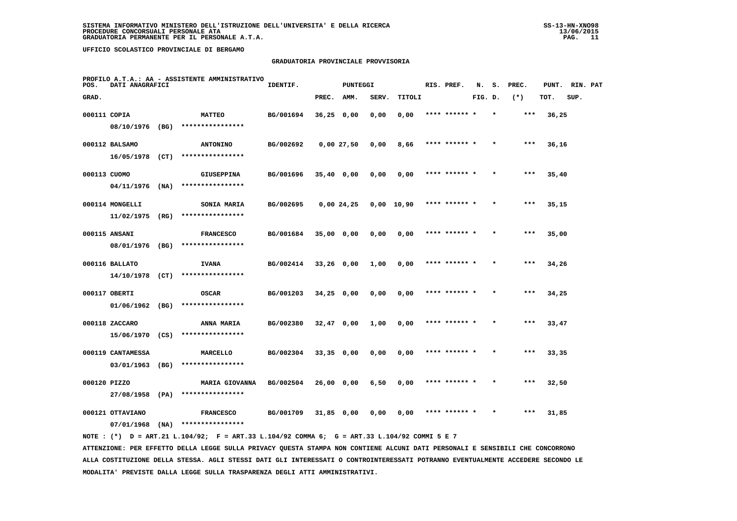**SISTEMA INFORMATIVO MINISTERO DELL'ISTRUZIONE DELL'UNIVERSITA' E DELLA RICERCA**
**PROCEDURE CONCORSUALI PERSONALE ATA**
**GRADUATORIA PERMANENTE PER IL PERSONALE A.T.A.**

**UFFICIO SCOLASTICO PROVINCIALE DI BERGAMO**

**GRADUATORIA PROVINCIALE PROVVISORIA**

PROFILO A.T.A.: AA - ASSISTENTE AMMINISTRATIVO

| POS. GRAD. | DATI ANAGRAFICI | | IDENTIF. | PUNTEGGI PREC. | AMM. | SERV. | TITOLI | RIS. PREF. | N. FIG. | S. D. | PREC. (*) | PUNT. TOT. | RIN. SUP. | PAT |
|---|---|---|---|---|---|---|---|---|---|---|---|---|---|---|
| 000111 | COPIA 08/10/1976 (BG) | MATTEO **************** | BG/001694 | 36,25 | 0,00 | 0,00 | 0,00 | **** ****** * | | * | *** | 36,25 | | |
| 000112 | BALSAMO 16/05/1978 (CT) | ANTONINO **************** | BG/002692 | 0,00 | 27,50 | 0,00 | 8,66 | **** ****** * | | * | *** | 36,16 | | |
| 000113 | CUOMO 04/11/1976 (NA) | GIUSEPPINA **************** | BG/001696 | 35,40 | 0,00 | 0,00 | 0,00 | **** ****** * | | * | *** | 35,40 | | |
| 000114 | MONGELLI 11/02/1975 (RG) | SONIA MARIA **************** | BG/002695 | 0,00 | 24,25 | 0,00 | 10,90 | **** ****** * | | * | *** | 35,15 | | |
| 000115 | ANSANI 08/01/1976 (BG) | FRANCESCO **************** | BG/001684 | 35,00 | 0,00 | 0,00 | 0,00 | **** ****** * | | * | *** | 35,00 | | |
| 000116 | BALLATO 14/10/1978 (CT) | IVANA **************** | BG/002414 | 33,26 | 0,00 | 1,00 | 0,00 | **** ****** * | | * | *** | 34,26 | | |
| 000117 | OBERTI 01/06/1962 (BG) | OSCAR **************** | BG/001203 | 34,25 | 0,00 | 0,00 | 0,00 | **** ****** * | | * | *** | 34,25 | | |
| 000118 | ZACCARO 15/06/1970 (CS) | ANNA MARIA **************** | BG/002380 | 32,47 | 0,00 | 1,00 | 0,00 | **** ****** * | | * | *** | 33,47 | | |
| 000119 | CANTAMESSA 03/01/1963 (BG) | MARCELLO **************** | BG/002304 | 33,35 | 0,00 | 0,00 | 0,00 | **** ****** * | | * | *** | 33,35 | | |
| 000120 | PIZZO 27/08/1958 (PA) | MARIA GIOVANNA **************** | BG/002504 | 26,00 | 0,00 | 6,50 | 0,00 | **** ****** * | | * | *** | 32,50 | | |
| 000121 | OTTAVIANO 07/01/1968 (NA) | FRANCESCO **************** | BG/001709 | 31,85 | 0,00 | 0,00 | 0,00 | **** ****** * | | * | *** | 31,85 | | |

NOTE : (*) D = ART.21 L.104/92; F = ART.33 L.104/92 COMMA 6; G = ART.33 L.104/92 COMMI 5 E 7

ATTENZIONE: PER EFFETTO DELLA LEGGE SULLA PRIVACY QUESTA STAMPA NON CONTIENE ALCUNI DATI PERSONALI E SENSIBILI CHE CONCORRONO ALLA COSTITUZIONE DELLA STESSA. AGLI STESSI DATI GLI INTERESSATI O CONTROINTERESSATI POTRANNO EVENTUALMENTE ACCEDERE SECONDO LE MODALITA' PREVISTE DALLA LEGGE SULLA TRASPARENZA DEGLI ATTI AMMINISTRATIVI.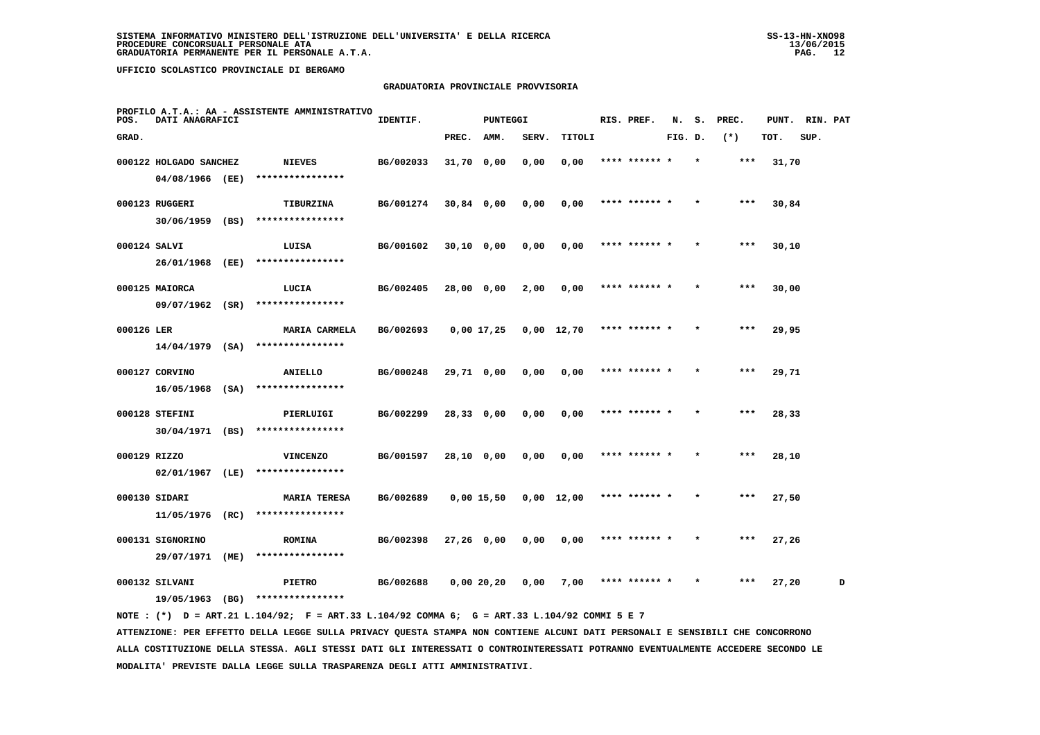SISTEMA INFORMATIVO MINISTERO DELL'ISTRUZIONE DELL'UNIVERSITA' E DELLA RICERCA
PROCEDURE CONCORSUALI PERSONALE ATA
GRADUATORIA PERMANENTE PER IL PERSONALE A.T.A.

SS-13-HN-XNO98
13/06/2015

UFFICIO SCOLASTICO PROVINCIALE DI BERGAMO

GRADUATORIA PROVINCIALE PROVVISORIA

PROFILO A.T.A.: AA - ASSISTENTE AMMINISTRATIVO

| POS. GRAD. | DATI ANAGRAFICI | | IDENTIF. | PUNTEGGI PREC. | AMM. | SERV. | TITOLI | RIS. PREF. | N. FIG. | S. D. | PREC. (*) | PUNT. TOT. | RIN. SUP. | PAT |
|---|---|---|---|---|---|---|---|---|---|---|---|---|---|---|
| 000122 | HOLGADO SANCHEZ 04/08/1966 (EE) | NIEVES **************** | BG/002033 | 31,70 | 0,00 | 0,00 | 0,00 | **** ****** * | | * | *** | 31,70 | | |
| 000123 | RUGGERI 30/06/1959 (BS) | TIBURZINA **************** | BG/001274 | 30,84 | 0,00 | 0,00 | 0,00 | **** ****** * | | * | *** | 30,84 | | |
| 000124 | SALVI 26/01/1968 (EE) | LUISA **************** | BG/001602 | 30,10 | 0,00 | 0,00 | 0,00 | **** ****** * | | * | *** | 30,10 | | |
| 000125 | MAIORCA 09/07/1962 (SR) | LUCIA **************** | BG/002405 | 28,00 | 0,00 | 2,00 | 0,00 | **** ****** * | | * | *** | 30,00 | | |
| 000126 | LER 14/04/1979 (SA) | MARIA CARMELA **************** | BG/002693 | 0,00 | 17,25 | 0,00 | 12,70 | **** ****** * | | * | *** | 29,95 | | |
| 000127 | CORVINO 16/05/1968 (SA) | ANIELLO **************** | BG/000248 | 29,71 | 0,00 | 0,00 | 0,00 | **** ****** * | | * | *** | 29,71 | | |
| 000128 | STEFINI 30/04/1971 (BS) | PIERLUIGI **************** | BG/002299 | 28,33 | 0,00 | 0,00 | 0,00 | **** ****** * | | * | *** | 28,33 | | |
| 000129 | RIZZO 02/01/1967 (LE) | VINCENZO **************** | BG/001597 | 28,10 | 0,00 | 0,00 | 0,00 | **** ****** * | | * | *** | 28,10 | | |
| 000130 | SIDARI 11/05/1976 (RC) | MARIA TERESA **************** | BG/002689 | 0,00 | 15,50 | 0,00 | 12,00 | **** ****** * | | * | *** | 27,50 | | |
| 000131 | SIGNORINO 29/07/1971 (ME) | ROMINA **************** | BG/002398 | 27,26 | 0,00 | 0,00 | 0,00 | **** ****** * | | * | *** | 27,26 | | |
| 000132 | SILVANI 19/05/1963 (BG) | PIETRO **************** | BG/002688 | 0,00 | 20,20 | 0,00 | 7,00 | **** ****** * | | * | *** | 27,20 | | D |

NOTE : (*) D = ART.21 L.104/92; F = ART.33 L.104/92 COMMA 6; G = ART.33 L.104/92 COMMI 5 E 7

ATTENZIONE: PER EFFETTO DELLA LEGGE SULLA PRIVACY QUESTA STAMPA NON CONTIENE ALCUNI DATI PERSONALI E SENSIBILI CHE CONCORRONO ALLA COSTITUZIONE DELLA STESSA. AGLI STESSI DATI GLI INTERESSATI O CONTROINTERESSATI POTRANNO EVENTUALMENTE ACCEDERE SECONDO LE MODALITA' PREVISTE DALLA LEGGE SULLA TRASPARENZA DEGLI ATTI AMMINISTRATIVI.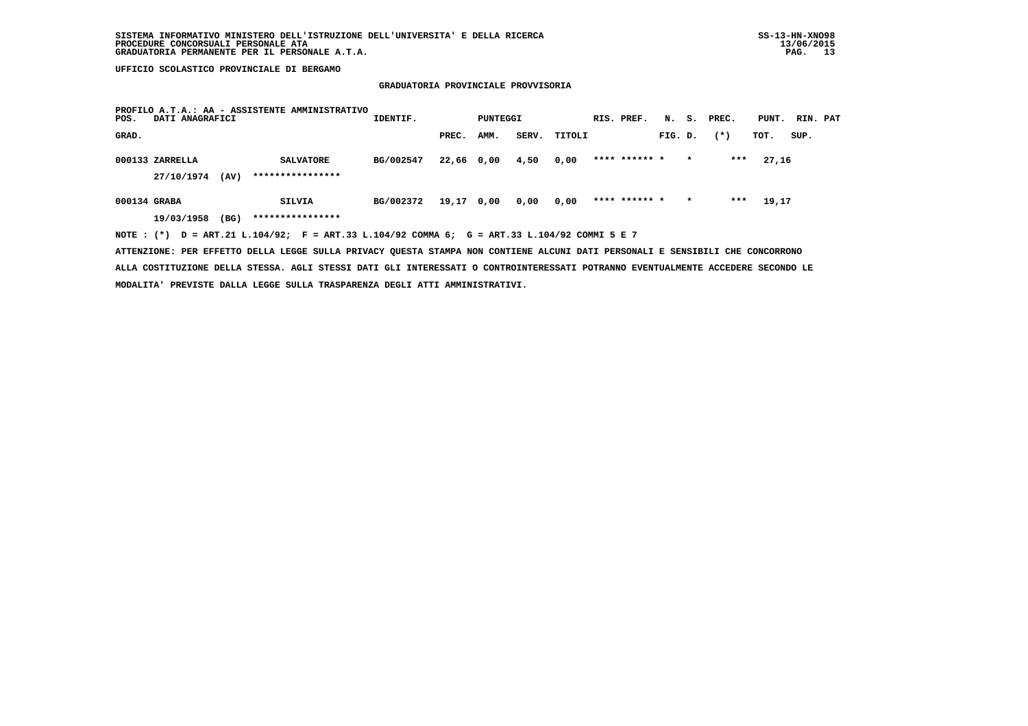SISTEMA INFORMATIVO MINISTERO DELL'ISTRUZIONE DELL'UNIVERSITA' E DELLA RICERCA
PROCEDURE CONCORSUALI PERSONALE ATA
GRADUATORIA PERMANENTE PER IL PERSONALE A.T.A.

SS-13-HN-XNO98
13/06/2015

UFFICIO SCOLASTICO PROVINCIALE DI BERGAMO

## GRADUATORIA PROVINCIALE PROVVISORIA

PROFILO A.T.A.: AA - ASSISTENTE AMMINISTRATIVO

| POS. GRAD. | DATI ANAGRAFICI | | IDENTIF. | PUNTEGGI PREC. | AMM. | SERV. | TITOLI | RIS. PREF. | N. FIG. | S. D. | PREC. (*) | PUNT. TOT. | RIN. SUP. | PAT |
|---|---|---|---|---|---|---|---|---|---|---|---|---|---|---|
| 000133 | ZARRELLA 27/10/1974 (AV) | SALVATORE **************** | BG/002547 | 22,66 | 0,00 | 4,50 | 0,00 | **** ****** | * | * | *** | 27,16 | | |
| 000134 | GRABA 19/03/1958 (BG) | SILVIA **************** | BG/002372 | 19,17 | 0,00 | 0,00 | 0,00 | **** ****** | * | * | *** | 19,17 | | |

NOTE : (*) D = ART.21 L.104/92; F = ART.33 L.104/92 COMMA 6; G = ART.33 L.104/92 COMMI 5 E 7

ATTENZIONE: PER EFFETTO DELLA LEGGE SULLA PRIVACY QUESTA STAMPA NON CONTIENE ALCUNI DATI PERSONALI E SENSIBILI CHE CONCORRONO ALLA COSTITUZIONE DELLA STESSA. AGLI STESSI DATI GLI INTERESSATI O CONTROINTERESSATI POTRANNO EVENTUALMENTE ACCEDERE SECONDO LE MODALITA' PREVISTE DALLA LEGGE SULLA TRASPARENZA DEGLI ATTI AMMINISTRATIVI.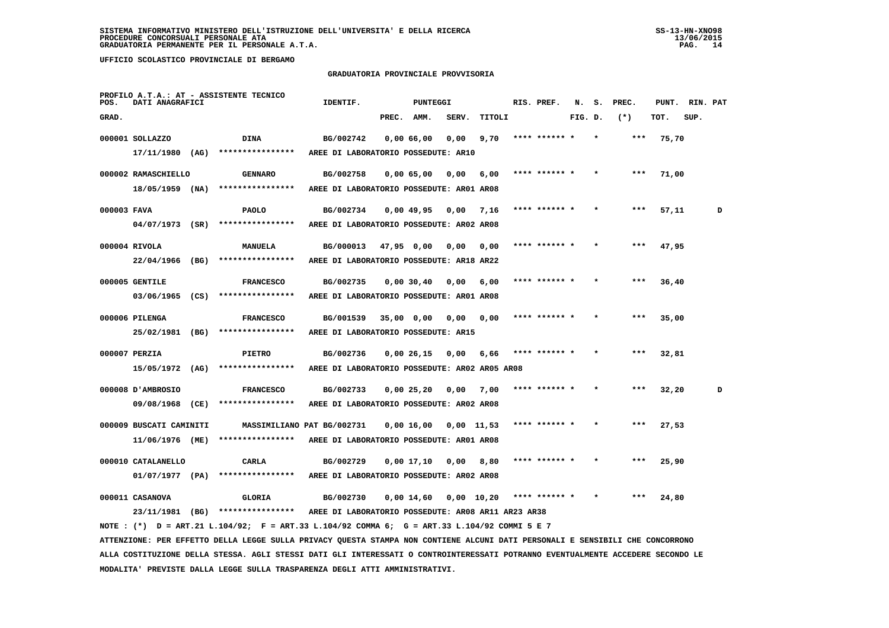SISTEMA INFORMATIVO MINISTERO DELL'ISTRUZIONE DELL'UNIVERSITA' E DELLA RICERCA
PROCEDURE CONCORSUALI PERSONALE ATA
GRADUATORIA PERMANENTE PER IL PERSONALE A.T.A.

UFFICIO SCOLASTICO PROVINCIALE DI BERGAMO

GRADUATORIA PROVINCIALE PROVVISORIA

PROFILO A.T.A.: AT - ASSISTENTE TECNICO

| POS. GRAD. | DATI ANAGRAFICI | | IDENTIF. | PUNTEGGI PREC. | AMM. | SERV. | TITOLI | RIS. PREF. | N. FIG. | S. D. | PREC. (*) | PUNT. TOT. | RIN. SUP. | PAT |
|---|---|---|---|---|---|---|---|---|---|---|---|---|---|---|
| 000001 | SOLLAZZO | DINA | BG/002742 | 0,00 | 66,00 | 0,00 | 9,70 | **** ****** * | | * | *** | 75,70 | | |
| | 17/11/1980 (AG) | **************** | AREE DI LABORATORIO POSSEDUTE: AR10 | | | | | | | | | | | |
| 000002 | RAMASCHIELLO | GENNARO | BG/002758 | 0,00 | 65,00 | 0,00 | 6,00 | **** ****** * | | * | *** | 71,00 | | |
| | 18/05/1959 (NA) | **************** | AREE DI LABORATORIO POSSEDUTE: AR01 AR08 | | | | | | | | | | | |
| 000003 | FAVA | PAOLO | BG/002734 | 0,00 | 49,95 | 0,00 | 7,16 | **** ****** * | | * | *** | 57,11 | | D |
| | 04/07/1973 (SR) | **************** | AREE DI LABORATORIO POSSEDUTE: AR02 AR08 | | | | | | | | | | | |
| 000004 | RIVOLA | MANUELA | BG/000013 | 47,95 | 0,00 | 0,00 | 0,00 | **** ****** * | | * | *** | 47,95 | | |
| | 22/04/1966 (BG) | **************** | AREE DI LABORATORIO POSSEDUTE: AR18 AR22 | | | | | | | | | | | |
| 000005 | GENTILE | FRANCESCO | BG/002735 | 0,00 | 30,40 | 0,00 | 6,00 | **** ****** * | | * | *** | 36,40 | | |
| | 03/06/1965 (CS) | **************** | AREE DI LABORATORIO POSSEDUTE: AR01 AR08 | | | | | | | | | | | |
| 000006 | PILENGA | FRANCESCO | BG/001539 | 35,00 | 0,00 | 0,00 | 0,00 | **** ****** * | | * | *** | 35,00 | | |
| | 25/02/1981 (BG) | **************** | AREE DI LABORATORIO POSSEDUTE: AR15 | | | | | | | | | | | |
| 000007 | PERZIA | PIETRO | BG/002736 | 0,00 | 26,15 | 0,00 | 6,66 | **** ****** * | | * | *** | 32,81 | | |
| | 15/05/1972 (AG) | **************** | AREE DI LABORATORIO POSSEDUTE: AR02 AR05 AR08 | | | | | | | | | | | |
| 000008 | D'AMBROSIO | FRANCESCO | BG/002733 | 0,00 | 25,20 | 0,00 | 7,00 | **** ****** * | | * | *** | 32,20 | | D |
| | 09/08/1968 (CE) | **************** | AREE DI LABORATORIO POSSEDUTE: AR02 AR08 | | | | | | | | | | | |
| 000009 | BUSCATI CAMINITI | MASSIMILIANO PAT | BG/002731 | 0,00 | 16,00 | 0,00 | 11,53 | **** ****** * | | * | *** | 27,53 | | |
| | 11/06/1976 (ME) | **************** | AREE DI LABORATORIO POSSEDUTE: AR01 AR08 | | | | | | | | | | | |
| 000010 | CATALANELLO | CARLA | BG/002729 | 0,00 | 17,10 | 0,00 | 8,80 | **** ****** * | | * | *** | 25,90 | | |
| | 01/07/1977 (PA) | **************** | AREE DI LABORATORIO POSSEDUTE: AR02 AR08 | | | | | | | | | | | |
| 000011 | CASANOVA | GLORIA | BG/002730 | 0,00 | 14,60 | 0,00 | 10,20 | **** ****** * | | * | *** | 24,80 | | |
| | 23/11/1981 (BG) | **************** | AREE DI LABORATORIO POSSEDUTE: AR08 AR11 AR23 AR38 | | | | | | | | | | | |

NOTE : (*) D = ART.21 L.104/92; F = ART.33 L.104/92 COMMA 6; G = ART.33 L.104/92 COMMI 5 E 7

ATTENZIONE: PER EFFETTO DELLA LEGGE SULLA PRIVACY QUESTA STAMPA NON CONTIENE ALCUNI DATI PERSONALI E SENSIBILI CHE CONCORRONO ALLA COSTITUZIONE DELLA STESSA. AGLI STESSI DATI GLI INTERESSATI O CONTROINTERESSATI POTRANNO EVENTUALMENTE ACCEDERE SECONDO LE MODALITA' PREVISTE DALLA LEGGE SULLA TRASPARENZA DEGLI ATTI AMMINISTRATIVI.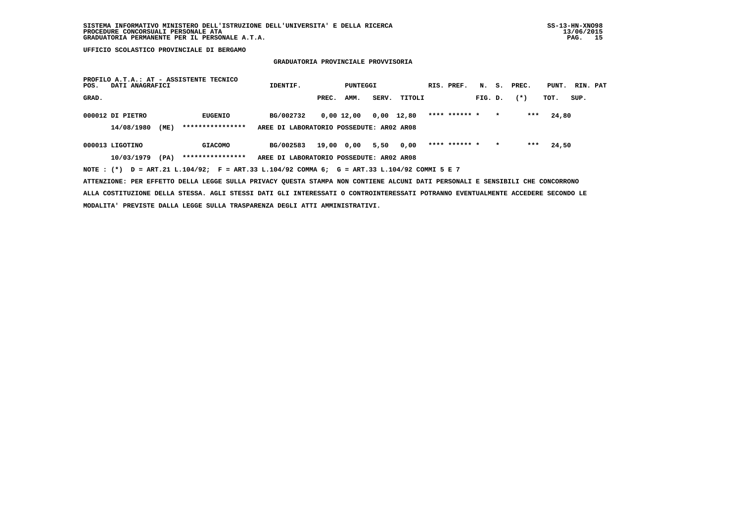UFFICIO SCOLASTICO PROVINCIALE DI BERGAMO

## GRADUATORIA PROVINCIALE PROVVISORIA

PROFILO A.T.A.: AT - ASSISTENTE TECNICO

| POS. GRAD. | DATI ANAGRAFICI | | IDENTIF. | PUNTEGGI PREC. | AMM. | SERV. | TITOLI | RIS. | PREF. | N. FIG. | S. D. | PREC. (*) | PUNT. TOT. | RIN. SUP. | PAT |
|---|---|---|---|---|---|---|---|---|---|---|---|---|---|---|---|
| 000012 | DI PIETRO | EUGENIO | BG/002732 | 0,00 | 12,00 | 0,00 | 12,80 | **** | ****** | * | * | *** | 24,80 | | |
| | 14/08/1980 (ME) | **************** | AREE DI LABORATORIO POSSEDUTE: AR02 AR08 | | | | | | | | | | | | |
| 000013 | LIGOTINO | GIACOMO | BG/002583 | 19,00 | 0,00 | 5,50 | 0,00 | **** | ****** | * | * | *** | 24,50 | | |
| | 10/03/1979 (PA) | **************** | AREE DI LABORATORIO POSSEDUTE: AR02 AR08 | | | | | | | | | | | | |

NOTE : (*) D = ART.21 L.104/92; F = ART.33 L.104/92 COMMA 6; G = ART.33 L.104/92 COMMI 5 E 7

ATTENZIONE: PER EFFETTO DELLA LEGGE SULLA PRIVACY QUESTA STAMPA NON CONTIENE ALCUNI DATI PERSONALI E SENSIBILI CHE CONCORRONO ALLA COSTITUZIONE DELLA STESSA. AGLI STESSI DATI GLI INTERESSATI O CONTROINTERESSATI POTRANNO EVENTUALMENTE ACCEDERE SECONDO LE MODALITA' PREVISTE DALLA LEGGE SULLA TRASPARENZA DEGLI ATTI AMMINISTRATIVI.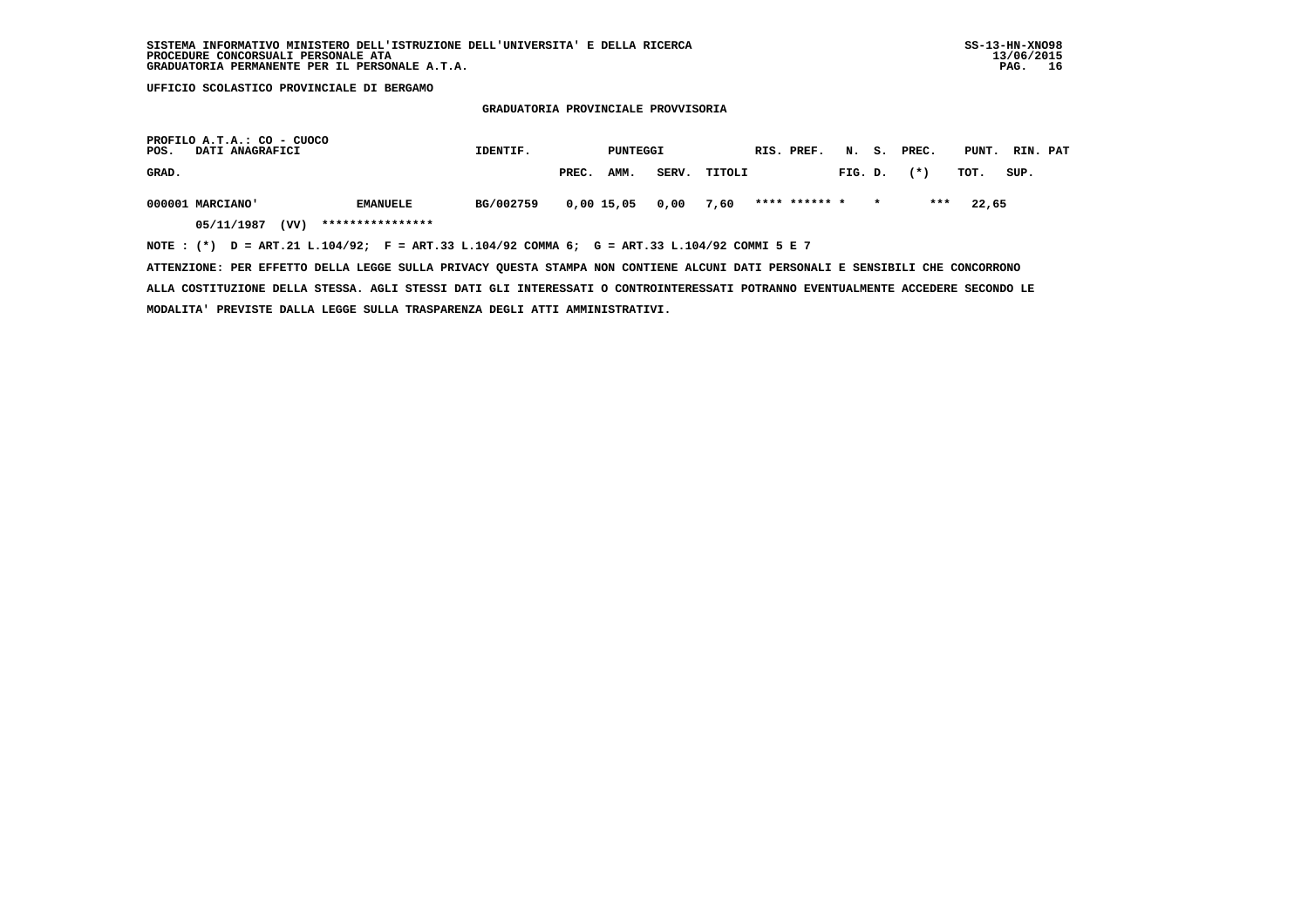SISTEMA INFORMATIVO MINISTERO DELL'ISTRUZIONE DELL'UNIVERSITA' E DELLA RICERCA
PROCEDURE CONCORSUALI PERSONALE ATA
GRADUATORIA PERMANENTE PER IL PERSONALE A.T.A.

SS-13-HN-XNO98
13/06/2015

**UFFICIO SCOLASTICO PROVINCIALE DI BERGAMO**

## GRADUATORIA PROVINCIALE PROVVISORIA

PROFILO A.T.A.: CO - CUOCO

| POS. GRAD. | DATI ANAGRAFICI | | IDENTIF. | PUNTEGGI PREC. | AMM. | SERV. | TITOLI | RIS. | PREF. | N. FIG. | S. D. | PREC. (*) | PUNT. TOT. | RIN. SUP. | PAT |
|---|---|---|---|---|---|---|---|---|---|---|---|---|---|---|---|
| 000001 | MARCIANO' | EMANUELE | BG/002759 | 0,00 | 15,05 | 0,00 | 7,60 | **** | ****** | * | * | *** | 22,65 | | |
| | 05/11/1987 (VV) | **************** | | | | | | | | | | | | | |

NOTE : (*) D = ART.21 L.104/92; F = ART.33 L.104/92 COMMA 6; G = ART.33 L.104/92 COMMI 5 E 7

ATTENZIONE: PER EFFETTO DELLA LEGGE SULLA PRIVACY QUESTA STAMPA NON CONTIENE ALCUNI DATI PERSONALI E SENSIBILI CHE CONCORRONO ALLA COSTITUZIONE DELLA STESSA. AGLI STESSI DATI GLI INTERESSATI O CONTROINTERESSATI POTRANNO EVENTUALMENTE ACCEDERE SECONDO LE MODALITA' PREVISTE DALLA LEGGE SULLA TRASPARENZA DEGLI ATTI AMMINISTRATIVI.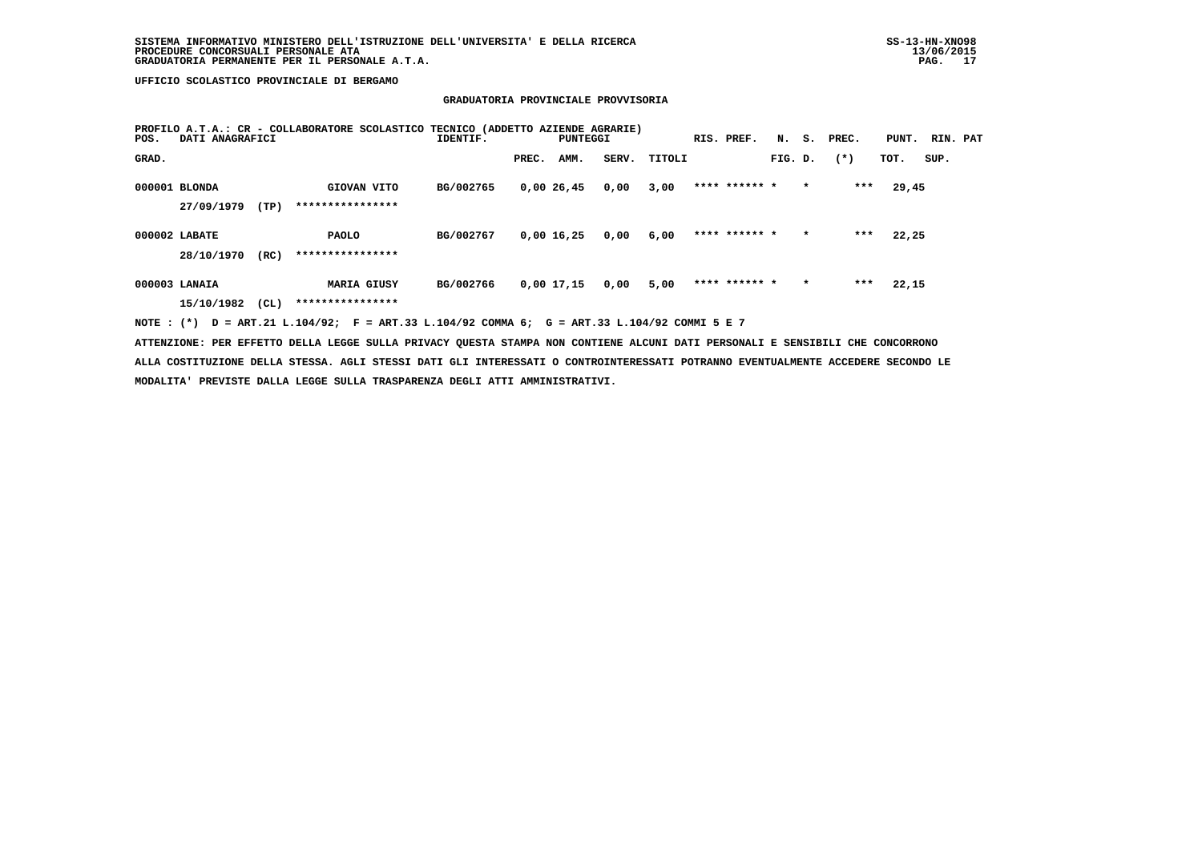**UFFICIO SCOLASTICO PROVINCIALE DI BERGAMO**

## GRADUATORIA PROVINCIALE PROVVISORIA

**PROFILO A.T.A.: CR - COLLABORATORE SCOLASTICO TECNICO (ADDETTO AZIENDE AGRARIE)**

| POS. GRAD. | DATI ANAGRAFICI | | IDENTIF. | PUNTEGGI PREC. | AMM. | SERV. | TITOLI | RIS. | PREF. | N. FIG. | S. D. | PREC. (*) | PUNT. TOT. | RIN. SUP. | PAT |
|---|---|---|---|---|---|---|---|---|---|---|---|---|---|---|---|
| 000001 | BLONDA 27/09/1979 (TP) | GIOVAN VITO **************** | BG/002765 | 0,00 | 26,45 | 0,00 | 3,00 | **** | ****** | * | * | *** | 29,45 | | |
| 000002 | LABATE 28/10/1970 (RC) | PAOLO **************** | BG/002767 | 0,00 | 16,25 | 0,00 | 6,00 | **** | ****** | * | * | *** | 22,25 | | |
| 000003 | LANAIA 15/10/1982 (CL) | MARIA GIUSY **************** | BG/002766 | 0,00 | 17,15 | 0,00 | 5,00 | **** | ****** | * | * | *** | 22,15 | | |

NOTE : (*) D = ART.21 L.104/92; F = ART.33 L.104/92 COMMA 6; G = ART.33 L.104/92 COMMI 5 E 7

ATTENZIONE: PER EFFETTO DELLA LEGGE SULLA PRIVACY QUESTA STAMPA NON CONTIENE ALCUNI DATI PERSONALI E SENSIBILI CHE CONCORRONO ALLA COSTITUZIONE DELLA STESSA. AGLI STESSI DATI GLI INTERESSATI O CONTROINTERESSATI POTRANNO EVENTUALMENTE ACCEDERE SECONDO LE MODALITA' PREVISTE DALLA LEGGE SULLA TRASPARENZA DEGLI ATTI AMMINISTRATIVI.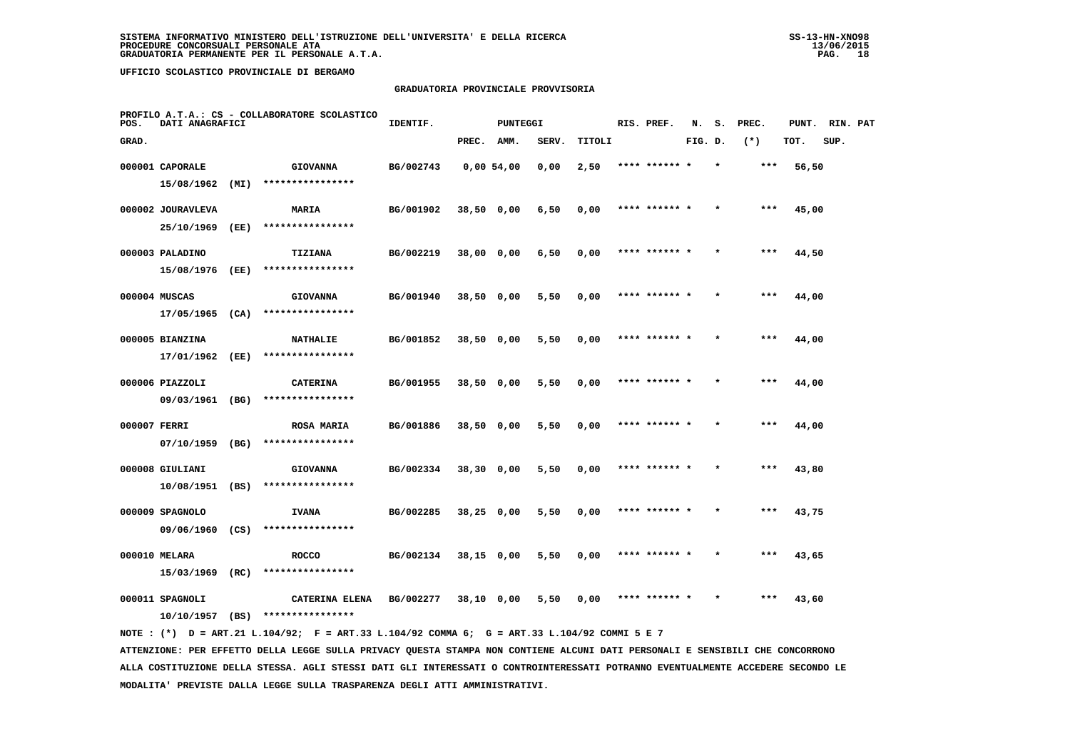SISTEMA INFORMATIVO MINISTERO DELL'ISTRUZIONE DELL'UNIVERSITA' E DELLA RICERCA
PROCEDURE CONCORSUALI PERSONALE ATA
GRADUATORIA PERMANENTE PER IL PERSONALE A.T.A.

UFFICIO SCOLASTICO PROVINCIALE DI BERGAMO

## GRADUATORIA PROVINCIALE PROVVISORIA

PROFILO A.T.A.: CS - COLLABORATORE SCOLASTICO

| POS. GRAD. | DATI ANAGRAFICI | | IDENTIF. | PUNTEGGI PREC. | AMM. | SERV. | TITOLI | RIS. PREF. | N. FIG. | S. D. | PREC. (*) | PUNT. TOT. | RIN. SUP. | PAT |
|---|---|---|---|---|---|---|---|---|---|---|---|---|---|---|
| 000001 | CAPORALE 15/08/1962 (MI) | GIOVANNA **************** | BG/002743 | 0,00 | 54,00 | 0,00 | 2,50 | **** ****** | * | * | *** | 56,50 | | |
| 000002 | JOURAVLEVA 25/10/1969 (EE) | MARIA **************** | BG/001902 | 38,50 | 0,00 | 6,50 | 0,00 | **** ****** | * | * | *** | 45,00 | | |
| 000003 | PALADINO 15/08/1976 (EE) | TIZIANA **************** | BG/002219 | 38,00 | 0,00 | 6,50 | 0,00 | **** ****** | * | * | *** | 44,50 | | |
| 000004 | MUSCAS 17/05/1965 (CA) | GIOVANNA **************** | BG/001940 | 38,50 | 0,00 | 5,50 | 0,00 | **** ****** | * | * | *** | 44,00 | | |
| 000005 | BIANZINA 17/01/1962 (EE) | NATHALIE **************** | BG/001852 | 38,50 | 0,00 | 5,50 | 0,00 | **** ****** | * | * | *** | 44,00 | | |
| 000006 | PIAZZOLI 09/03/1961 (BG) | CATERINA **************** | BG/001955 | 38,50 | 0,00 | 5,50 | 0,00 | **** ****** | * | * | *** | 44,00 | | |
| 000007 | FERRI 07/10/1959 (BG) | ROSA MARIA **************** | BG/001886 | 38,50 | 0,00 | 5,50 | 0,00 | **** ****** | * | * | *** | 44,00 | | |
| 000008 | GIULIANI 10/08/1951 (BS) | GIOVANNA **************** | BG/002334 | 38,30 | 0,00 | 5,50 | 0,00 | **** ****** | * | * | *** | 43,80 | | |
| 000009 | SPAGNOLO 09/06/1960 (CS) | IVANA **************** | BG/002285 | 38,25 | 0,00 | 5,50 | 0,00 | **** ****** | * | * | *** | 43,75 | | |
| 000010 | MELARA 15/03/1969 (RC) | ROCCO **************** | BG/002134 | 38,15 | 0,00 | 5,50 | 0,00 | **** ****** | * | * | *** | 43,65 | | |
| 000011 | SPAGNOLI 10/10/1957 (BS) | CATERINA ELENA **************** | BG/002277 | 38,10 | 0,00 | 5,50 | 0,00 | **** ****** | * | * | *** | 43,60 | | |

NOTE : (*) D = ART.21 L.104/92; F = ART.33 L.104/92 COMMA 6; G = ART.33 L.104/92 COMMI 5 E 7

ATTENZIONE: PER EFFETTO DELLA LEGGE SULLA PRIVACY QUESTA STAMPA NON CONTIENE ALCUNI DATI PERSONALI E SENSIBILI CHE CONCORRONO ALLA COSTITUZIONE DELLA STESSA. AGLI STESSI DATI GLI INTERESSATI O CONTROINTERESSATI POTRANNO EVENTUALMENTE ACCEDERE SECONDO LE MODALITA' PREVISTE DALLA LEGGE SULLA TRASPARENZA DEGLI ATTI AMMINISTRATIVI.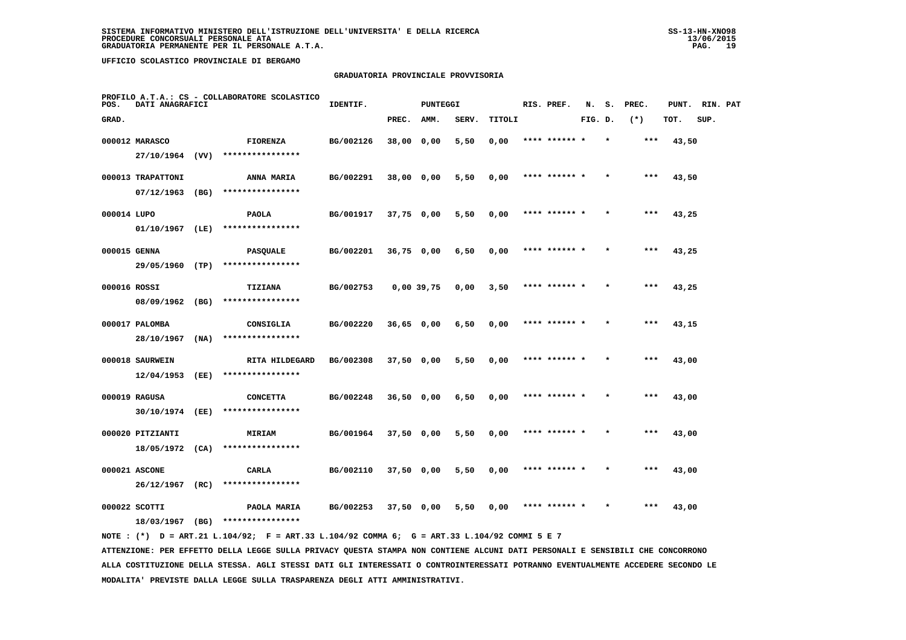SISTEMA INFORMATIVO MINISTERO DELL'ISTRUZIONE DELL'UNIVERSITA' E DELLA RICERCA
PROCEDURE CONCORSUALI PERSONALE ATA
GRADUATORIA PERMANENTE PER IL PERSONALE A.T.A.

UFFICIO SCOLASTICO PROVINCIALE DI BERGAMO

GRADUATORIA PROVINCIALE PROVVISORIA

PROFILO A.T.A.: CS - COLLABORATORE SCOLASTICO

| POS. GRAD. | DATI ANAGRAFICI | | IDENTIF. | PUNTEGGI PREC. | AMM. | SERV. | TITOLI | RIS. | PREF. | N. FIG. | S. D. | PREC. (*) | PUNT. TOT. | RIN. SUP. | PAT |
|---|---|---|---|---|---|---|---|---|---|---|---|---|---|---|---|
| 000012 | MARASCO 27/10/1964 (VV) | FIORENZA **************** | BG/002126 | 38,00 | 0,00 | 5,50 | 0,00 | **** | ****** | * | * | *** | 43,50 | | |
| 000013 | TRAPATTONI 07/12/1963 (BG) | ANNA MARIA **************** | BG/002291 | 38,00 | 0,00 | 5,50 | 0,00 | **** | ****** | * | * | *** | 43,50 | | |
| 000014 | LUPO 01/10/1967 (LE) | PAOLA **************** | BG/001917 | 37,75 | 0,00 | 5,50 | 0,00 | **** | ****** | * | * | *** | 43,25 | | |
| 000015 | GENNA 29/05/1960 (TP) | PASQUALE **************** | BG/002201 | 36,75 | 0,00 | 6,50 | 0,00 | **** | ****** | * | * | *** | 43,25 | | |
| 000016 | ROSSI 08/09/1962 (BG) | TIZIANA **************** | BG/002753 | 0,00 | 39,75 | 0,00 | 3,50 | **** | ****** | * | * | *** | 43,25 | | |
| 000017 | PALOMBA 28/10/1967 (NA) | CONSIGLIA **************** | BG/002220 | 36,65 | 0,00 | 6,50 | 0,00 | **** | ****** | * | * | *** | 43,15 | | |
| 000018 | SAURWEIN 12/04/1953 (EE) | RITA HILDEGARD **************** | BG/002308 | 37,50 | 0,00 | 5,50 | 0,00 | **** | ****** | * | * | *** | 43,00 | | |
| 000019 | RAGUSA 30/10/1974 (EE) | CONCETTA **************** | BG/002248 | 36,50 | 0,00 | 6,50 | 0,00 | **** | ****** | * | * | *** | 43,00 | | |
| 000020 | PITZIANTI 18/05/1972 (CA) | MIRIAM **************** | BG/001964 | 37,50 | 0,00 | 5,50 | 0,00 | **** | ****** | * | * | *** | 43,00 | | |
| 000021 | ASCONE 26/12/1967 (RC) | CARLA **************** | BG/002110 | 37,50 | 0,00 | 5,50 | 0,00 | **** | ****** | * | * | *** | 43,00 | | |
| 000022 | SCOTTI 18/03/1967 (BG) | PAOLA MARIA **************** | BG/002253 | 37,50 | 0,00 | 5,50 | 0,00 | **** | ****** | * | * | *** | 43,00 | | |

NOTE : (*) D = ART.21 L.104/92; F = ART.33 L.104/92 COMMA 6; G = ART.33 L.104/92 COMMI 5 E 7

ATTENZIONE: PER EFFETTO DELLA LEGGE SULLA PRIVACY QUESTA STAMPA NON CONTIENE ALCUNI DATI PERSONALI E SENSIBILI CHE CONCORRONO ALLA COSTITUZIONE DELLA STESSA. AGLI STESSI DATI GLI INTERESSATI O CONTROINTERESSATI POTRANNO EVENTUALMENTE ACCEDERE SECONDO LE MODALITA' PREVISTE DALLA LEGGE SULLA TRASPARENZA DEGLI ATTI AMMINISTRATIVI.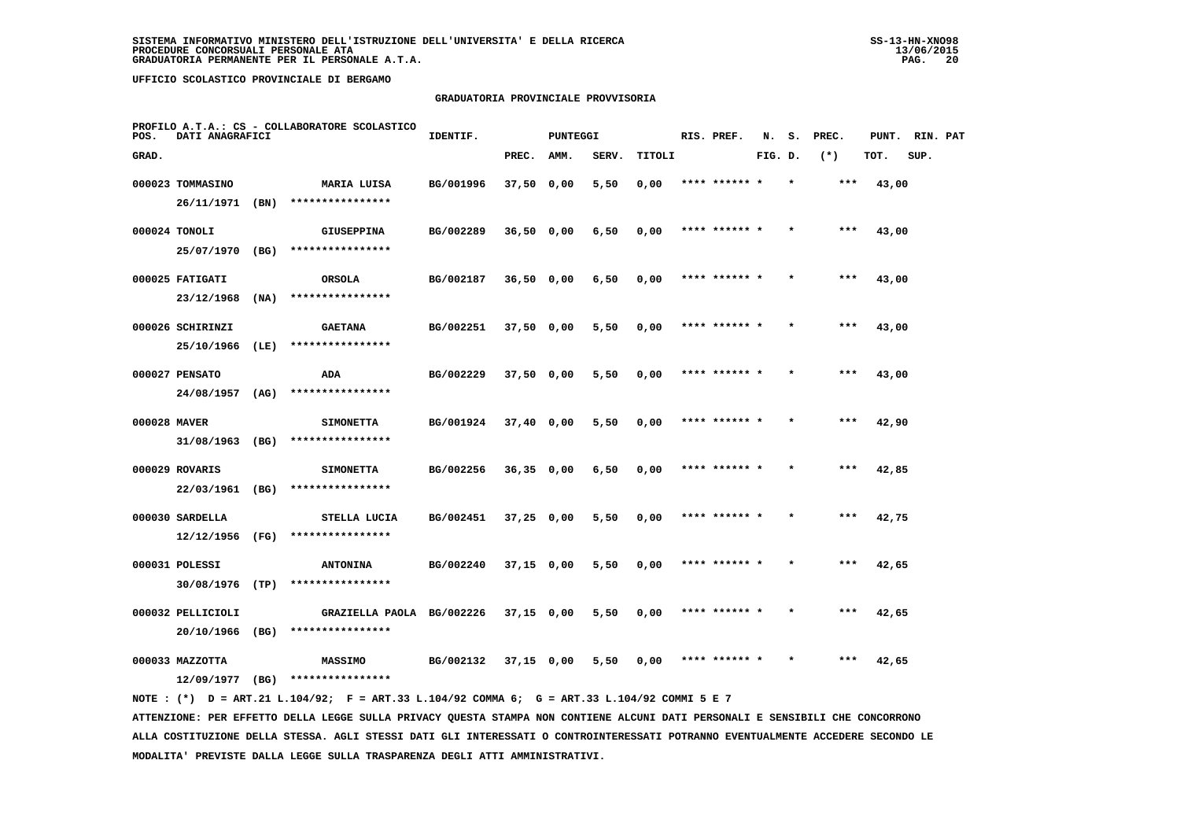SISTEMA INFORMATIVO MINISTERO DELL'ISTRUZIONE DELL'UNIVERSITA' E DELLA RICERCA
PROCEDURE CONCORSUALI PERSONALE ATA
GRADUATORIA PERMANENTE PER IL PERSONALE A.T.A.

UFFICIO SCOLASTICO PROVINCIALE DI BERGAMO

## GRADUATORIA PROVINCIALE PROVVISORIA

PROFILO A.T.A.: CS - COLLABORATORE SCOLASTICO

| POS. GRAD. | DATI ANAGRAFICI | | IDENTIF. | PUNTEGGI PREC. | AMM. | SERV. | TITOLI | RIS. PREF. | N. FIG. | S. D. | PREC. (*) | PUNT. TOT. | RIN. SUP. | PAT |
|---|---|---|---|---|---|---|---|---|---|---|---|---|---|---|
| 000023 | TOMMASINO 26/11/1971 (BN) | MARIA LUISA **************** | BG/001996 | 37,50 | 0,00 | 5,50 | 0,00 | **** ****** | * | * | *** | 43,00 | | |
| 000024 | TONOLI 25/07/1970 (BG) | GIUSEPPINA **************** | BG/002289 | 36,50 | 0,00 | 6,50 | 0,00 | **** ****** | * | * | *** | 43,00 | | |
| 000025 | FATIGATI 23/12/1968 (NA) | ORSOLA **************** | BG/002187 | 36,50 | 0,00 | 6,50 | 0,00 | **** ****** | * | * | *** | 43,00 | | |
| 000026 | SCHIRINZI 25/10/1966 (LE) | GAETANA **************** | BG/002251 | 37,50 | 0,00 | 5,50 | 0,00 | **** ****** | * | * | *** | 43,00 | | |
| 000027 | PENSATO 24/08/1957 (AG) | ADA **************** | BG/002229 | 37,50 | 0,00 | 5,50 | 0,00 | **** ****** | * | * | *** | 43,00 | | |
| 000028 | MAVER 31/08/1963 (BG) | SIMONETTA **************** | BG/001924 | 37,40 | 0,00 | 5,50 | 0,00 | **** ****** | * | * | *** | 42,90 | | |
| 000029 | ROVARIS 22/03/1961 (BG) | SIMONETTA **************** | BG/002256 | 36,35 | 0,00 | 6,50 | 0,00 | **** ****** | * | * | *** | 42,85 | | |
| 000030 | SARDELLA 12/12/1956 (FG) | STELLA LUCIA **************** | BG/002451 | 37,25 | 0,00 | 5,50 | 0,00 | **** ****** | * | * | *** | 42,75 | | |
| 000031 | POLESSI 30/08/1976 (TP) | ANTONINA **************** | BG/002240 | 37,15 | 0,00 | 5,50 | 0,00 | **** ****** | * | * | *** | 42,65 | | |
| 000032 | PELLICIOLI 20/10/1966 (BG) | GRAZIELLA PAOLA **************** | BG/002226 | 37,15 | 0,00 | 5,50 | 0,00 | **** ****** | * | * | *** | 42,65 | | |
| 000033 | MAZZOTTA 12/09/1977 (BG) | MASSIMO **************** | BG/002132 | 37,15 | 0,00 | 5,50 | 0,00 | **** ****** | * | * | *** | 42,65 | | |

NOTE : (*) D = ART.21 L.104/92; F = ART.33 L.104/92 COMMA 6; G = ART.33 L.104/92 COMMI 5 E 7

ATTENZIONE: PER EFFETTO DELLA LEGGE SULLA PRIVACY QUESTA STAMPA NON CONTIENE ALCUNI DATI PERSONALI E SENSIBILI CHE CONCORRONO ALLA COSTITUZIONE DELLA STESSA. AGLI STESSI DATI GLI INTERESSATI O CONTROINTERESSATI POTRANNO EVENTUALMENTE ACCEDERE SECONDO LE MODALITA' PREVISTE DALLA LEGGE SULLA TRASPARENZA DEGLI ATTI AMMINISTRATIVI.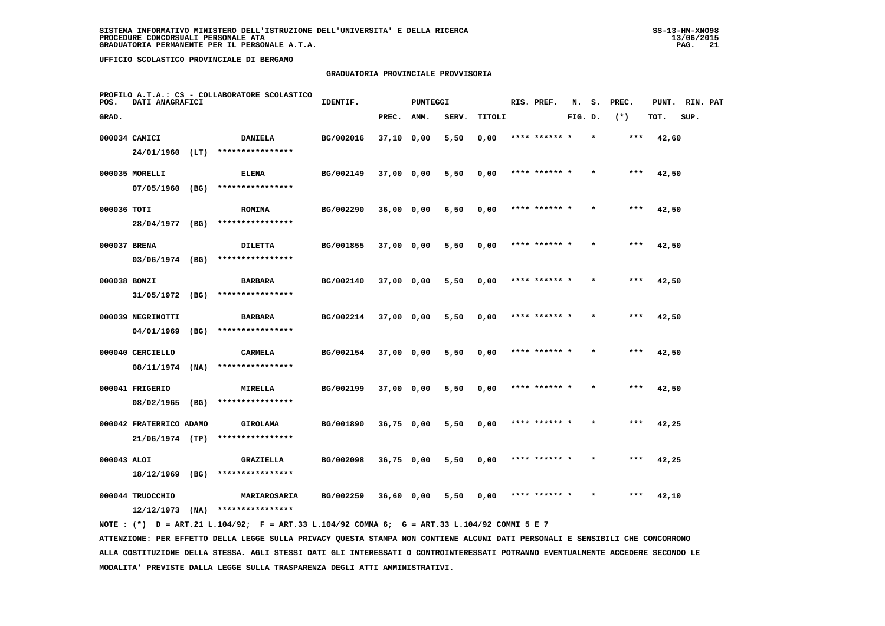SISTEMA INFORMATIVO MINISTERO DELL'ISTRUZIONE DELL'UNIVERSITA' E DELLA RICERCA
PROCEDURE CONCORSUALI PERSONALE ATA
GRADUATORIA PERMANENTE PER IL PERSONALE A.T.A.

UFFICIO SCOLASTICO PROVINCIALE DI BERGAMO

GRADUATORIA PROVINCIALE PROVVISORIA

PROFILO A.T.A.: CS - COLLABORATORE SCOLASTICO

| POS. GRAD. | DATI ANAGRAFICI | | IDENTIF. | PUNTEGGI PREC. | AMM. | SERV. | TITOLI | RIS. PREF. | N. FIG. | S. D. | PREC. (*) | PUNT. TOT. | RIN. SUP. | PAT |
|---|---|---|---|---|---|---|---|---|---|---|---|---|---|---|
| 000034 | CAMICI 24/01/1960 (LT) | DANIELA **************** | BG/002016 | 37,10 | 0,00 | 5,50 | 0,00 | **** ****** | * | * | *** | 42,60 | | |
| 000035 | MORELLI 07/05/1960 (BG) | ELENA **************** | BG/002149 | 37,00 | 0,00 | 5,50 | 0,00 | **** ****** | * | * | *** | 42,50 | | |
| 000036 | TOTI 28/04/1977 (BG) | ROMINA **************** | BG/002290 | 36,00 | 0,00 | 6,50 | 0,00 | **** ****** | * | * | *** | 42,50 | | |
| 000037 | BRENA 03/06/1974 (BG) | DILETTA **************** | BG/001855 | 37,00 | 0,00 | 5,50 | 0,00 | **** ****** | * | * | *** | 42,50 | | |
| 000038 | BONZI 31/05/1972 (BG) | BARBARA **************** | BG/002140 | 37,00 | 0,00 | 5,50 | 0,00 | **** ****** | * | * | *** | 42,50 | | |
| 000039 | NEGRINOTTI 04/01/1969 (BG) | BARBARA **************** | BG/002214 | 37,00 | 0,00 | 5,50 | 0,00 | **** ****** | * | * | *** | 42,50 | | |
| 000040 | CERCIELLO 08/11/1974 (NA) | CARMELA **************** | BG/002154 | 37,00 | 0,00 | 5,50 | 0,00 | **** ****** | * | * | *** | 42,50 | | |
| 000041 | FRIGERIO 08/02/1965 (BG) | MIRELLA **************** | BG/002199 | 37,00 | 0,00 | 5,50 | 0,00 | **** ****** | * | * | *** | 42,50 | | |
| 000042 | FRATERRICO ADAMO 21/06/1974 (TP) | GIROLAMA **************** | BG/001890 | 36,75 | 0,00 | 5,50 | 0,00 | **** ****** | * | * | *** | 42,25 | | |
| 000043 | ALOI 18/12/1969 (BG) | GRAZIELLA **************** | BG/002098 | 36,75 | 0,00 | 5,50 | 0,00 | **** ****** | * | * | *** | 42,25 | | |
| 000044 | TRUOCCHIO 12/12/1973 (NA) | MARIAROSARIA **************** | BG/002259 | 36,60 | 0,00 | 5,50 | 0,00 | **** ****** | * | * | *** | 42,10 | | |

NOTE : (*) D = ART.21 L.104/92; F = ART.33 L.104/92 COMMA 6; G = ART.33 L.104/92 COMMI 5 E 7

ATTENZIONE: PER EFFETTO DELLA LEGGE SULLA PRIVACY QUESTA STAMPA NON CONTIENE ALCUNI DATI PERSONALI E SENSIBILI CHE CONCORRONO ALLA COSTITUZIONE DELLA STESSA. AGLI STESSI DATI GLI INTERESSATI O CONTROINTERESSATI POTRANNO EVENTUALMENTE ACCEDERE SECONDO LE MODALITA' PREVISTE DALLA LEGGE SULLA TRASPARENZA DEGLI ATTI AMMINISTRATIVI.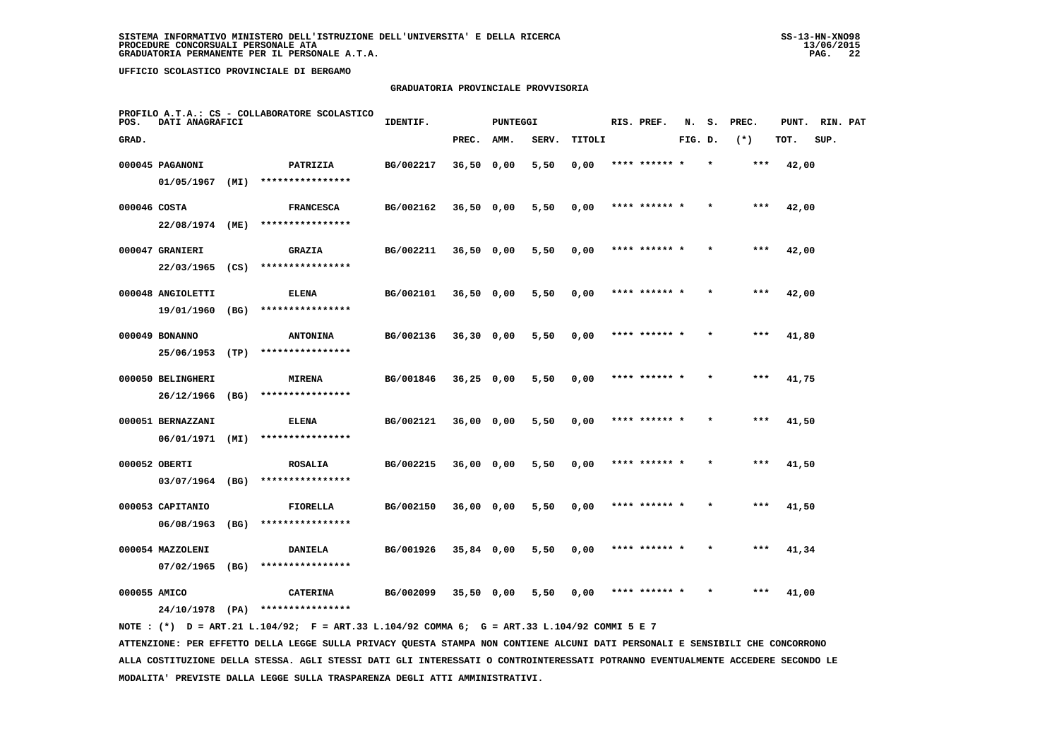**SISTEMA INFORMATIVO MINISTERO DELL'ISTRUZIONE DELL'UNIVERSITA' E DELLA RICERCA**
**PROCEDURE CONCORSUALI PERSONALE ATA**
**GRADUATORIA PERMANENTE PER IL PERSONALE A.T.A.**

SS-13-HN-XNO98
13/06/2015

**UFFICIO SCOLASTICO PROVINCIALE DI BERGAMO**

## GRADUATORIA PROVINCIALE PROVVISORIA

PROFILO A.T.A.: CS - COLLABORATORE SCOLASTICO

| POS. GRAD. | DATI ANAGRAFICI | | IDENTIF. | PUNTEGGI PREC. | AMM. | SERV. | TITOLI | RIS. PREF. | N. FIG. | S. D. | PREC. (*) | PUNT. TOT. | RIN. PAT SUP. |
|---|---|---|---|---|---|---|---|---|---|---|---|---|---|
| 000045 | PAGANONI 01/05/1967 (MI) | PATRIZIA **************** | BG/002217 | 36,50 | 0,00 | 5,50 | 0,00 | **** ****** * | | * | *** | 42,00 | |
| 000046 | COSTA 22/08/1974 (ME) | FRANCESCA **************** | BG/002162 | 36,50 | 0,00 | 5,50 | 0,00 | **** ****** * | | * | *** | 42,00 | |
| 000047 | GRANIERI 22/03/1965 (CS) | GRAZIA **************** | BG/002211 | 36,50 | 0,00 | 5,50 | 0,00 | **** ****** * | | * | *** | 42,00 | |
| 000048 | ANGIOLETTI 19/01/1960 (BG) | ELENA **************** | BG/002101 | 36,50 | 0,00 | 5,50 | 0,00 | **** ****** * | | * | *** | 42,00 | |
| 000049 | BONANNO 25/06/1953 (TP) | ANTONINA **************** | BG/002136 | 36,30 | 0,00 | 5,50 | 0,00 | **** ****** * | | * | *** | 41,80 | |
| 000050 | BELINGHERI 26/12/1966 (BG) | MIRENA **************** | BG/001846 | 36,25 | 0,00 | 5,50 | 0,00 | **** ****** * | | * | *** | 41,75 | |
| 000051 | BERNAZZANI 06/01/1971 (MI) | ELENA **************** | BG/002121 | 36,00 | 0,00 | 5,50 | 0,00 | **** ****** * | | * | *** | 41,50 | |
| 000052 | OBERTI 03/07/1964 (BG) | ROSALIA **************** | BG/002215 | 36,00 | 0,00 | 5,50 | 0,00 | **** ****** * | | * | *** | 41,50 | |
| 000053 | CAPITANIO 06/08/1963 (BG) | FIORELLA **************** | BG/002150 | 36,00 | 0,00 | 5,50 | 0,00 | **** ****** * | | * | *** | 41,50 | |
| 000054 | MAZZOLENI 07/02/1965 (BG) | DANIELA **************** | BG/001926 | 35,84 | 0,00 | 5,50 | 0,00 | **** ****** * | | * | *** | 41,34 | |
| 000055 | AMICO 24/10/1978 (PA) | CATERINA **************** | BG/002099 | 35,50 | 0,00 | 5,50 | 0,00 | **** ****** * | | * | *** | 41,00 | |

NOTE : (*) D = ART.21 L.104/92; F = ART.33 L.104/92 COMMA 6; G = ART.33 L.104/92 COMMI 5 E 7

ATTENZIONE: PER EFFETTO DELLA LEGGE SULLA PRIVACY QUESTA STAMPA NON CONTIENE ALCUNI DATI PERSONALI E SENSIBILI CHE CONCORRONO ALLA COSTITUZIONE DELLA STESSA. AGLI STESSI DATI GLI INTERESSATI O CONTROINTERESSATI POTRANNO EVENTUALMENTE ACCEDERE SECONDO LE MODALITA' PREVISTE DALLA LEGGE SULLA TRASPARENZA DEGLI ATTI AMMINISTRATIVI.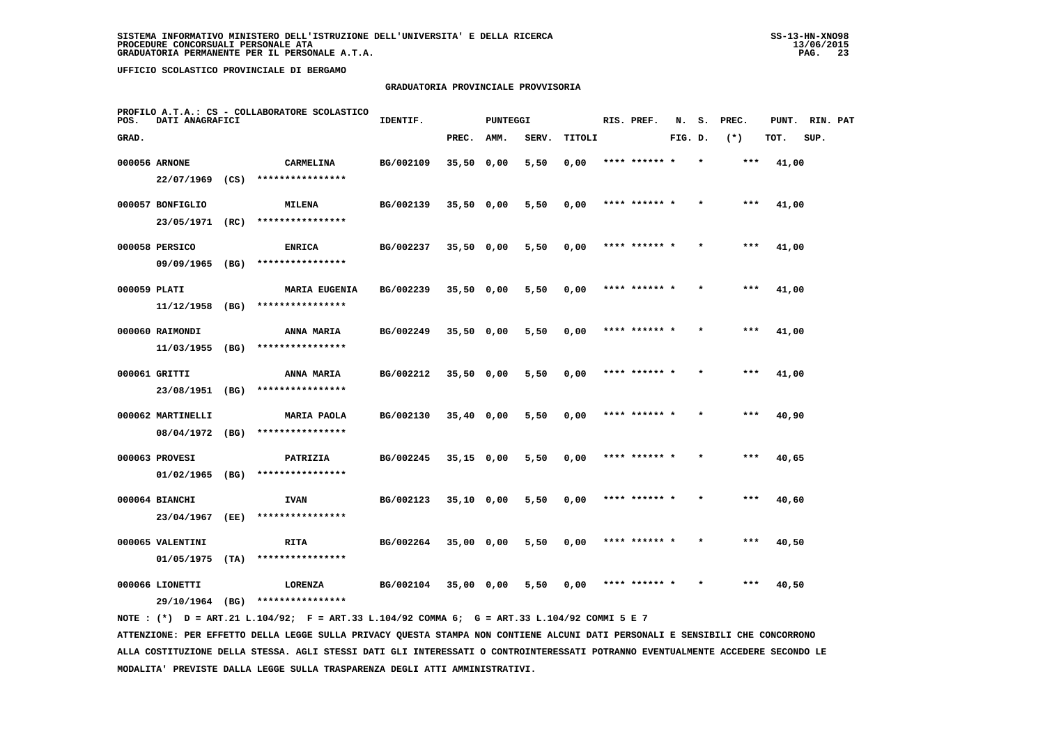SISTEMA INFORMATIVO MINISTERO DELL'ISTRUZIONE DELL'UNIVERSITA' E DELLA RICERCA
PROCEDURE CONCORSUALI PERSONALE ATA
GRADUATORIA PERMANENTE PER IL PERSONALE A.T.A.

UFFICIO SCOLASTICO PROVINCIALE DI BERGAMO

## GRADUATORIA PROVINCIALE PROVVISORIA

PROFILO A.T.A.: CS - COLLABORATORE SCOLASTICO

| POS. GRAD. | DATI ANAGRAFICI | | IDENTIF. | PUNTEGGI PREC. | AMM. | SERV. | TITOLI | RIS. PREF. | N. FIG. | S. D. | PREC. (*) | PUNT. TOT. | RIN. SUP. | PAT |
|---|---|---|---|---|---|---|---|---|---|---|---|---|---|---|
| 000056 | ARNONE 22/07/1969 (CS) | CARMELINA **************** | BG/002109 | 35,50 | 0,00 | 5,50 | 0,00 | **** ****** * | | * | *** | 41,00 | | |
| 000057 | BONFIGLIO 23/05/1971 (RC) | MILENA **************** | BG/002139 | 35,50 | 0,00 | 5,50 | 0,00 | **** ****** * | | * | *** | 41,00 | | |
| 000058 | PERSICO 09/09/1965 (BG) | ENRICA **************** | BG/002237 | 35,50 | 0,00 | 5,50 | 0,00 | **** ****** * | | * | *** | 41,00 | | |
| 000059 | PLATI 11/12/1958 (BG) | MARIA EUGENIA **************** | BG/002239 | 35,50 | 0,00 | 5,50 | 0,00 | **** ****** * | | * | *** | 41,00 | | |
| 000060 | RAIMONDI 11/03/1955 (BG) | ANNA MARIA **************** | BG/002249 | 35,50 | 0,00 | 5,50 | 0,00 | **** ****** * | | * | *** | 41,00 | | |
| 000061 | GRITTI 23/08/1951 (BG) | ANNA MARIA **************** | BG/002212 | 35,50 | 0,00 | 5,50 | 0,00 | **** ****** * | | * | *** | 41,00 | | |
| 000062 | MARTINELLI 08/04/1972 (BG) | MARIA PAOLA **************** | BG/002130 | 35,40 | 0,00 | 5,50 | 0,00 | **** ****** * | | * | *** | 40,90 | | |
| 000063 | PROVESI 01/02/1965 (BG) | PATRIZIA **************** | BG/002245 | 35,15 | 0,00 | 5,50 | 0,00 | **** ****** * | | * | *** | 40,65 | | |
| 000064 | BIANCHI 23/04/1967 (EE) | IVAN **************** | BG/002123 | 35,10 | 0,00 | 5,50 | 0,00 | **** ****** * | | * | *** | 40,60 | | |
| 000065 | VALENTINI 01/05/1975 (TA) | RITA **************** | BG/002264 | 35,00 | 0,00 | 5,50 | 0,00 | **** ****** * | | * | *** | 40,50 | | |
| 000066 | LIONETTI 29/10/1964 (BG) | LORENZA **************** | BG/002104 | 35,00 | 0,00 | 5,50 | 0,00 | **** ****** * | | * | *** | 40,50 | | |

NOTE : (*) D = ART.21 L.104/92; F = ART.33 L.104/92 COMMA 6; G = ART.33 L.104/92 COMMI 5 E 7

ATTENZIONE: PER EFFETTO DELLA LEGGE SULLA PRIVACY QUESTA STAMPA NON CONTIENE ALCUNI DATI PERSONALI E SENSIBILI CHE CONCORRONO ALLA COSTITUZIONE DELLA STESSA. AGLI STESSI DATI GLI INTERESSATI O CONTROINTERESSATI POTRANNO EVENTUALMENTE ACCEDERE SECONDO LE MODALITA' PREVISTE DALLA LEGGE SULLA TRASPARENZA DEGLI ATTI AMMINISTRATIVI.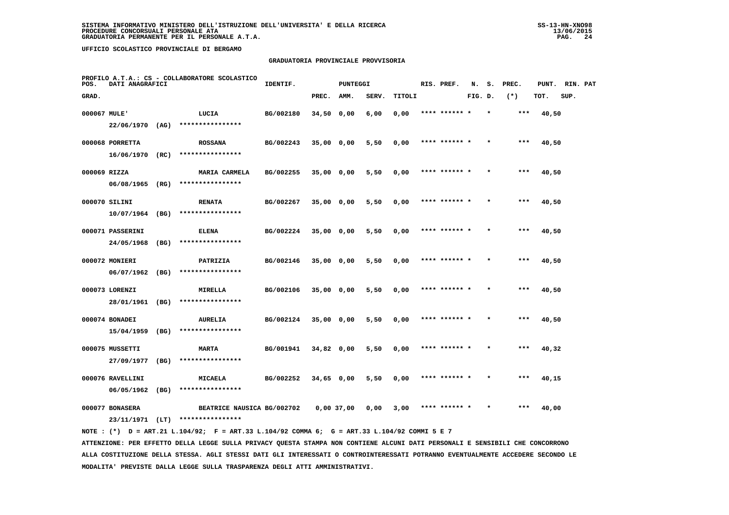SISTEMA INFORMATIVO MINISTERO DELL'ISTRUZIONE DELL'UNIVERSITA' E DELLA RICERCA
PROCEDURE CONCORSUALI PERSONALE ATA
GRADUATORIA PERMANENTE PER IL PERSONALE A.T.A.

UFFICIO SCOLASTICO PROVINCIALE DI BERGAMO

## GRADUATORIA PROVINCIALE PROVVISORIA

PROFILO A.T.A.: CS - COLLABORATORE SCOLASTICO

| POS. GRAD. | DATI ANAGRAFICI | | IDENTIF. | PUNTEGGI PREC. | AMM. | SERV. | TITOLI | RIS. PREF. | N. FIG. | S. D. | PREC. (*) | PUNT. TOT. | RIN. SUP. | PAT |
|---|---|---|---|---|---|---|---|---|---|---|---|---|---|---|
| 000067 | MULE' 22/06/1970 (AG) | LUCIA **************** | BG/002180 | 34,50 | 0,00 | 6,00 | 0,00 | **** ****** * | | * | *** | 40,50 | | |
| 000068 | PORRETTA 16/06/1970 (RC) | ROSSANA **************** | BG/002243 | 35,00 | 0,00 | 5,50 | 0,00 | **** ****** * | | * | *** | 40,50 | | |
| 000069 | RIZZA 06/08/1965 (RG) | MARIA CARMELA **************** | BG/002255 | 35,00 | 0,00 | 5,50 | 0,00 | **** ****** * | | * | *** | 40,50 | | |
| 000070 | SILINI 10/07/1964 (BG) | RENATA **************** | BG/002267 | 35,00 | 0,00 | 5,50 | 0,00 | **** ****** * | | * | *** | 40,50 | | |
| 000071 | PASSERINI 24/05/1968 (BG) | ELENA **************** | BG/002224 | 35,00 | 0,00 | 5,50 | 0,00 | **** ****** * | | * | *** | 40,50 | | |
| 000072 | MONIERI 06/07/1962 (BG) | PATRIZIA **************** | BG/002146 | 35,00 | 0,00 | 5,50 | 0,00 | **** ****** * | | * | *** | 40,50 | | |
| 000073 | LORENZI 28/01/1961 (BG) | MIRELLA **************** | BG/002106 | 35,00 | 0,00 | 5,50 | 0,00 | **** ****** * | | * | *** | 40,50 | | |
| 000074 | BONADEI 15/04/1959 (BG) | AURELIA **************** | BG/002124 | 35,00 | 0,00 | 5,50 | 0,00 | **** ****** * | | * | *** | 40,50 | | |
| 000075 | MUSSETTI 27/09/1977 (BG) | MARTA **************** | BG/001941 | 34,82 | 0,00 | 5,50 | 0,00 | **** ****** * | | * | *** | 40,32 | | |
| 000076 | RAVELLINI 06/05/1962 (BG) | MICAELA **************** | BG/002252 | 34,65 | 0,00 | 5,50 | 0,00 | **** ****** * | | * | *** | 40,15 | | |
| 000077 | BONASERA 23/11/1971 (LT) | BEATRICE NAUSICA **************** | BG/002702 | 0,00 | 37,00 | 0,00 | 3,00 | **** ****** * | | * | *** | 40,00 | | |

NOTE : (*) D = ART.21 L.104/92; F = ART.33 L.104/92 COMMA 6; G = ART.33 L.104/92 COMMI 5 E 7

ATTENZIONE: PER EFFETTO DELLA LEGGE SULLA PRIVACY QUESTA STAMPA NON CONTIENE ALCUNI DATI PERSONALI E SENSIBILI CHE CONCORRONO ALLA COSTITUZIONE DELLA STESSA. AGLI STESSI DATI GLI INTERESSATI O CONTROINTERESSATI POTRANNO EVENTUALMENTE ACCEDERE SECONDO LE MODALITA' PREVISTE DALLA LEGGE SULLA TRASPARENZA DEGLI ATTI AMMINISTRATIVI.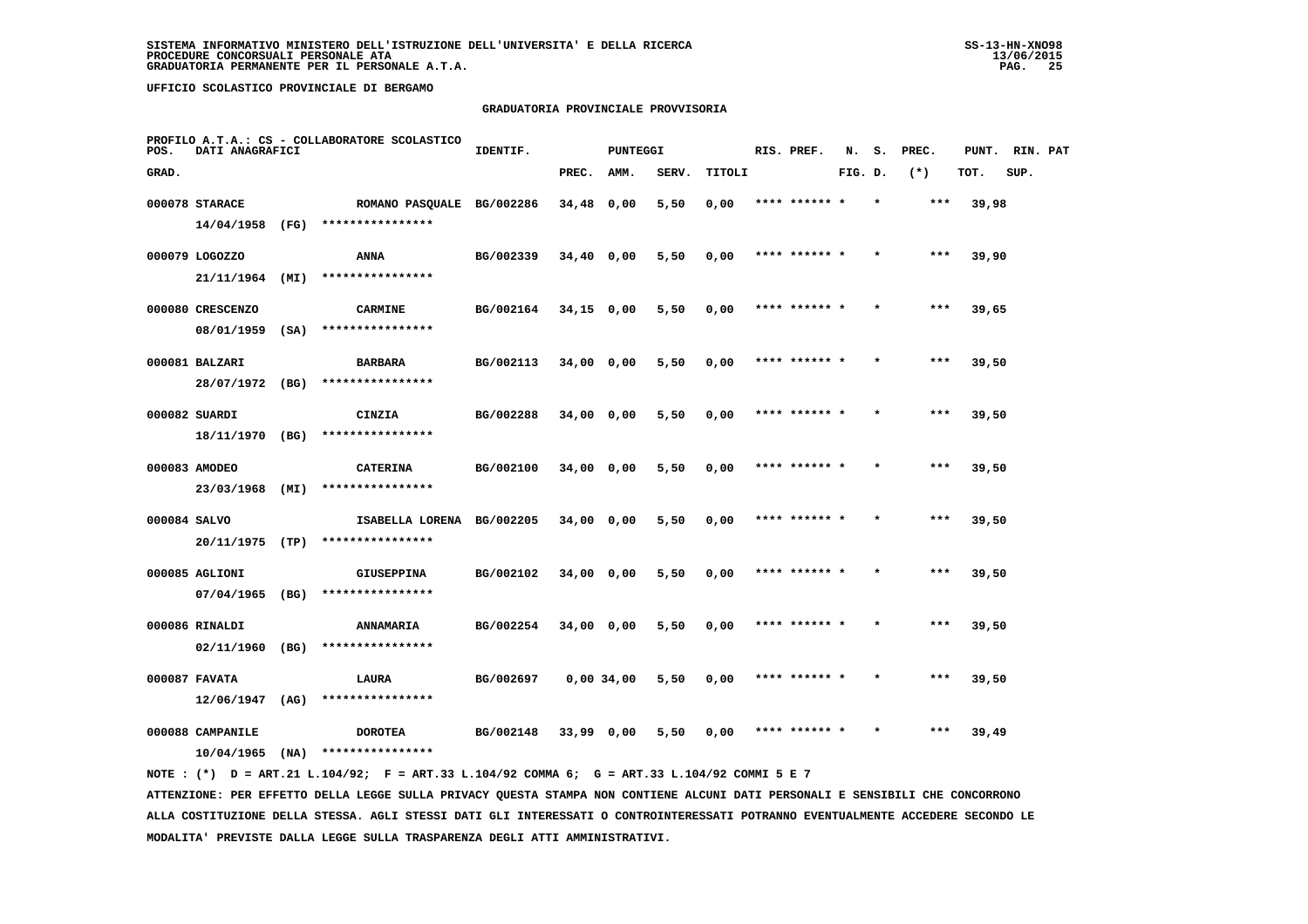SISTEMA INFORMATIVO MINISTERO DELL'ISTRUZIONE DELL'UNIVERSITA' E DELLA RICERCA
PROCEDURE CONCORSUALI PERSONALE ATA
GRADUATORIA PERMANENTE PER IL PERSONALE A.T.A.

UFFICIO SCOLASTICO PROVINCIALE DI BERGAMO

## GRADUATORIA PROVINCIALE PROVVISORIA

PROFILO A.T.A.: CS - COLLABORATORE SCOLASTICO

| POS. GRAD. | DATI ANAGRAFICI | | IDENTIF. | PUNTEGGI PREC. | AMM. | SERV. | TITOLI | RIS. PREF. | N. FIG. | S. D. | PREC. (*) | PUNT. TOT. | RIN. SUP. | PAT |
|---|---|---|---|---|---|---|---|---|---|---|---|---|---|---|
| 000078 | STARACE 14/04/1958 (FG) | ROMANO PASQUALE **************** | BG/002286 | 34,48 | 0,00 | 5,50 | 0,00 | **** ****** * | | * | *** | 39,98 | | |
| 000079 | LOGOZZO 21/11/1964 (MI) | ANNA **************** | BG/002339 | 34,40 | 0,00 | 5,50 | 0,00 | **** ****** * | | * | *** | 39,90 | | |
| 000080 | CRESCENZO 08/01/1959 (SA) | CARMINE **************** | BG/002164 | 34,15 | 0,00 | 5,50 | 0,00 | **** ****** * | | * | *** | 39,65 | | |
| 000081 | BALZARI 28/07/1972 (BG) | BARBARA **************** | BG/002113 | 34,00 | 0,00 | 5,50 | 0,00 | **** ****** * | | * | *** | 39,50 | | |
| 000082 | SUARDI 18/11/1970 (BG) | CINZIA **************** | BG/002288 | 34,00 | 0,00 | 5,50 | 0,00 | **** ****** * | | * | *** | 39,50 | | |
| 000083 | AMODEO 23/03/1968 (MI) | CATERINA **************** | BG/002100 | 34,00 | 0,00 | 5,50 | 0,00 | **** ****** * | | * | *** | 39,50 | | |
| 000084 | SALVO 20/11/1975 (TP) | ISABELLA LORENA **************** | BG/002205 | 34,00 | 0,00 | 5,50 | 0,00 | **** ****** * | | * | *** | 39,50 | | |
| 000085 | AGLIONI 07/04/1965 (BG) | GIUSEPPINA **************** | BG/002102 | 34,00 | 0,00 | 5,50 | 0,00 | **** ****** * | | * | *** | 39,50 | | |
| 000086 | RINALDI 02/11/1960 (BG) | ANNAMARIA **************** | BG/002254 | 34,00 | 0,00 | 5,50 | 0,00 | **** ****** * | | * | *** | 39,50 | | |
| 000087 | FAVATA 12/06/1947 (AG) | LAURA **************** | BG/002697 | 0,00 | 34,00 | 5,50 | 0,00 | **** ****** * | | * | *** | 39,50 | | |
| 000088 | CAMPANILE 10/04/1965 (NA) | DOROTEA **************** | BG/002148 | 33,99 | 0,00 | 5,50 | 0,00 | **** ****** * | | * | *** | 39,49 | | |

NOTE : (*) D = ART.21 L.104/92; F = ART.33 L.104/92 COMMA 6; G = ART.33 L.104/92 COMMI 5 E 7

ATTENZIONE: PER EFFETTO DELLA LEGGE SULLA PRIVACY QUESTA STAMPA NON CONTIENE ALCUNI DATI PERSONALI E SENSIBILI CHE CONCORRONO ALLA COSTITUZIONE DELLA STESSA. AGLI STESSI DATI GLI INTERESSATI O CONTROINTERESSATI POTRANNO EVENTUALMENTE ACCEDERE SECONDO LE MODALITA' PREVISTE DALLA LEGGE SULLA TRASPARENZA DEGLI ATTI AMMINISTRATIVI.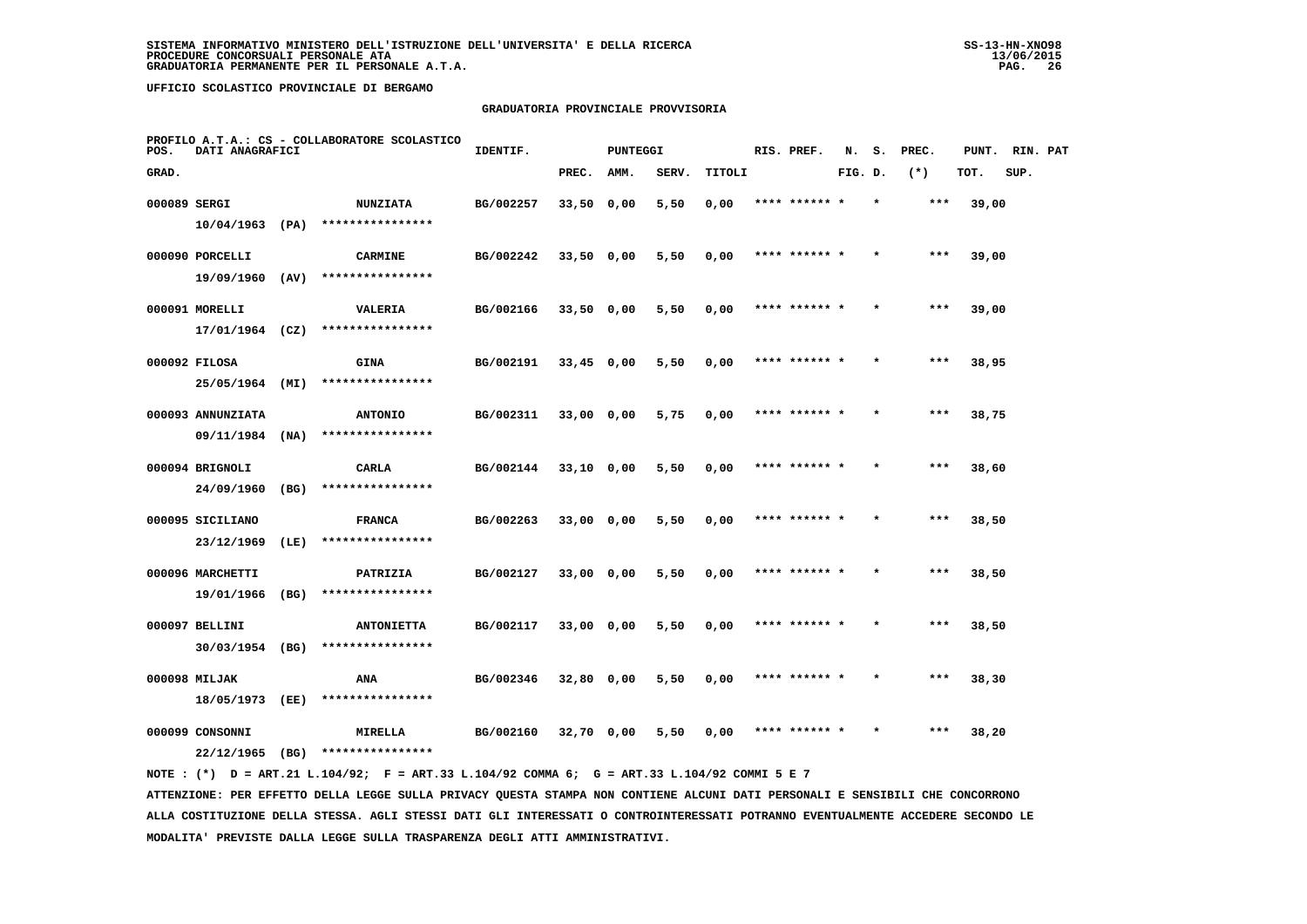UFFICIO SCOLASTICO PROVINCIALE DI BERGAMO

## GRADUATORIA PROVINCIALE PROVVISORIA

PROFILO A.T.A.: CS - COLLABORATORE SCOLASTICO

| POS. GRAD. | DATI ANAGRAFICI | | IDENTIF. | PUNTEGGI PREC. | AMM. | SERV. | TITOLI | RIS. PREF. | N. FIG. | S. D. | PREC. (*) | PUNT. TOT. | RIN. SUP. | PAT |
|---|---|---|---|---|---|---|---|---|---|---|---|---|---|---|
| 000089 | SERGI 10/04/1963 (PA) | NUNZIATA **************** | BG/002257 | 33,50 | 0,00 | 5,50 | 0,00 | **** ****** * | | * | *** | 39,00 | | |
| 000090 | PORCELLI 19/09/1960 (AV) | CARMINE **************** | BG/002242 | 33,50 | 0,00 | 5,50 | 0,00 | **** ****** * | | * | *** | 39,00 | | |
| 000091 | MORELLI 17/01/1964 (CZ) | VALERIA **************** | BG/002166 | 33,50 | 0,00 | 5,50 | 0,00 | **** ****** * | | * | *** | 39,00 | | |
| 000092 | FILOSA 25/05/1964 (MI) | GINA **************** | BG/002191 | 33,45 | 0,00 | 5,50 | 0,00 | **** ****** * | | * | *** | 38,95 | | |
| 000093 | ANNUNZIATA 09/11/1984 (NA) | ANTONIO **************** | BG/002311 | 33,00 | 0,00 | 5,75 | 0,00 | **** ****** * | | * | *** | 38,75 | | |
| 000094 | BRIGNOLI 24/09/1960 (BG) | CARLA **************** | BG/002144 | 33,10 | 0,00 | 5,50 | 0,00 | **** ****** * | | * | *** | 38,60 | | |
| 000095 | SICILIANO 23/12/1969 (LE) | FRANCA **************** | BG/002263 | 33,00 | 0,00 | 5,50 | 0,00 | **** ****** * | | * | *** | 38,50 | | |
| 000096 | MARCHETTI 19/01/1966 (BG) | PATRIZIA **************** | BG/002127 | 33,00 | 0,00 | 5,50 | 0,00 | **** ****** * | | * | *** | 38,50 | | |
| 000097 | BELLINI 30/03/1954 (BG) | ANTONIETTA **************** | BG/002117 | 33,00 | 0,00 | 5,50 | 0,00 | **** ****** * | | * | *** | 38,50 | | |
| 000098 | MILJAK 18/05/1973 (EE) | ANA **************** | BG/002346 | 32,80 | 0,00 | 5,50 | 0,00 | **** ****** * | | * | *** | 38,30 | | |
| 000099 | CONSONNI 22/12/1965 (BG) | MIRELLA **************** | BG/002160 | 32,70 | 0,00 | 5,50 | 0,00 | **** ****** * | | * | *** | 38,20 | | |

NOTE : (*) D = ART.21 L.104/92; F = ART.33 L.104/92 COMMA 6; G = ART.33 L.104/92 COMMI 5 E 7

ATTENZIONE: PER EFFETTO DELLA LEGGE SULLA PRIVACY QUESTA STAMPA NON CONTIENE ALCUNI DATI PERSONALI E SENSIBILI CHE CONCORRONO ALLA COSTITUZIONE DELLA STESSA. AGLI STESSI DATI GLI INTERESSATI O CONTROINTERESSATI POTRANNO EVENTUALMENTE ACCEDERE SECONDO LE MODALITA' PREVISTE DALLA LEGGE SULLA TRASPARENZA DEGLI ATTI AMMINISTRATIVI.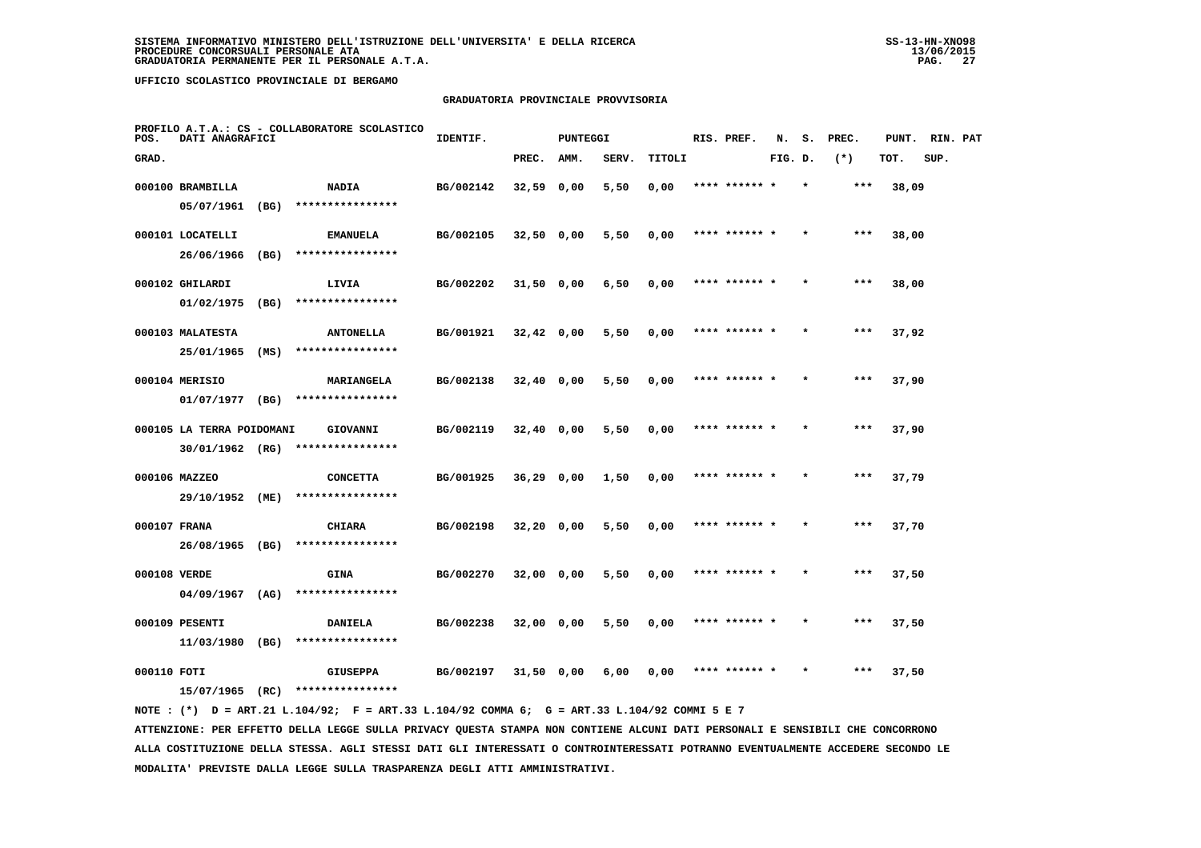SISTEMA INFORMATIVO MINISTERO DELL'ISTRUZIONE DELL'UNIVERSITA' E DELLA RICERCA
PROCEDURE CONCORSUALI PERSONALE ATA
GRADUATORIA PERMANENTE PER IL PERSONALE A.T.A.

UFFICIO SCOLASTICO PROVINCIALE DI BERGAMO

## GRADUATORIA PROVINCIALE PROVVISORIA

PROFILO A.T.A.: CS - COLLABORATORE SCOLASTICO

| POS. GRAD. | DATI ANAGRAFICI | | IDENTIF. | PUNTEGGI PREC. | AMM. | SERV. | TITOLI | RIS. PREF. | N. FIG. | S. D. | PREC. (*) | PUNT. TOT. | RIN. SUP. | PAT |
|---|---|---|---|---|---|---|---|---|---|---|---|---|---|---|
| 000100 | BRAMBILLA 05/07/1961 (BG) | NADIA **************** | BG/002142 | 32,59 | 0,00 | 5,50 | 0,00 | **** ****** * | | * | *** | 38,09 | | |
| 000101 | LOCATELLI 26/06/1966 (BG) | EMANUELA **************** | BG/002105 | 32,50 | 0,00 | 5,50 | 0,00 | **** ****** * | | * | *** | 38,00 | | |
| 000102 | GHILARDI 01/02/1975 (BG) | LIVIA **************** | BG/002202 | 31,50 | 0,00 | 6,50 | 0,00 | **** ****** * | | * | *** | 38,00 | | |
| 000103 | MALATESTA 25/01/1965 (MS) | ANTONELLA **************** | BG/001921 | 32,42 | 0,00 | 5,50 | 0,00 | **** ****** * | | * | *** | 37,92 | | |
| 000104 | MERISIO 01/07/1977 (BG) | MARIANGELA **************** | BG/002138 | 32,40 | 0,00 | 5,50 | 0,00 | **** ****** * | | * | *** | 37,90 | | |
| 000105 | LA TERRA POIDOMANI 30/01/1962 (RG) | GIOVANNI **************** | BG/002119 | 32,40 | 0,00 | 5,50 | 0,00 | **** ****** * | | * | *** | 37,90 | | |
| 000106 | MAZZEO 29/10/1952 (ME) | CONCETTA **************** | BG/001925 | 36,29 | 0,00 | 1,50 | 0,00 | **** ****** * | | * | *** | 37,79 | | |
| 000107 | FRANA 26/08/1965 (BG) | CHIARA **************** | BG/002198 | 32,20 | 0,00 | 5,50 | 0,00 | **** ****** * | | * | *** | 37,70 | | |
| 000108 | VERDE 04/09/1967 (AG) | GINA **************** | BG/002270 | 32,00 | 0,00 | 5,50 | 0,00 | **** ****** * | | * | *** | 37,50 | | |
| 000109 | PESENTI 11/03/1980 (BG) | DANIELA **************** | BG/002238 | 32,00 | 0,00 | 5,50 | 0,00 | **** ****** * | | * | *** | 37,50 | | |
| 000110 | FOTI 15/07/1965 (RC) | GIUSEPPA **************** | BG/002197 | 31,50 | 0,00 | 6,00 | 0,00 | **** ****** * | | * | *** | 37,50 | | |

NOTE : (*) D = ART.21 L.104/92; F = ART.33 L.104/92 COMMA 6; G = ART.33 L.104/92 COMMI 5 E 7

ATTENZIONE: PER EFFETTO DELLA LEGGE SULLA PRIVACY QUESTA STAMPA NON CONTIENE ALCUNI DATI PERSONALI E SENSIBILI CHE CONCORRONO ALLA COSTITUZIONE DELLA STESSA. AGLI STESSI DATI GLI INTERESSATI O CONTROINTERESSATI POTRANNO EVENTUALMENTE ACCEDERE SECONDO LE MODALITA' PREVISTE DALLA LEGGE SULLA TRASPARENZA DEGLI ATTI AMMINISTRATIVI.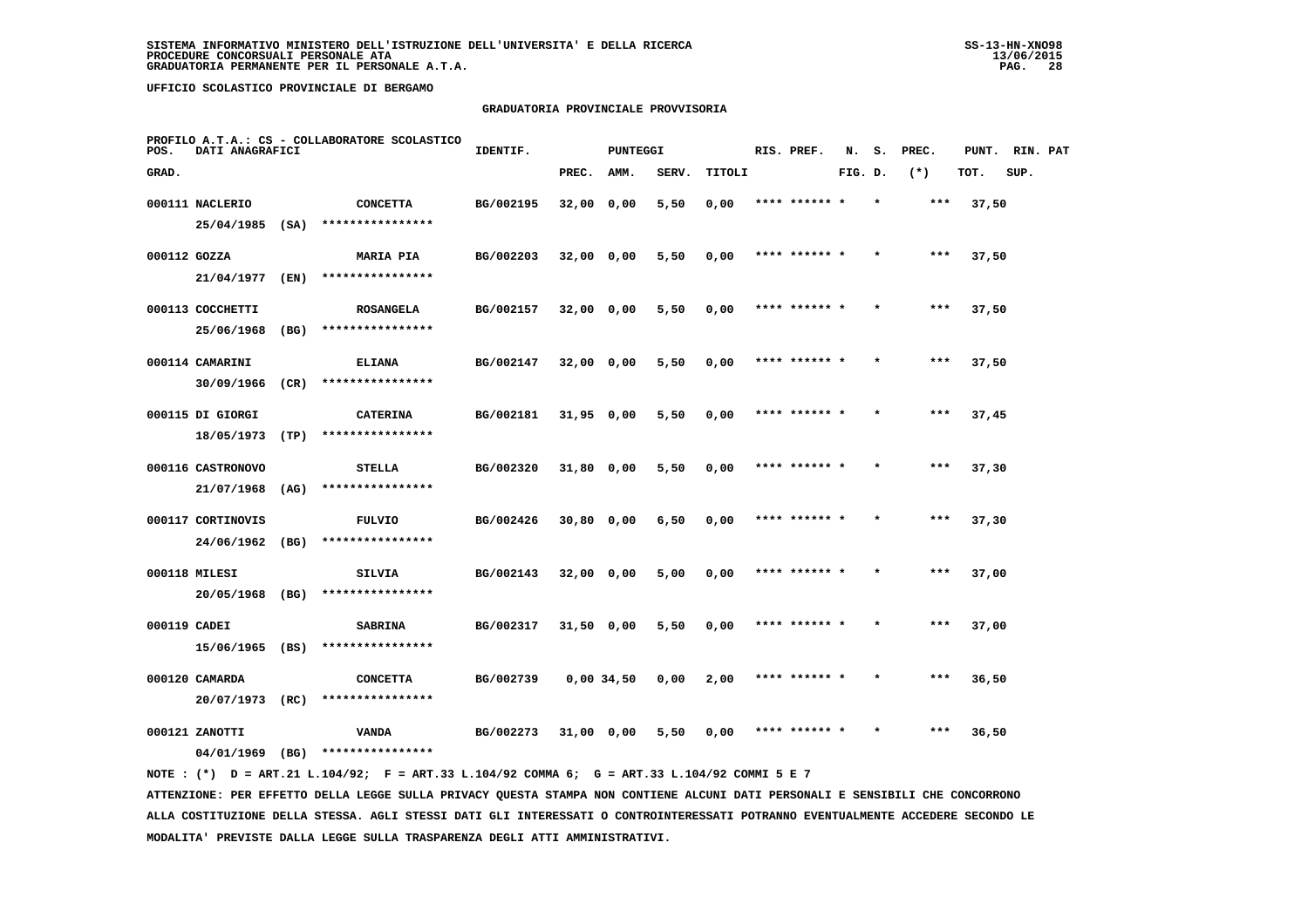SISTEMA INFORMATIVO MINISTERO DELL'ISTRUZIONE DELL'UNIVERSITA' E DELLA RICERCA
PROCEDURE CONCORSUALI PERSONALE ATA
GRADUATORIA PERMANENTE PER IL PERSONALE A.T.A.

UFFICIO SCOLASTICO PROVINCIALE DI BERGAMO

GRADUATORIA PROVINCIALE PROVVISORIA

PROFILO A.T.A.: CS - COLLABORATORE SCOLASTICO

| POS. GRAD. | DATI ANAGRAFICI | | IDENTIF. | PUNTEGGI PREC. | AMM. | SERV. | TITOLI | RIS. PREF. | N. S. FIG. D. | PREC. (*) | PUNT. TOT. | RIN. SUP. | PAT |
|---|---|---|---|---|---|---|---|---|---|---|---|---|---|
| 000111 | NACLERIO 25/04/1985 (SA) | CONCETTA **************** | BG/002195 | 32,00 | 0,00 | 5,50 | 0,00 | **** ****** * | * | *** | 37,50 | | |
| 000112 | GOZZA 21/04/1977 (EN) | MARIA PIA **************** | BG/002203 | 32,00 | 0,00 | 5,50 | 0,00 | **** ****** * | * | *** | 37,50 | | |
| 000113 | COCCHETTI 25/06/1968 (BG) | ROSANGELA **************** | BG/002157 | 32,00 | 0,00 | 5,50 | 0,00 | **** ****** * | * | *** | 37,50 | | |
| 000114 | CAMARINI 30/09/1966 (CR) | ELIANA **************** | BG/002147 | 32,00 | 0,00 | 5,50 | 0,00 | **** ****** * | * | *** | 37,50 | | |
| 000115 | DI GIORGI 18/05/1973 (TP) | CATERINA **************** | BG/002181 | 31,95 | 0,00 | 5,50 | 0,00 | **** ****** * | * | *** | 37,45 | | |
| 000116 | CASTRONOVO 21/07/1968 (AG) | STELLA **************** | BG/002320 | 31,80 | 0,00 | 5,50 | 0,00 | **** ****** * | * | *** | 37,30 | | |
| 000117 | CORTINOVIS 24/06/1962 (BG) | FULVIO **************** | BG/002426 | 30,80 | 0,00 | 6,50 | 0,00 | **** ****** * | * | *** | 37,30 | | |
| 000118 | MILESI 20/05/1968 (BG) | SILVIA **************** | BG/002143 | 32,00 | 0,00 | 5,00 | 0,00 | **** ****** * | * | *** | 37,00 | | |
| 000119 | CADEI 15/06/1965 (BS) | SABRINA **************** | BG/002317 | 31,50 | 0,00 | 5,50 | 0,00 | **** ****** * | * | *** | 37,00 | | |
| 000120 | CAMARDA 20/07/1973 (RC) | CONCETTA **************** | BG/002739 | 0,00 | 34,50 | 0,00 | 2,00 | **** ****** * | * | *** | 36,50 | | |
| 000121 | ZANOTTI 04/01/1969 (BG) | VANDA **************** | BG/002273 | 31,00 | 0,00 | 5,50 | 0,00 | **** ****** * | * | *** | 36,50 | | |

NOTE : (*) D = ART.21 L.104/92; F = ART.33 L.104/92 COMMA 6; G = ART.33 L.104/92 COMMI 5 E 7

ATTENZIONE: PER EFFETTO DELLA LEGGE SULLA PRIVACY QUESTA STAMPA NON CONTIENE ALCUNI DATI PERSONALI E SENSIBILI CHE CONCORRONO ALLA COSTITUZIONE DELLA STESSA. AGLI STESSI DATI GLI INTERESSATI O CONTROINTERESSATI POTRANNO EVENTUALMENTE ACCEDERE SECONDO LE MODALITA' PREVISTE DALLA LEGGE SULLA TRASPARENZA DEGLI ATTI AMMINISTRATIVI.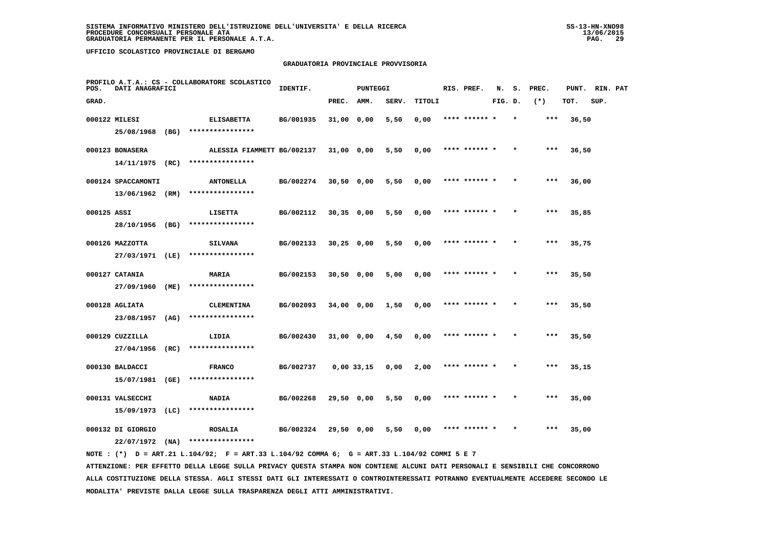SISTEMA INFORMATIVO MINISTERO DELL'ISTRUZIONE DELL'UNIVERSITA' E DELLA RICERCA
PROCEDURE CONCORSUALI PERSONALE ATA
GRADUATORIA PERMANENTE PER IL PERSONALE A.T.A.

UFFICIO SCOLASTICO PROVINCIALE DI BERGAMO

## GRADUATORIA PROVINCIALE PROVVISORIA

PROFILO A.T.A.: CS - COLLABORATORE SCOLASTICO

| POS. GRAD. | DATI ANAGRAFICI | | IDENTIF. | PUNTEGGI PREC. | AMM. | SERV. | TITOLI | RIS. PREF. | N. FIG. | S. D. | PREC. (*) | PUNT. TOT. | RIN. SUP. | PAT |
|---|---|---|---|---|---|---|---|---|---|---|---|---|---|---|
| 000122 | MILESI 25/08/1968 (BG) | ELISABETTA **************** | BG/001935 | 31,00 | 0,00 | 5,50 | 0,00 | **** ****** * | | * | *** | 36,50 | | |
| 000123 | BONASERA 14/11/1975 (RC) | ALESSIA FIAMMETT **************** | BG/002137 | 31,00 | 0,00 | 5,50 | 0,00 | **** ****** * | | * | *** | 36,50 | | |
| 000124 | SPACCAMONTI 13/06/1962 (RM) | ANTONELLA **************** | BG/002274 | 30,50 | 0,00 | 5,50 | 0,00 | **** ****** * | | * | *** | 36,00 | | |
| 000125 | ASSI 28/10/1956 (BG) | LISETTA **************** | BG/002112 | 30,35 | 0,00 | 5,50 | 0,00 | **** ****** * | | * | *** | 35,85 | | |
| 000126 | MAZZOTTA 27/03/1971 (LE) | SILVANA **************** | BG/002133 | 30,25 | 0,00 | 5,50 | 0,00 | **** ****** * | | * | *** | 35,75 | | |
| 000127 | CATANIA 27/09/1960 (ME) | MARIA **************** | BG/002153 | 30,50 | 0,00 | 5,00 | 0,00 | **** ****** * | | * | *** | 35,50 | | |
| 000128 | AGLIATA 23/08/1957 (AG) | CLEMENTINA **************** | BG/002093 | 34,00 | 0,00 | 1,50 | 0,00 | **** ****** * | | * | *** | 35,50 | | |
| 000129 | CUZZILLA 27/04/1956 (RC) | LIDIA **************** | BG/002430 | 31,00 | 0,00 | 4,50 | 0,00 | **** ****** * | | * | *** | 35,50 | | |
| 000130 | BALDACCI 15/07/1981 (GE) | FRANCO **************** | BG/002737 | 0,00 | 33,15 | 0,00 | 2,00 | **** ****** * | | * | *** | 35,15 | | |
| 000131 | VALSECCHI 15/09/1973 (LC) | NADIA **************** | BG/002268 | 29,50 | 0,00 | 5,50 | 0,00 | **** ****** * | | * | *** | 35,00 | | |
| 000132 | DI GIORGIO 22/07/1972 (NA) | ROSALIA **************** | BG/002324 | 29,50 | 0,00 | 5,50 | 0,00 | **** ****** * | | * | *** | 35,00 | | |

NOTE : (*) D = ART.21 L.104/92; F = ART.33 L.104/92 COMMA 6; G = ART.33 L.104/92 COMMI 5 E 7

ATTENZIONE: PER EFFETTO DELLA LEGGE SULLA PRIVACY QUESTA STAMPA NON CONTIENE ALCUNI DATI PERSONALI E SENSIBILI CHE CONCORRONO ALLA COSTITUZIONE DELLA STESSA. AGLI STESSI DATI GLI INTERESSATI O CONTROINTERESSATI POTRANNO EVENTUALMENTE ACCEDERE SECONDO LE MODALITA' PREVISTE DALLA LEGGE SULLA TRASPARENZA DEGLI ATTI AMMINISTRATIVI.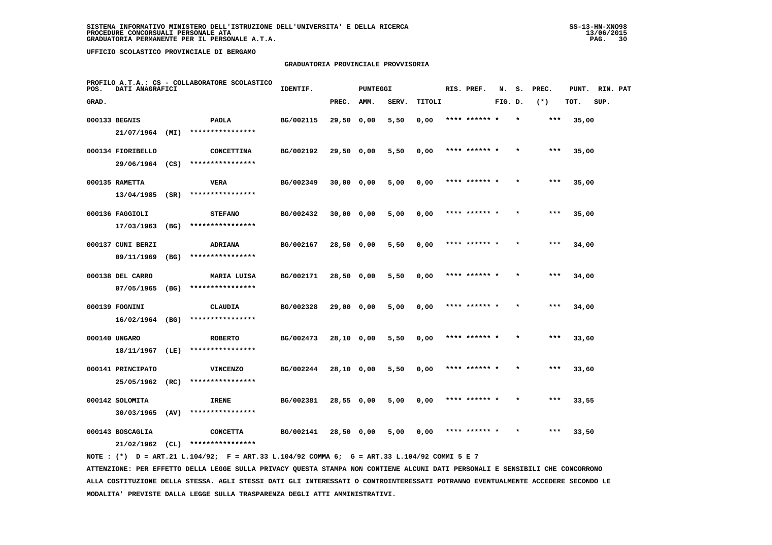SISTEMA INFORMATIVO MINISTERO DELL'ISTRUZIONE DELL'UNIVERSITA' E DELLA RICERCA
PROCEDURE CONCORSUALI PERSONALE ATA
GRADUATORIA PERMANENTE PER IL PERSONALE A.T.A.

UFFICIO SCOLASTICO PROVINCIALE DI BERGAMO

## GRADUATORIA PROVINCIALE PROVVISORIA

PROFILO A.T.A.: CS - COLLABORATORE SCOLASTICO

| POS. GRAD. | DATI ANAGRAFICI | | IDENTIF. | PUNTEGGI PREC. | AMM. | SERV. | TITOLI | RIS. PREF. | N. FIG. | S. D. | PREC. (*) | PUNT. TOT. | RIN. PAT SUP. |
|---|---|---|---|---|---|---|---|---|---|---|---|---|---|
| 000133 | BEGNIS | PAOLA | BG/002115 | 29,50 | 0,00 | 5,50 | 0,00 | **** ****** * | | * | *** | 35,00 | |
| | 21/07/1964 (MI) | **************** | | | | | | | | | | | |
| 000134 | FIORIBELLO | CONCETTINA | BG/002192 | 29,50 | 0,00 | 5,50 | 0,00 | **** ****** * | | * | *** | 35,00 | |
| | 29/06/1964 (CS) | **************** | | | | | | | | | | | |
| 000135 | RAMETTA | VERA | BG/002349 | 30,00 | 0,00 | 5,00 | 0,00 | **** ****** * | | * | *** | 35,00 | |
| | 13/04/1985 (SR) | **************** | | | | | | | | | | | |
| 000136 | FAGGIOLI | STEFANO | BG/002432 | 30,00 | 0,00 | 5,00 | 0,00 | **** ****** * | | * | *** | 35,00 | |
| | 17/03/1963 (BG) | **************** | | | | | | | | | | | |
| 000137 | CUNI BERZI | ADRIANA | BG/002167 | 28,50 | 0,00 | 5,50 | 0,00 | **** ****** * | | * | *** | 34,00 | |
| | 09/11/1969 (BG) | **************** | | | | | | | | | | | |
| 000138 | DEL CARRO | MARIA LUISA | BG/002171 | 28,50 | 0,00 | 5,50 | 0,00 | **** ****** * | | * | *** | 34,00 | |
| | 07/05/1965 (BG) | **************** | | | | | | | | | | | |
| 000139 | FOGNINI | CLAUDIA | BG/002328 | 29,00 | 0,00 | 5,00 | 0,00 | **** ****** * | | * | *** | 34,00 | |
| | 16/02/1964 (BG) | **************** | | | | | | | | | | | |
| 000140 | UNGARO | ROBERTO | BG/002473 | 28,10 | 0,00 | 5,50 | 0,00 | **** ****** * | | * | *** | 33,60 | |
| | 18/11/1967 (LE) | **************** | | | | | | | | | | | |
| 000141 | PRINCIPATO | VINCENZO | BG/002244 | 28,10 | 0,00 | 5,50 | 0,00 | **** ****** * | | * | *** | 33,60 | |
| | 25/05/1962 (RC) | **************** | | | | | | | | | | | |
| 000142 | SOLOMITA | IRENE | BG/002381 | 28,55 | 0,00 | 5,00 | 0,00 | **** ****** * | | * | *** | 33,55 | |
| | 30/03/1965 (AV) | **************** | | | | | | | | | | | |
| 000143 | BOSCAGLIA | CONCETTA | BG/002141 | 28,50 | 0,00 | 5,00 | 0,00 | **** ****** * | | * | *** | 33,50 | |
| | 21/02/1962 (CL) | **************** | | | | | | | | | | | |

NOTE : (*) D = ART.21 L.104/92; F = ART.33 L.104/92 COMMA 6; G = ART.33 L.104/92 COMMI 5 E 7

ATTENZIONE: PER EFFETTO DELLA LEGGE SULLA PRIVACY QUESTA STAMPA NON CONTIENE ALCUNI DATI PERSONALI E SENSIBILI CHE CONCORRONO ALLA COSTITUZIONE DELLA STESSA. AGLI STESSI DATI GLI INTERESSATI O CONTROINTERESSATI POTRANNO EVENTUALMENTE ACCEDERE SECONDO LE MODALITA' PREVISTE DALLA LEGGE SULLA TRASPARENZA DEGLI ATTI AMMINISTRATIVI.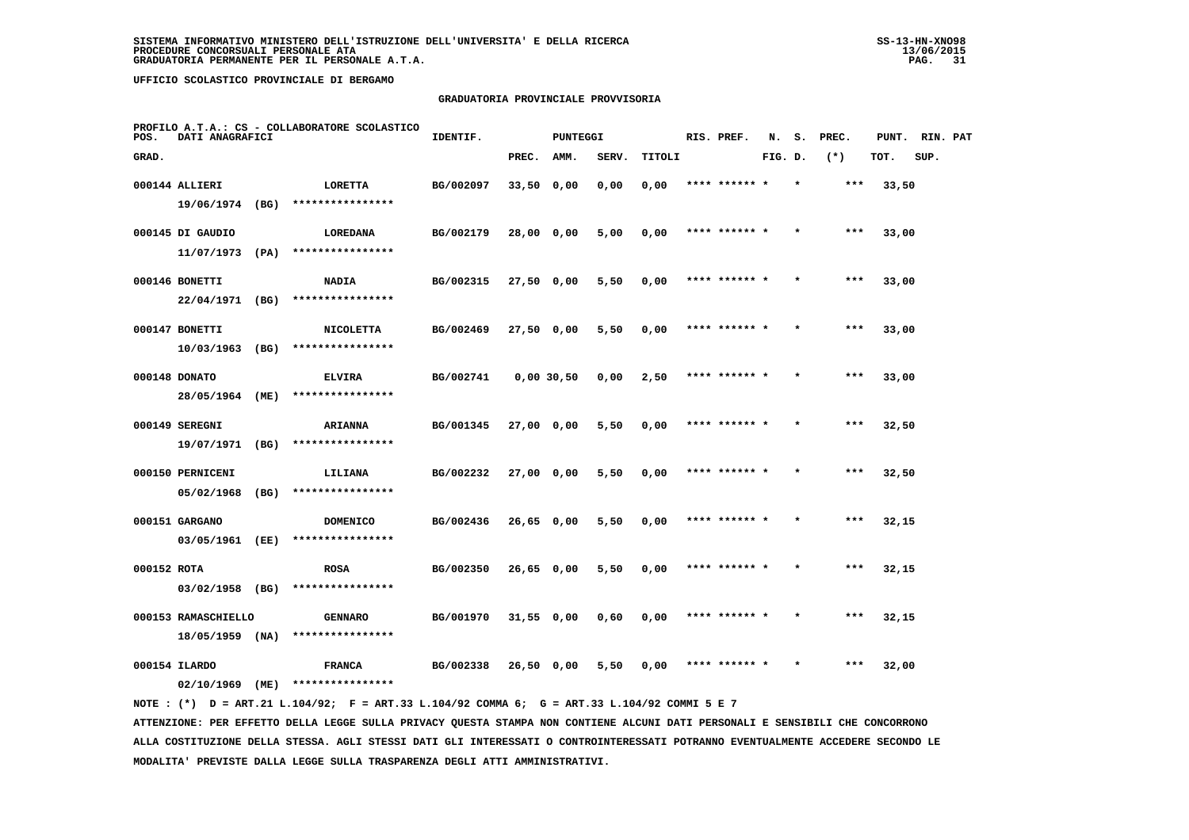SISTEMA INFORMATIVO MINISTERO DELL'ISTRUZIONE DELL'UNIVERSITA' E DELLA RICERCA
PROCEDURE CONCORSUALI PERSONALE ATA
GRADUATORIA PERMANENTE PER IL PERSONALE A.T.A.

UFFICIO SCOLASTICO PROVINCIALE DI BERGAMO

## GRADUATORIA PROVINCIALE PROVVISORIA

PROFILO A.T.A.: CS - COLLABORATORE SCOLASTICO

| POS. GRAD. | DATI ANAGRAFICI | | IDENTIF. | PUNTEGGI PREC. | AMM. | SERV. | TITOLI | RIS. PREF. | N. FIG. | S. D. | PREC. (*) | PUNT. TOT. | RIN. SUP. | PAT |
|---|---|---|---|---|---|---|---|---|---|---|---|---|---|---|
| 000144 | ALLIERI 19/06/1974 (BG) | LORETTA **************** | BG/002097 | 33,50 | 0,00 | 0,00 | 0,00 | **** ****** | * | * | *** | 33,50 | | |
| 000145 | DI GAUDIO 11/07/1973 (PA) | LOREDANA **************** | BG/002179 | 28,00 | 0,00 | 5,00 | 0,00 | **** ****** | * | * | *** | 33,00 | | |
| 000146 | BONETTI 22/04/1971 (BG) | NADIA **************** | BG/002315 | 27,50 | 0,00 | 5,50 | 0,00 | **** ****** | * | * | *** | 33,00 | | |
| 000147 | BONETTI 10/03/1963 (BG) | NICOLETTA **************** | BG/002469 | 27,50 | 0,00 | 5,50 | 0,00 | **** ****** | * | * | *** | 33,00 | | |
| 000148 | DONATO 28/05/1964 (ME) | ELVIRA **************** | BG/002741 | 0,00 | 30,50 | 0,00 | 2,50 | **** ****** | * | * | *** | 33,00 | | |
| 000149 | SEREGNI 19/07/1971 (BG) | ARIANNA **************** | BG/001345 | 27,00 | 0,00 | 5,50 | 0,00 | **** ****** | * | * | *** | 32,50 | | |
| 000150 | PERNICENI 05/02/1968 (BG) | LILIANA **************** | BG/002232 | 27,00 | 0,00 | 5,50 | 0,00 | **** ****** | * | * | *** | 32,50 | | |
| 000151 | GARGANO 03/05/1961 (EE) | DOMENICO **************** | BG/002436 | 26,65 | 0,00 | 5,50 | 0,00 | **** ****** | * | * | *** | 32,15 | | |
| 000152 | ROTA 03/02/1958 (BG) | ROSA **************** | BG/002350 | 26,65 | 0,00 | 5,50 | 0,00 | **** ****** | * | * | *** | 32,15 | | |
| 000153 | RAMASCHIELLO 18/05/1959 (NA) | GENNARO **************** | BG/001970 | 31,55 | 0,00 | 0,60 | 0,00 | **** ****** | * | * | *** | 32,15 | | |
| 000154 | ILARDO 02/10/1969 (ME) | FRANCA **************** | BG/002338 | 26,50 | 0,00 | 5,50 | 0,00 | **** ****** | * | * | *** | 32,00 | | |

NOTE : (*) D = ART.21 L.104/92; F = ART.33 L.104/92 COMMA 6; G = ART.33 L.104/92 COMMI 5 E 7

ATTENZIONE: PER EFFETTO DELLA LEGGE SULLA PRIVACY QUESTA STAMPA NON CONTIENE ALCUNI DATI PERSONALI E SENSIBILI CHE CONCORRONO ALLA COSTITUZIONE DELLA STESSA. AGLI STESSI DATI GLI INTERESSATI O CONTROINTERESSATI POTRANNO EVENTUALMENTE ACCEDERE SECONDO LE MODALITA' PREVISTE DALLA LEGGE SULLA TRASPARENZA DEGLI ATTI AMMINISTRATIVI.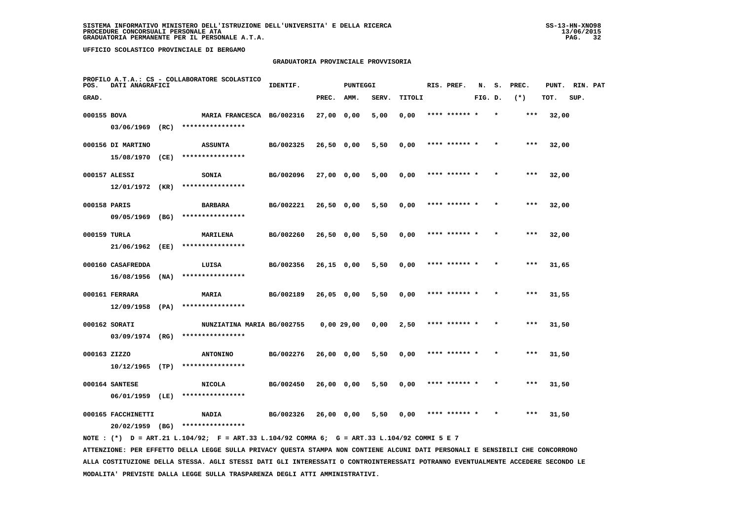SISTEMA INFORMATIVO MINISTERO DELL'ISTRUZIONE DELL'UNIVERSITA' E DELLA RICERCA
PROCEDURE CONCORSUALI PERSONALE ATA
GRADUATORIA PERMANENTE PER IL PERSONALE A.T.A.

UFFICIO SCOLASTICO PROVINCIALE DI BERGAMO

GRADUATORIA PROVINCIALE PROVVISORIA

PROFILO A.T.A.: CS - COLLABORATORE SCOLASTICO

| POS. GRAD. | DATI ANAGRAFICI | | IDENTIF. | PUNTEGGI PREC. | AMM. | SERV. | TITOLI | RIS. PREF. | N. FIG. | S. D. | PREC. (*) | PUNT. TOT. | RIN. SUP. | PAT |
|---|---|---|---|---|---|---|---|---|---|---|---|---|---|---|
| 000155 | BOVA | MARIA FRANCESCA | BG/002316 | 27,00 | 0,00 | 5,00 | 0,00 | **** ****** * | | * | *** | 32,00 | | |
| | 03/06/1969 (RC) | **************** | | | | | | | | | | | | |
| 000156 | DI MARTINO | ASSUNTA | BG/002325 | 26,50 | 0,00 | 5,50 | 0,00 | **** ****** * | | * | *** | 32,00 | | |
| | 15/08/1970 (CE) | **************** | | | | | | | | | | | | |
| 000157 | ALESSI | SONIA | BG/002096 | 27,00 | 0,00 | 5,00 | 0,00 | **** ****** * | | * | *** | 32,00 | | |
| | 12/01/1972 (KR) | **************** | | | | | | | | | | | | |
| 000158 | PARIS | BARBARA | BG/002221 | 26,50 | 0,00 | 5,50 | 0,00 | **** ****** * | | * | *** | 32,00 | | |
| | 09/05/1969 (BG) | **************** | | | | | | | | | | | | |
| 000159 | TURLA | MARILENA | BG/002260 | 26,50 | 0,00 | 5,50 | 0,00 | **** ****** * | | * | *** | 32,00 | | |
| | 21/06/1962 (EE) | **************** | | | | | | | | | | | | |
| 000160 | CASAFREDDA | LUISA | BG/002356 | 26,15 | 0,00 | 5,50 | 0,00 | **** ****** * | | * | *** | 31,65 | | |
| | 16/08/1956 (NA) | **************** | | | | | | | | | | | | |
| 000161 | FERRARA | MARIA | BG/002189 | 26,05 | 0,00 | 5,50 | 0,00 | **** ****** * | | * | *** | 31,55 | | |
| | 12/09/1958 (PA) | **************** | | | | | | | | | | | | |
| 000162 | SORATI | NUNZIATINA MARIA | BG/002755 | 0,00 | 29,00 | 0,00 | 2,50 | **** ****** * | | * | *** | 31,50 | | |
| | 03/09/1974 (RG) | **************** | | | | | | | | | | | | |
| 000163 | ZIZZO | ANTONINO | BG/002276 | 26,00 | 0,00 | 5,50 | 0,00 | **** ****** * | | * | *** | 31,50 | | |
| | 10/12/1965 (TP) | **************** | | | | | | | | | | | | |
| 000164 | SANTESE | NICOLA | BG/002450 | 26,00 | 0,00 | 5,50 | 0,00 | **** ****** * | | * | *** | 31,50 | | |
| | 06/01/1959 (LE) | **************** | | | | | | | | | | | | |
| 000165 | FACCHINETTI | NADIA | BG/002326 | 26,00 | 0,00 | 5,50 | 0,00 | **** ****** * | | * | *** | 31,50 | | |
| | 20/02/1959 (BG) | **************** | | | | | | | | | | | | |

NOTE : (*) D = ART.21 L.104/92; F = ART.33 L.104/92 COMMA 6; G = ART.33 L.104/92 COMMI 5 E 7

ATTENZIONE: PER EFFETTO DELLA LEGGE SULLA PRIVACY QUESTA STAMPA NON CONTIENE ALCUNI DATI PERSONALI E SENSIBILI CHE CONCORRONO ALLA COSTITUZIONE DELLA STESSA. AGLI STESSI DATI GLI INTERESSATI O CONTROINTERESSATI POTRANNO EVENTUALMENTE ACCEDERE SECONDO LE MODALITA' PREVISTE DALLA LEGGE SULLA TRASPARENZA DEGLI ATTI AMMINISTRATIVI.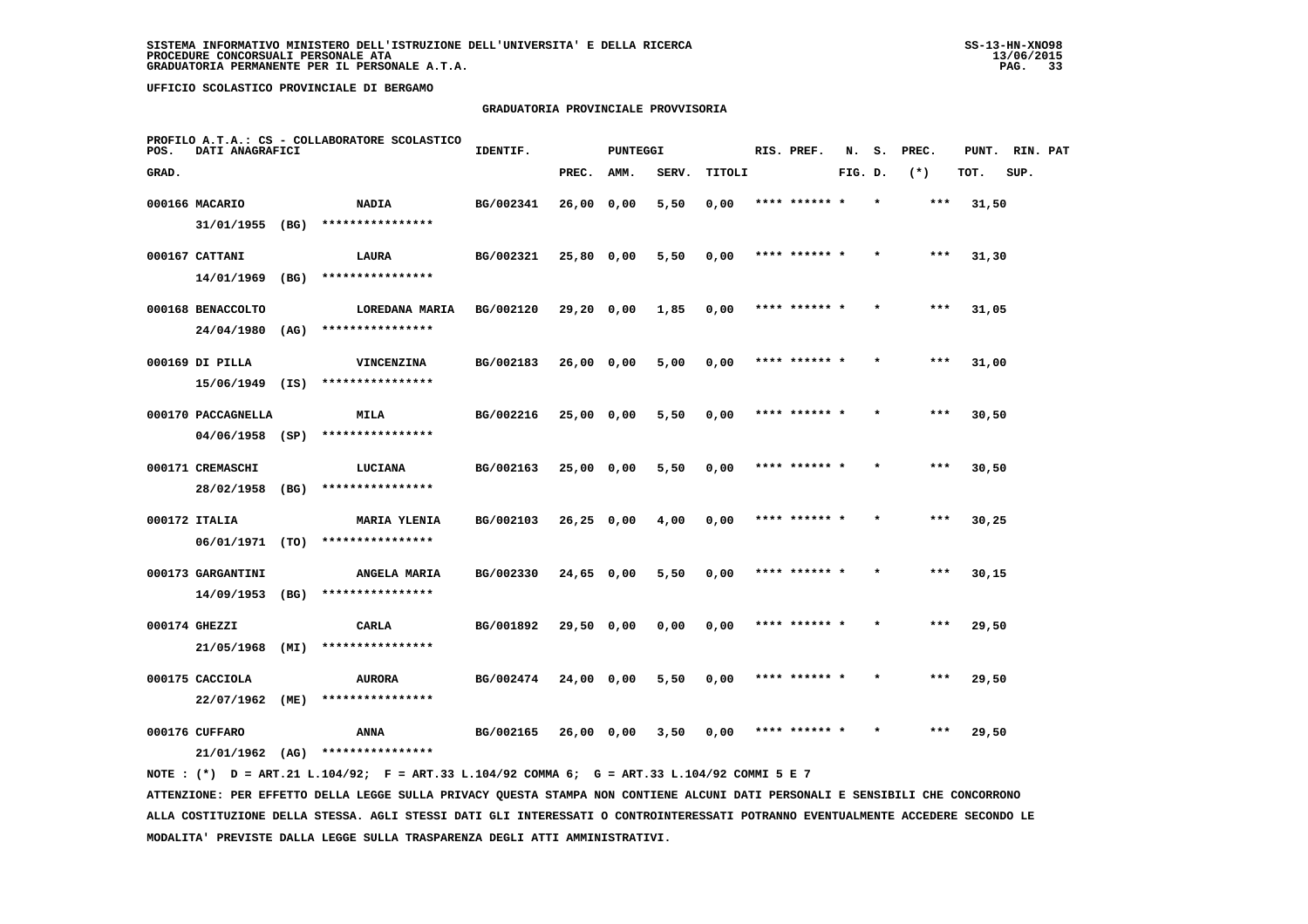**UFFICIO SCOLASTICO PROVINCIALE DI BERGAMO**

**GRADUATORIA PROVINCIALE PROVVISORIA**

PROFILO A.T.A.: CS - COLLABORATORE SCOLASTICO

| POS. GRAD. | DATI ANAGRAFICI | | IDENTIF. | PUNTEGGI PREC. | AMM. | SERV. | TITOLI | RIS. PREF. | N. FIG. | S. D. | PREC. (*) | PUNT. TOT. | RIN. SUP. | PAT |
|---|---|---|---|---|---|---|---|---|---|---|---|---|---|---|
| 000166 | MACARIO | NADIA | BG/002341 | 26,00 | 0,00 | 5,50 | 0,00 | **** ****** * | | * | *** | 31,50 | | |
| | 31/01/1955 (BG) | **************** | | | | | | | | | | | | |
| 000167 | CATTANI | LAURA | BG/002321 | 25,80 | 0,00 | 5,50 | 0,00 | **** ****** * | | * | *** | 31,30 | | |
| | 14/01/1969 (BG) | **************** | | | | | | | | | | | | |
| 000168 | BENACCOLTO | LOREDANA MARIA | BG/002120 | 29,20 | 0,00 | 1,85 | 0,00 | **** ****** * | | * | *** | 31,05 | | |
| | 24/04/1980 (AG) | **************** | | | | | | | | | | | | |
| 000169 | DI PILLA | VINCENZINA | BG/002183 | 26,00 | 0,00 | 5,00 | 0,00 | **** ****** * | | * | *** | 31,00 | | |
| | 15/06/1949 (IS) | **************** | | | | | | | | | | | | |
| 000170 | PACCAGNELLA | MILA | BG/002216 | 25,00 | 0,00 | 5,50 | 0,00 | **** ****** * | | * | *** | 30,50 | | |
| | 04/06/1958 (SP) | **************** | | | | | | | | | | | | |
| 000171 | CREMASCHI | LUCIANA | BG/002163 | 25,00 | 0,00 | 5,50 | 0,00 | **** ****** * | | * | *** | 30,50 | | |
| | 28/02/1958 (BG) | **************** | | | | | | | | | | | | |
| 000172 | ITALIA | MARIA YLENIA | BG/002103 | 26,25 | 0,00 | 4,00 | 0,00 | **** ****** * | | * | *** | 30,25 | | |
| | 06/01/1971 (TO) | **************** | | | | | | | | | | | | |
| 000173 | GARGANTINI | ANGELA MARIA | BG/002330 | 24,65 | 0,00 | 5,50 | 0,00 | **** ****** * | | * | *** | 30,15 | | |
| | 14/09/1953 (BG) | **************** | | | | | | | | | | | | |
| 000174 | GHEZZI | CARLA | BG/001892 | 29,50 | 0,00 | 0,00 | 0,00 | **** ****** * | | * | *** | 29,50 | | |
| | 21/05/1968 (MI) | **************** | | | | | | | | | | | | |
| 000175 | CACCIOLA | AURORA | BG/002474 | 24,00 | 0,00 | 5,50 | 0,00 | **** ****** * | | * | *** | 29,50 | | |
| | 22/07/1962 (ME) | **************** | | | | | | | | | | | | |
| 000176 | CUFFARO | ANNA | BG/002165 | 26,00 | 0,00 | 3,50 | 0,00 | **** ****** * | | * | *** | 29,50 | | |
| | 21/01/1962 (AG) | **************** | | | | | | | | | | | | |

NOTE : (*) D = ART.21 L.104/92; F = ART.33 L.104/92 COMMA 6; G = ART.33 L.104/92 COMMI 5 E 7

ATTENZIONE: PER EFFETTO DELLA LEGGE SULLA PRIVACY QUESTA STAMPA NON CONTIENE ALCUNI DATI PERSONALI E SENSIBILI CHE CONCORRONO ALLA COSTITUZIONE DELLA STESSA. AGLI STESSI DATI GLI INTERESSATI O CONTROINTERESSATI POTRANNO EVENTUALMENTE ACCEDERE SECONDO LE MODALITA' PREVISTE DALLA LEGGE SULLA TRASPARENZA DEGLI ATTI AMMINISTRATIVI.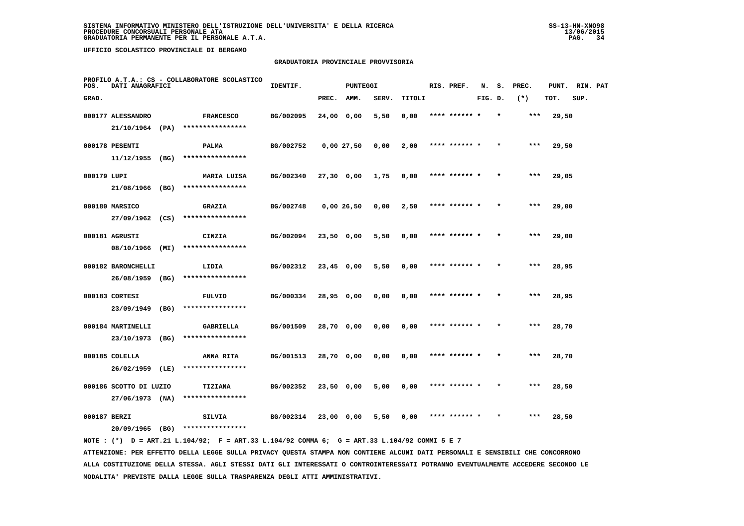SISTEMA INFORMATIVO MINISTERO DELL'ISTRUZIONE DELL'UNIVERSITA' E DELLA RICERCA
PROCEDURE CONCORSUALI PERSONALE ATA
GRADUATORIA PERMANENTE PER IL PERSONALE A.T.A.

UFFICIO SCOLASTICO PROVINCIALE DI BERGAMO

GRADUATORIA PROVINCIALE PROVVISORIA

PROFILO A.T.A.: CS - COLLABORATORE SCOLASTICO

| POS. GRAD. | DATI ANAGRAFICI | | IDENTIF. | PUNTEGGI PREC. | AMM. | SERV. | TITOLI | RIS. PREF. | N. FIG. | S. D. | PREC. (*) | PUNT. TOT. | RIN. SUP. | PAT |
|---|---|---|---|---|---|---|---|---|---|---|---|---|---|---|
| 000177 | ALESSANDRO 21/10/1964 (PA) | FRANCESCO **************** | BG/002095 | 24,00 | 0,00 | 5,50 | 0,00 | **** ****** * | | * | *** | 29,50 | | |
| 000178 | PESENTI 11/12/1955 (BG) | PALMA **************** | BG/002752 | 0,00 | 27,50 | 0,00 | 2,00 | **** ****** * | | * | *** | 29,50 | | |
| 000179 | LUPI 21/08/1966 (BG) | MARIA LUISA **************** | BG/002340 | 27,30 | 0,00 | 1,75 | 0,00 | **** ****** * | | * | *** | 29,05 | | |
| 000180 | MARSICO 27/09/1962 (CS) | GRAZIA **************** | BG/002748 | 0,00 | 26,50 | 0,00 | 2,50 | **** ****** * | | * | *** | 29,00 | | |
| 000181 | AGRUSTI 08/10/1966 (MI) | CINZIA **************** | BG/002094 | 23,50 | 0,00 | 5,50 | 0,00 | **** ****** * | | * | *** | 29,00 | | |
| 000182 | BARONCHELLI 26/08/1959 (BG) | LIDIA **************** | BG/002312 | 23,45 | 0,00 | 5,50 | 0,00 | **** ****** * | | * | *** | 28,95 | | |
| 000183 | CORTESI 23/09/1949 (BG) | FULVIO **************** | BG/000334 | 28,95 | 0,00 | 0,00 | 0,00 | **** ****** * | | * | *** | 28,95 | | |
| 000184 | MARTINELLI 23/10/1973 (BG) | GABRIELLA **************** | BG/001509 | 28,70 | 0,00 | 0,00 | 0,00 | **** ****** * | | * | *** | 28,70 | | |
| 000185 | COLELLA 26/02/1959 (LE) | ANNA RITA **************** | BG/001513 | 28,70 | 0,00 | 0,00 | 0,00 | **** ****** * | | * | *** | 28,70 | | |
| 000186 | SCOTTO DI LUZIO 27/06/1973 (NA) | TIZIANA **************** | BG/002352 | 23,50 | 0,00 | 5,00 | 0,00 | **** ****** * | | * | *** | 28,50 | | |
| 000187 | BERZI 20/09/1965 (BG) | SILVIA **************** | BG/002314 | 23,00 | 0,00 | 5,50 | 0,00 | **** ****** * | | * | *** | 28,50 | | |

NOTE : (*) D = ART.21 L.104/92; F = ART.33 L.104/92 COMMA 6; G = ART.33 L.104/92 COMMI 5 E 7

ATTENZIONE: PER EFFETTO DELLA LEGGE SULLA PRIVACY QUESTA STAMPA NON CONTIENE ALCUNI DATI PERSONALI E SENSIBILI CHE CONCORRONO ALLA COSTITUZIONE DELLA STESSA. AGLI STESSI DATI GLI INTERESSATI O CONTROINTERESSATI POTRANNO EVENTUALMENTE ACCEDERE SECONDO LE MODALITA' PREVISTE DALLA LEGGE SULLA TRASPARENZA DEGLI ATTI AMMINISTRATIVI.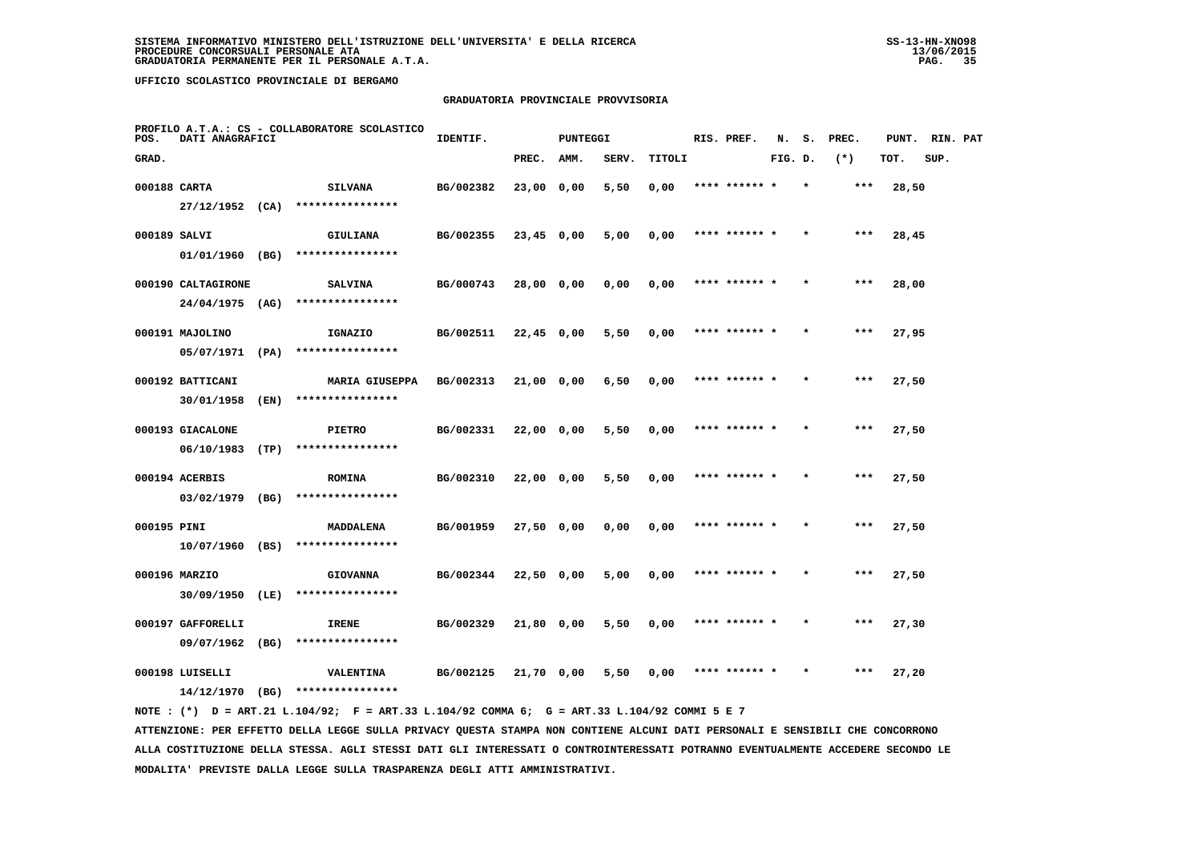SISTEMA INFORMATIVO MINISTERO DELL'ISTRUZIONE DELL'UNIVERSITA' E DELLA RICERCA
PROCEDURE CONCORSUALI PERSONALE ATA
GRADUATORIA PERMANENTE PER IL PERSONALE A.T.A.

UFFICIO SCOLASTICO PROVINCIALE DI BERGAMO

## GRADUATORIA PROVINCIALE PROVVISORIA

PROFILO A.T.A.: CS - COLLABORATORE SCOLASTICO

| POS. GRAD. | DATI ANAGRAFICI | | IDENTIF. | PUNTEGGI PREC. | AMM. | SERV. | TITOLI | RIS. PREF. | N. FIG. | S. D. | PREC. (*) | PUNT. TOT. | RIN. SUP. | PAT |
|---|---|---|---|---|---|---|---|---|---|---|---|---|---|---|
| 000188 | CARTA 27/12/1952 (CA) | SILVANA **************** | BG/002382 | 23,00 | 0,00 | 5,50 | 0,00 | **** ****** * | | * | *** | 28,50 | | |
| 000189 | SALVI 01/01/1960 (BG) | GIULIANA **************** | BG/002355 | 23,45 | 0,00 | 5,00 | 0,00 | **** ****** * | | * | *** | 28,45 | | |
| 000190 | CALTAGIRONE 24/04/1975 (AG) | SALVINA **************** | BG/000743 | 28,00 | 0,00 | 0,00 | 0,00 | **** ****** * | | * | *** | 28,00 | | |
| 000191 | MAJOLINO 05/07/1971 (PA) | IGNAZIO **************** | BG/002511 | 22,45 | 0,00 | 5,50 | 0,00 | **** ****** * | | * | *** | 27,95 | | |
| 000192 | BATTICANI 30/01/1958 (EN) | MARIA GIUSEPPA **************** | BG/002313 | 21,00 | 0,00 | 6,50 | 0,00 | **** ****** * | | * | *** | 27,50 | | |
| 000193 | GIACALONE 06/10/1983 (TP) | PIETRO **************** | BG/002331 | 22,00 | 0,00 | 5,50 | 0,00 | **** ****** * | | * | *** | 27,50 | | |
| 000194 | ACERBIS 03/02/1979 (BG) | ROMINA **************** | BG/002310 | 22,00 | 0,00 | 5,50 | 0,00 | **** ****** * | | * | *** | 27,50 | | |
| 000195 | PINI 10/07/1960 (BS) | MADDALENA **************** | BG/001959 | 27,50 | 0,00 | 0,00 | 0,00 | **** ****** * | | * | *** | 27,50 | | |
| 000196 | MARZIO 30/09/1950 (LE) | GIOVANNA **************** | BG/002344 | 22,50 | 0,00 | 5,00 | 0,00 | **** ****** * | | * | *** | 27,50 | | |
| 000197 | GAFFORELLI 09/07/1962 (BG) | IRENE **************** | BG/002329 | 21,80 | 0,00 | 5,50 | 0,00 | **** ****** * | | * | *** | 27,30 | | |
| 000198 | LUISELLI 14/12/1970 (BG) | VALENTINA **************** | BG/002125 | 21,70 | 0,00 | 5,50 | 0,00 | **** ****** * | | * | *** | 27,20 | | |

NOTE : (*) D = ART.21 L.104/92; F = ART.33 L.104/92 COMMA 6; G = ART.33 L.104/92 COMMI 5 E 7

ATTENZIONE: PER EFFETTO DELLA LEGGE SULLA PRIVACY QUESTA STAMPA NON CONTIENE ALCUNI DATI PERSONALI E SENSIBILI CHE CONCORRONO ALLA COSTITUZIONE DELLA STESSA. AGLI STESSI DATI GLI INTERESSATI O CONTROINTERESSATI POTRANNO EVENTUALMENTE ACCEDERE SECONDO LE MODALITA' PREVISTE DALLA LEGGE SULLA TRASPARENZA DEGLI ATTI AMMINISTRATIVI.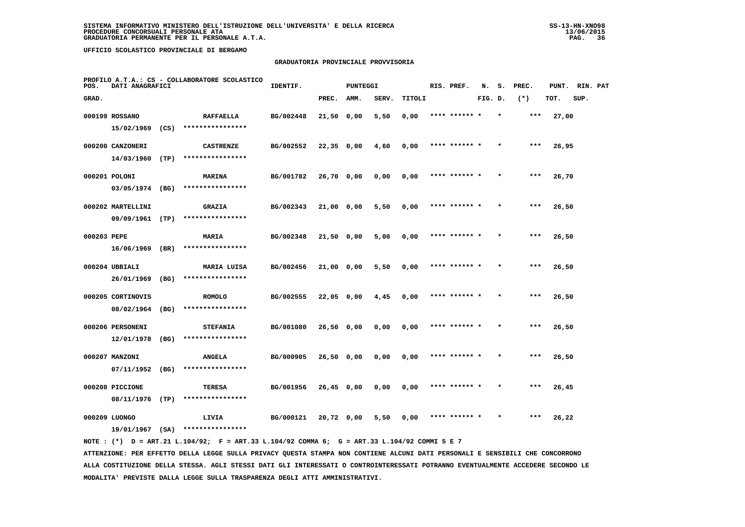SISTEMA INFORMATIVO MINISTERO DELL'ISTRUZIONE DELL'UNIVERSITA' E DELLA RICERCA
PROCEDURE CONCORSUALI PERSONALE ATA
GRADUATORIA PERMANENTE PER IL PERSONALE A.T.A.

UFFICIO SCOLASTICO PROVINCIALE DI BERGAMO

GRADUATORIA PROVINCIALE PROVVISORIA

PROFILO A.T.A.: CS - COLLABORATORE SCOLASTICO

| POS. GRAD. | DATI ANAGRAFICI | | IDENTIF. | PUNTEGGI PREC. | AMM. | SERV. | TITOLI | RIS. PREF. | N. FIG. | S. D. | PREC. (*) | PUNT. TOT. | RIN. SUP. | PAT |
|---|---|---|---|---|---|---|---|---|---|---|---|---|---|---|
| 000199 | ROSSANO 15/02/1969 (CS) | RAFFAELLA **************** | BG/002448 | 21,50 | 0,00 | 5,50 | 0,00 | **** ****** * | | * | *** | 27,00 | | |
| 000200 | CANZONERI 14/03/1960 (TP) | CASTRENZE **************** | BG/002552 | 22,35 | 0,00 | 4,60 | 0,00 | **** ****** * | | * | *** | 26,95 | | |
| 000201 | POLONI 03/05/1974 (BG) | MARINA **************** | BG/001782 | 26,70 | 0,00 | 0,00 | 0,00 | **** ****** * | | * | *** | 26,70 | | |
| 000202 | MARTELLINI 09/09/1961 (TP) | GRAZIA **************** | BG/002343 | 21,00 | 0,00 | 5,50 | 0,00 | **** ****** * | | * | *** | 26,50 | | |
| 000203 | PEPE 16/06/1969 (BR) | MARIA **************** | BG/002348 | 21,50 | 0,00 | 5,00 | 0,00 | **** ****** * | | * | *** | 26,50 | | |
| 000204 | UBBIALI 26/01/1969 (BG) | MARIA LUISA **************** | BG/002456 | 21,00 | 0,00 | 5,50 | 0,00 | **** ****** * | | * | *** | 26,50 | | |
| 000205 | CORTINOVIS 08/02/1964 (BG) | ROMOLO **************** | BG/002555 | 22,05 | 0,00 | 4,45 | 0,00 | **** ****** * | | * | *** | 26,50 | | |
| 000206 | PERSONENI 12/01/1978 (BG) | STEFANIA **************** | BG/001080 | 26,50 | 0,00 | 0,00 | 0,00 | **** ****** * | | * | *** | 26,50 | | |
| 000207 | MANZONI 07/11/1952 (BG) | ANGELA **************** | BG/000905 | 26,50 | 0,00 | 0,00 | 0,00 | **** ****** * | | * | *** | 26,50 | | |
| 000208 | PICCIONE 08/11/1976 (TP) | TERESA **************** | BG/001956 | 26,45 | 0,00 | 0,00 | 0,00 | **** ****** * | | * | *** | 26,45 | | |
| 000209 | LUONGO 19/01/1967 (SA) | LIVIA **************** | BG/000121 | 20,72 | 0,00 | 5,50 | 0,00 | **** ****** * | | * | *** | 26,22 | | |

NOTE : (*) D = ART.21 L.104/92; F = ART.33 L.104/92 COMMA 6; G = ART.33 L.104/92 COMMI 5 E 7

ATTENZIONE: PER EFFETTO DELLA LEGGE SULLA PRIVACY QUESTA STAMPA NON CONTIENE ALCUNI DATI PERSONALI E SENSIBILI CHE CONCORRONO ALLA COSTITUZIONE DELLA STESSA. AGLI STESSI DATI GLI INTERESSATI O CONTROINTERESSATI POTRANNO EVENTUALMENTE ACCEDERE SECONDO LE MODALITA' PREVISTE DALLA LEGGE SULLA TRASPARENZA DEGLI ATTI AMMINISTRATIVI.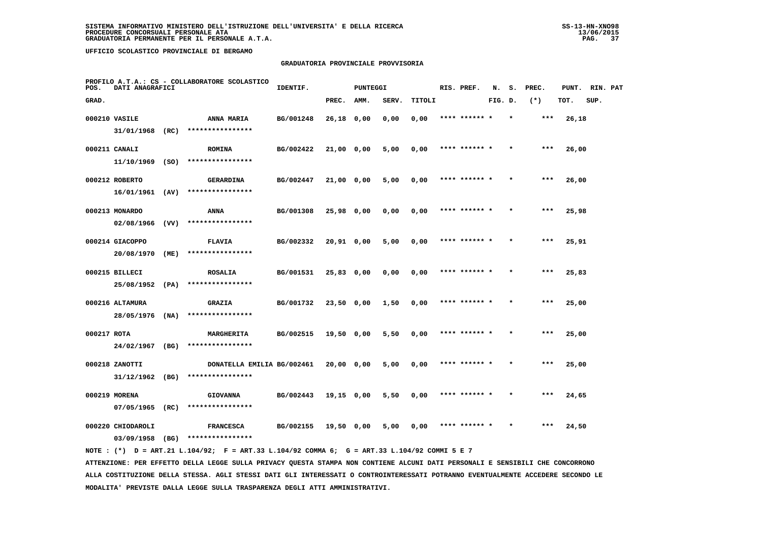SISTEMA INFORMATIVO MINISTERO DELL'ISTRUZIONE DELL'UNIVERSITA' E DELLA RICERCA
PROCEDURE CONCORSUALI PERSONALE ATA
GRADUATORIA PERMANENTE PER IL PERSONALE A.T.A.

UFFICIO SCOLASTICO PROVINCIALE DI BERGAMO

## GRADUATORIA PROVINCIALE PROVVISORIA

PROFILO A.T.A.: CS - COLLABORATORE SCOLASTICO

| POS. GRAD. | DATI ANAGRAFICI | | IDENTIF. | PUNTEGGI PREC. | AMM. | SERV. | TITOLI | RIS. PREF. | N. FIG. | S. D. | PREC. (*) | PUNT. TOT. | RIN. SUP. | PAT |
|---|---|---|---|---|---|---|---|---|---|---|---|---|---|---|
| 000210 | VASILE 31/01/1968 (RC) | ANNA MARIA **************** | BG/001248 | 26,18 | 0,00 | 0,00 | 0,00 | **** ****** * | | * | *** | 26,18 | | |
| 000211 | CANALI 11/10/1969 (SO) | ROMINA **************** | BG/002422 | 21,00 | 0,00 | 5,00 | 0,00 | **** ****** * | | * | *** | 26,00 | | |
| 000212 | ROBERTO 16/01/1961 (AV) | GERARDINA **************** | BG/002447 | 21,00 | 0,00 | 5,00 | 0,00 | **** ****** * | | * | *** | 26,00 | | |
| 000213 | MONARDO 02/08/1966 (VV) | ANNA **************** | BG/001308 | 25,98 | 0,00 | 0,00 | 0,00 | **** ****** * | | * | *** | 25,98 | | |
| 000214 | GIACOPPO 20/08/1970 (ME) | FLAVIA **************** | BG/002332 | 20,91 | 0,00 | 5,00 | 0,00 | **** ****** * | | * | *** | 25,91 | | |
| 000215 | BILLECI 25/08/1952 (PA) | ROSALIA **************** | BG/001531 | 25,83 | 0,00 | 0,00 | 0,00 | **** ****** * | | * | *** | 25,83 | | |
| 000216 | ALTAMURA 28/05/1976 (NA) | GRAZIA **************** | BG/001732 | 23,50 | 0,00 | 1,50 | 0,00 | **** ****** * | | * | *** | 25,00 | | |
| 000217 | ROTA 24/02/1967 (BG) | MARGHERITA **************** | BG/002515 | 19,50 | 0,00 | 5,50 | 0,00 | **** ****** * | | * | *** | 25,00 | | |
| 000218 | ZANOTTI 31/12/1962 (BG) | DONATELLA EMILIA **************** | BG/002461 | 20,00 | 0,00 | 5,00 | 0,00 | **** ****** * | | * | *** | 25,00 | | |
| 000219 | MORENA 07/05/1965 (RC) | GIOVANNA **************** | BG/002443 | 19,15 | 0,00 | 5,50 | 0,00 | **** ****** * | | * | *** | 24,65 | | |
| 000220 | CHIODAROLI 03/09/1958 (BG) | FRANCESCA **************** | BG/002155 | 19,50 | 0,00 | 5,00 | 0,00 | **** ****** * | | * | *** | 24,50 | | |

NOTE : (*) D = ART.21 L.104/92; F = ART.33 L.104/92 COMMA 6; G = ART.33 L.104/92 COMMI 5 E 7

ATTENZIONE: PER EFFETTO DELLA LEGGE SULLA PRIVACY QUESTA STAMPA NON CONTIENE ALCUNI DATI PERSONALI E SENSIBILI CHE CONCORRONO ALLA COSTITUZIONE DELLA STESSA. AGLI STESSI DATI GLI INTERESSATI O CONTROINTERESSATI POTRANNO EVENTUALMENTE ACCEDERE SECONDO LE MODALITA' PREVISTE DALLA LEGGE SULLA TRASPARENZA DEGLI ATTI AMMINISTRATIVI.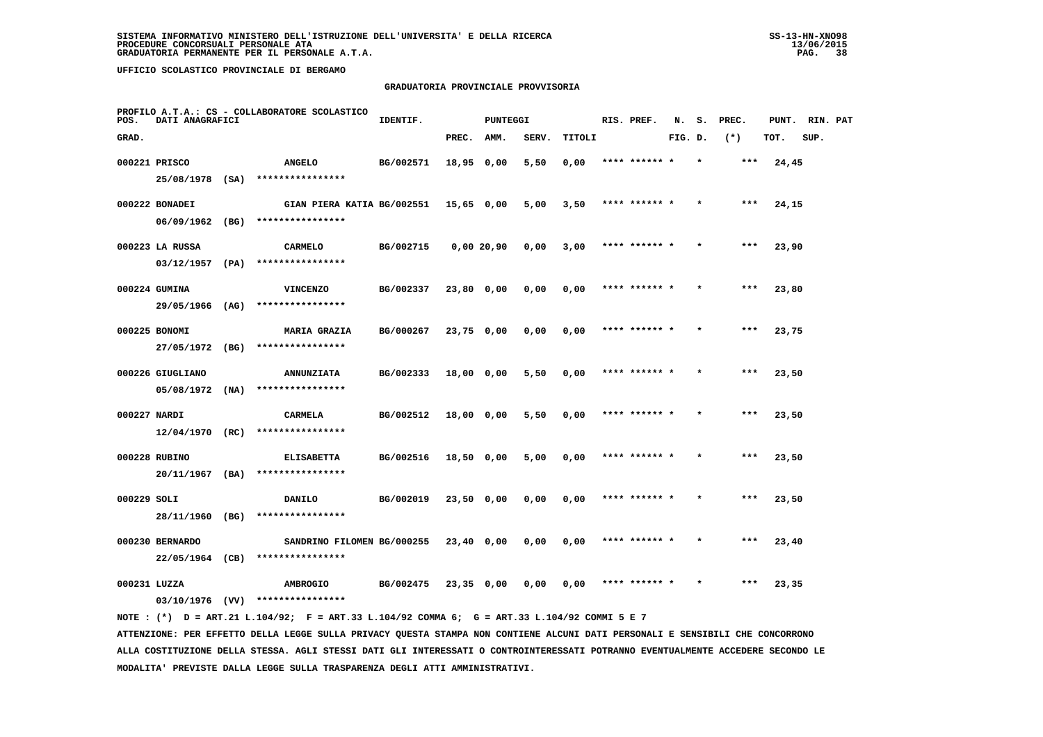SISTEMA INFORMATIVO MINISTERO DELL'ISTRUZIONE DELL'UNIVERSITA' E DELLA RICERCA
PROCEDURE CONCORSUALI PERSONALE ATA
GRADUATORIA PERMANENTE PER IL PERSONALE A.T.A.

UFFICIO SCOLASTICO PROVINCIALE DI BERGAMO

GRADUATORIA PROVINCIALE PROVVISORIA

PROFILO A.T.A.: CS - COLLABORATORE SCOLASTICO

| POS. GRAD. | DATI ANAGRAFICI | | IDENTIF. | PUNTEGGI PREC. | AMM. | SERV. | TITOLI | RIS. PREF. | N. FIG. | S. D. | PREC. (*) | PUNT. TOT. | RIN. SUP. | PAT |
|---|---|---|---|---|---|---|---|---|---|---|---|---|---|---|
| 000221 | PRISCO 25/08/1978 (SA) | ANGELO **************** | BG/002571 | 18,95 | 0,00 | 5,50 | 0,00 | **** ****** * | | * | *** | 24,45 | | |
| 000222 | BONADEI 06/09/1962 (BG) | GIAN PIERA KATIA **************** | BG/002551 | 15,65 | 0,00 | 5,00 | 3,50 | **** ****** * | | * | *** | 24,15 | | |
| 000223 | LA RUSSA 03/12/1957 (PA) | CARMELO **************** | BG/002715 | 0,00 | 20,90 | 0,00 | 3,00 | **** ****** * | | * | *** | 23,90 | | |
| 000224 | GUMINA 29/05/1966 (AG) | VINCENZO **************** | BG/002337 | 23,80 | 0,00 | 0,00 | 0,00 | **** ****** * | | * | *** | 23,80 | | |
| 000225 | BONOMI 27/05/1972 (BG) | MARIA GRAZIA **************** | BG/000267 | 23,75 | 0,00 | 0,00 | 0,00 | **** ****** * | | * | *** | 23,75 | | |
| 000226 | GIUGLIANO 05/08/1972 (NA) | ANNUNZIATA **************** | BG/002333 | 18,00 | 0,00 | 5,50 | 0,00 | **** ****** * | | * | *** | 23,50 | | |
| 000227 | NARDI 12/04/1970 (RC) | CARMELA **************** | BG/002512 | 18,00 | 0,00 | 5,50 | 0,00 | **** ****** * | | * | *** | 23,50 | | |
| 000228 | RUBINO 20/11/1967 (BA) | ELISABETTA **************** | BG/002516 | 18,50 | 0,00 | 5,00 | 0,00 | **** ****** * | | * | *** | 23,50 | | |
| 000229 | SOLI 28/11/1960 (BG) | DANILO **************** | BG/002019 | 23,50 | 0,00 | 0,00 | 0,00 | **** ****** * | | * | *** | 23,50 | | |
| 000230 | BERNARDO 22/05/1964 (CB) | SANDRINO FILOMEN **************** | BG/000255 | 23,40 | 0,00 | 0,00 | 0,00 | **** ****** * | | * | *** | 23,40 | | |
| 000231 | LUZZA 03/10/1976 (VV) | AMBROGIO **************** | BG/002475 | 23,35 | 0,00 | 0,00 | 0,00 | **** ****** * | | * | *** | 23,35 | | |

NOTE : (*) D = ART.21 L.104/92; F = ART.33 L.104/92 COMMA 6; G = ART.33 L.104/92 COMMI 5 E 7

ATTENZIONE: PER EFFETTO DELLA LEGGE SULLA PRIVACY QUESTA STAMPA NON CONTIENE ALCUNI DATI PERSONALI E SENSIBILI CHE CONCORRONO ALLA COSTITUZIONE DELLA STESSA. AGLI STESSI DATI GLI INTERESSATI O CONTROINTERESSATI POTRANNO EVENTUALMENTE ACCEDERE SECONDO LE MODALITA' PREVISTE DALLA LEGGE SULLA TRASPARENZA DEGLI ATTI AMMINISTRATIVI.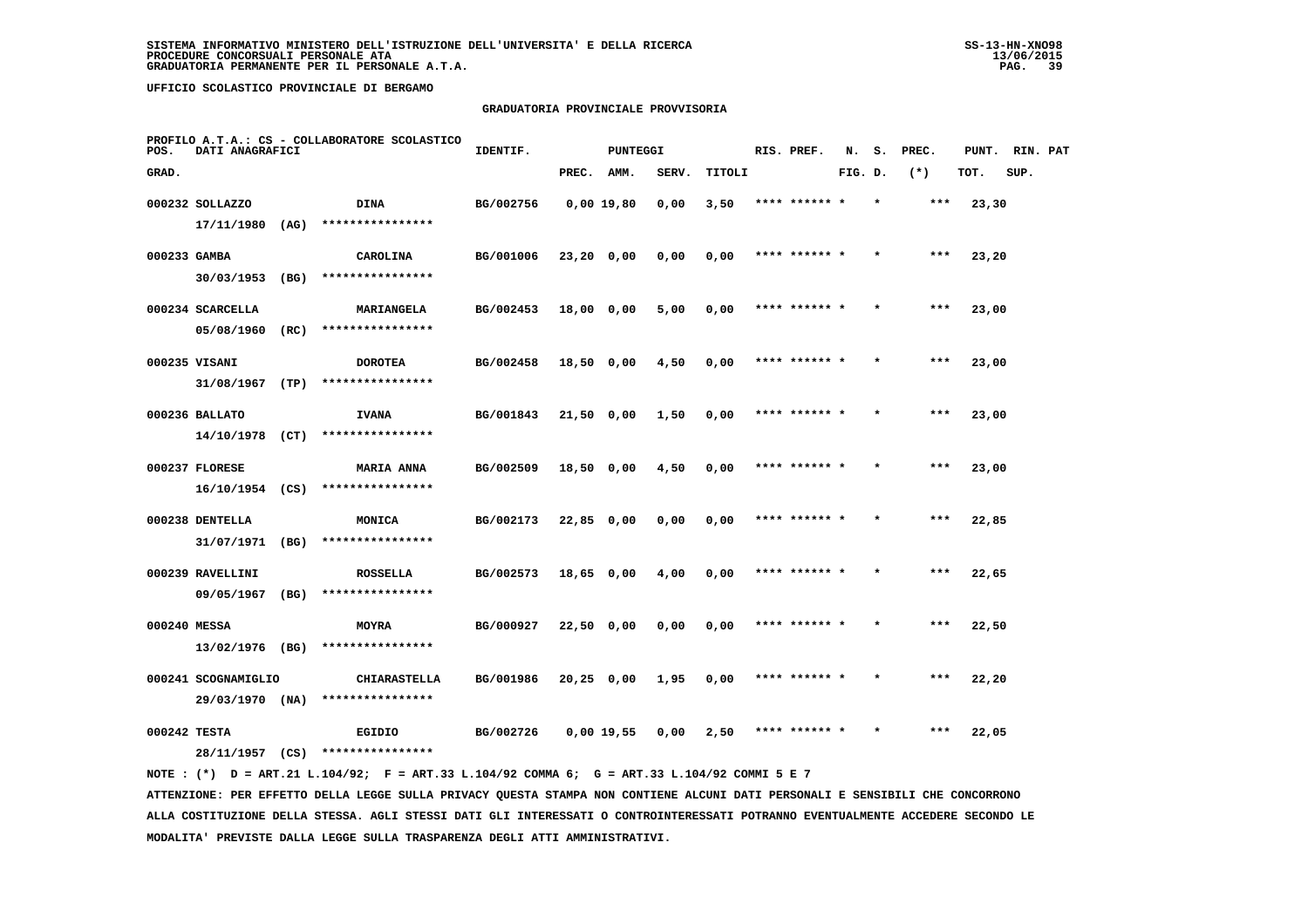SISTEMA INFORMATIVO MINISTERO DELL'ISTRUZIONE DELL'UNIVERSITA' E DELLA RICERCA
PROCEDURE CONCORSUALI PERSONALE ATA
GRADUATORIA PERMANENTE PER IL PERSONALE A.T.A.

UFFICIO SCOLASTICO PROVINCIALE DI BERGAMO

GRADUATORIA PROVINCIALE PROVVISORIA

PROFILO A.T.A.: CS - COLLABORATORE SCOLASTICO

| POS. GRAD. | DATI ANAGRAFICI | | IDENTIF. | PUNTEGGI PREC. | AMM. | SERV. | TITOLI | RIS. PREF. | N. FIG. | S. D. | PREC. (*) | PUNT. TOT. | RIN. SUP. | PAT |
|---|---|---|---|---|---|---|---|---|---|---|---|---|---|---|
| 000232 | SOLLAZZO 17/11/1980 (AG) | DINA **************** | BG/002756 | 0,00 | 19,80 | 0,00 | 3,50 | **** ****** * | | * | *** | 23,30 | | |
| 000233 | GAMBA 30/03/1953 (BG) | CAROLINA **************** | BG/001006 | 23,20 | 0,00 | 0,00 | 0,00 | **** ****** * | | * | *** | 23,20 | | |
| 000234 | SCARCELLA 05/08/1960 (RC) | MARIANGELA **************** | BG/002453 | 18,00 | 0,00 | 5,00 | 0,00 | **** ****** * | | * | *** | 23,00 | | |
| 000235 | VISANI 31/08/1967 (TP) | DOROTEA **************** | BG/002458 | 18,50 | 0,00 | 4,50 | 0,00 | **** ****** * | | * | *** | 23,00 | | |
| 000236 | BALLATO 14/10/1978 (CT) | IVANA **************** | BG/001843 | 21,50 | 0,00 | 1,50 | 0,00 | **** ****** * | | * | *** | 23,00 | | |
| 000237 | FLORESE 16/10/1954 (CS) | MARIA ANNA **************** | BG/002509 | 18,50 | 0,00 | 4,50 | 0,00 | **** ****** * | | * | *** | 23,00 | | |
| 000238 | DENTELLA 31/07/1971 (BG) | MONICA **************** | BG/002173 | 22,85 | 0,00 | 0,00 | 0,00 | **** ****** * | | * | *** | 22,85 | | |
| 000239 | RAVELLINI 09/05/1967 (BG) | ROSSELLA **************** | BG/002573 | 18,65 | 0,00 | 4,00 | 0,00 | **** ****** * | | * | *** | 22,65 | | |
| 000240 | MESSA 13/02/1976 (BG) | MOYRA **************** | BG/000927 | 22,50 | 0,00 | 0,00 | 0,00 | **** ****** * | | * | *** | 22,50 | | |
| 000241 | SCOGNAMIGLIO 29/03/1970 (NA) | CHIARASTELLA **************** | BG/001986 | 20,25 | 0,00 | 1,95 | 0,00 | **** ****** * | | * | *** | 22,20 | | |
| 000242 | TESTA 28/11/1957 (CS) | EGIDIO **************** | BG/002726 | 0,00 | 19,55 | 0,00 | 2,50 | **** ****** * | | * | *** | 22,05 | | |

NOTE : (*) D = ART.21 L.104/92; F = ART.33 L.104/92 COMMA 6; G = ART.33 L.104/92 COMMI 5 E 7

ATTENZIONE: PER EFFETTO DELLA LEGGE SULLA PRIVACY QUESTA STAMPA NON CONTIENE ALCUNI DATI PERSONALI E SENSIBILI CHE CONCORRONO ALLA COSTITUZIONE DELLA STESSA. AGLI STESSI DATI GLI INTERESSATI O CONTROINTERESSATI POTRANNO EVENTUALMENTE ACCEDERE SECONDO LE MODALITA' PREVISTE DALLA LEGGE SULLA TRASPARENZA DEGLI ATTI AMMINISTRATIVI.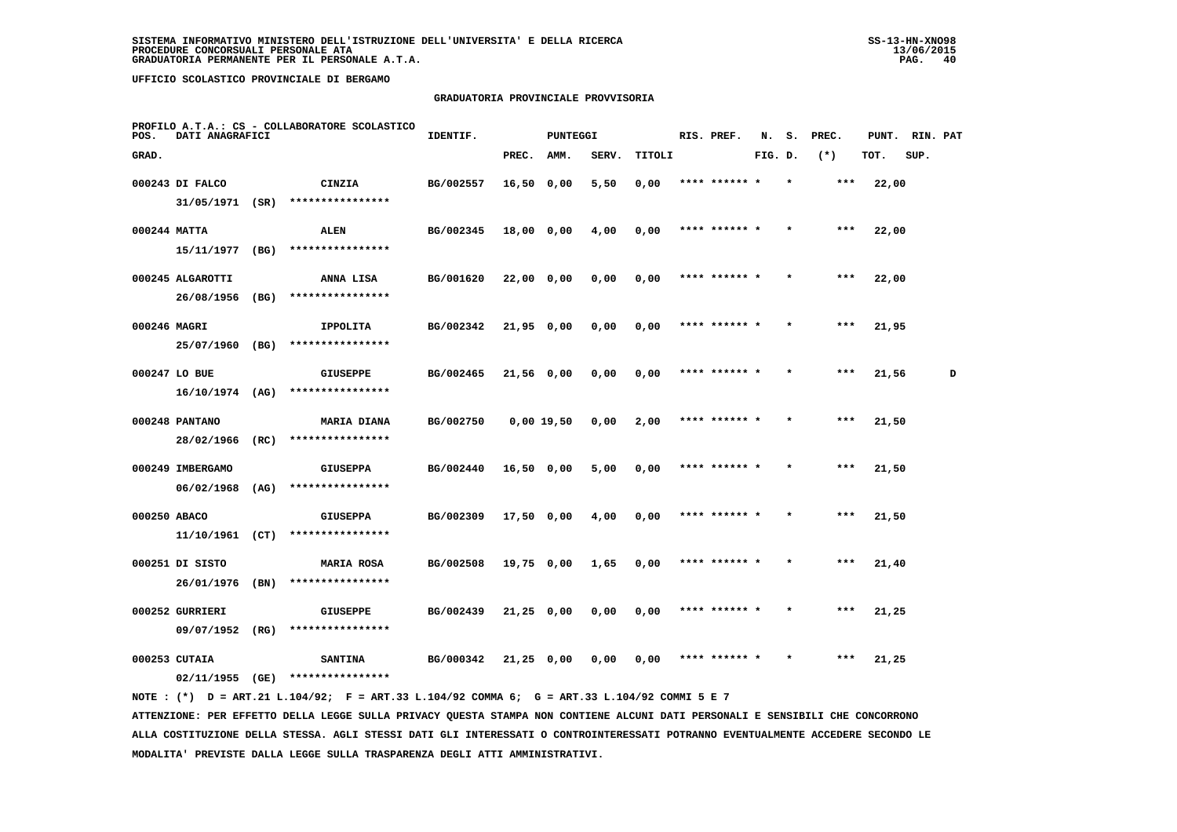SISTEMA INFORMATIVO MINISTERO DELL'ISTRUZIONE DELL'UNIVERSITA' E DELLA RICERCA
PROCEDURE CONCORSUALI PERSONALE ATA
GRADUATORIA PERMANENTE PER IL PERSONALE A.T.A.

UFFICIO SCOLASTICO PROVINCIALE DI BERGAMO

GRADUATORIA PROVINCIALE PROVVISORIA

PROFILO A.T.A.: CS - COLLABORATORE SCOLASTICO

| POS. GRAD. | DATI ANAGRAFICI | | IDENTIF. | PUNTEGGI PREC. | AMM. | SERV. | TITOLI | RIS. PREF. | N. FIG. | S. D. | PREC. (*) | PUNT. TOT. | RIN. SUP. | PAT |
|---|---|---|---|---|---|---|---|---|---|---|---|---|---|---|
| 000243 | DI FALCO 31/05/1971 (SR) | CINZIA **************** | BG/002557 | 16,50 | 0,00 | 5,50 | 0,00 | **** ****** * | | * | *** | 22,00 | | |
| 000244 | MATTA 15/11/1977 (BG) | ALEN **************** | BG/002345 | 18,00 | 0,00 | 4,00 | 0,00 | **** ****** * | | * | *** | 22,00 | | |
| 000245 | ALGAROTTI 26/08/1956 (BG) | ANNA LISA **************** | BG/001620 | 22,00 | 0,00 | 0,00 | 0,00 | **** ****** * | | * | *** | 22,00 | | |
| 000246 | MAGRI 25/07/1960 (BG) | IPPOLITA **************** | BG/002342 | 21,95 | 0,00 | 0,00 | 0,00 | **** ****** * | | * | *** | 21,95 | | |
| 000247 | LO BUE 16/10/1974 (AG) | GIUSEPPE **************** | BG/002465 | 21,56 | 0,00 | 0,00 | 0,00 | **** ****** * | | * | *** | 21,56 | | D |
| 000248 | PANTANO 28/02/1966 (RC) | MARIA DIANA **************** | BG/002750 | 0,00 | 19,50 | 0,00 | 2,00 | **** ****** * | | * | *** | 21,50 | | |
| 000249 | IMBERGAMO 06/02/1968 (AG) | GIUSEPPA **************** | BG/002440 | 16,50 | 0,00 | 5,00 | 0,00 | **** ****** * | | * | *** | 21,50 | | |
| 000250 | ABACO 11/10/1961 (CT) | GIUSEPPA **************** | BG/002309 | 17,50 | 0,00 | 4,00 | 0,00 | **** ****** * | | * | *** | 21,50 | | |
| 000251 | DI SISTO 26/01/1976 (BN) | MARIA ROSA **************** | BG/002508 | 19,75 | 0,00 | 1,65 | 0,00 | **** ****** * | | * | *** | 21,40 | | |
| 000252 | GURRIERI 09/07/1952 (RG) | GIUSEPPE **************** | BG/002439 | 21,25 | 0,00 | 0,00 | 0,00 | **** ****** * | | * | *** | 21,25 | | |
| 000253 | CUTAIA 02/11/1955 (GE) | SANTINA **************** | BG/000342 | 21,25 | 0,00 | 0,00 | 0,00 | **** ****** * | | * | *** | 21,25 | | |

NOTE : (*) D = ART.21 L.104/92; F = ART.33 L.104/92 COMMA 6; G = ART.33 L.104/92 COMMI 5 E 7

ATTENZIONE: PER EFFETTO DELLA LEGGE SULLA PRIVACY QUESTA STAMPA NON CONTIENE ALCUNI DATI PERSONALI E SENSIBILI CHE CONCORRONO ALLA COSTITUZIONE DELLA STESSA. AGLI STESSI DATI GLI INTERESSATI O CONTROINTERESSATI POTRANNO EVENTUALMENTE ACCEDERE SECONDO LE MODALITA' PREVISTE DALLA LEGGE SULLA TRASPARENZA DEGLI ATTI AMMINISTRATIVI.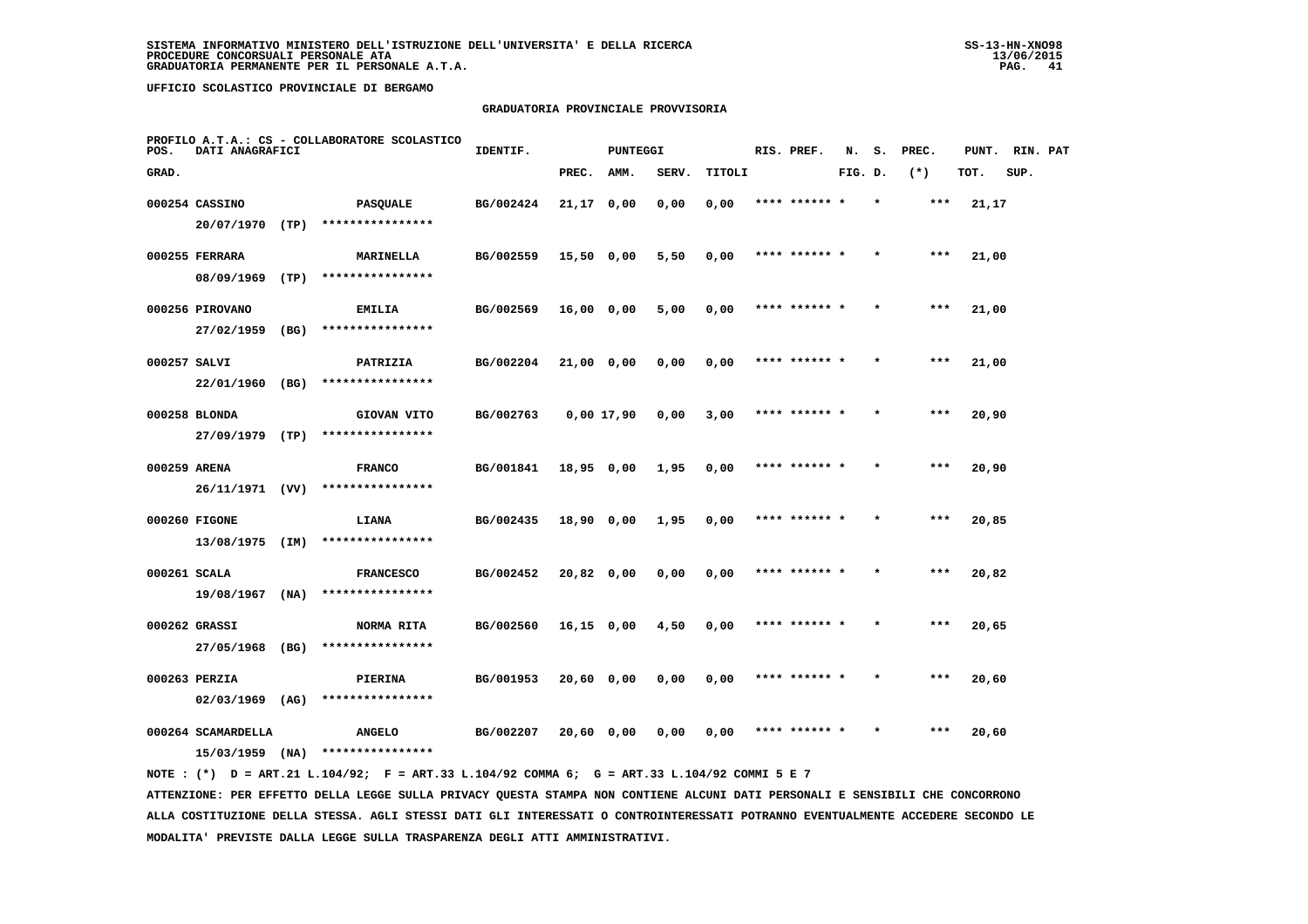SISTEMA INFORMATIVO MINISTERO DELL'ISTRUZIONE DELL'UNIVERSITA' E DELLA RICERCA
PROCEDURE CONCORSUALI PERSONALE ATA
GRADUATORIA PERMANENTE PER IL PERSONALE A.T.A.

UFFICIO SCOLASTICO PROVINCIALE DI BERGAMO

GRADUATORIA PROVINCIALE PROVVISORIA

PROFILO A.T.A.: CS - COLLABORATORE SCOLASTICO

| POS. GRAD. | DATI ANAGRAFICI | | IDENTIF. | PUNTEGGI PREC. | AMM. | SERV. | TITOLI | RIS. PREF. | N. FIG. | S. D. | PREC. (*) | PUNT. TOT. | RIN. SUP. | PAT |
|---|---|---|---|---|---|---|---|---|---|---|---|---|---|---|
| 000254 | CASSINO 20/07/1970 (TP) | PASQUALE **************** | BG/002424 | 21,17 | 0,00 | 0,00 | 0,00 | **** ****** * | | * | *** | 21,17 | | |
| 000255 | FERRARA 08/09/1969 (TP) | MARINELLA **************** | BG/002559 | 15,50 | 0,00 | 5,50 | 0,00 | **** ****** * | | * | *** | 21,00 | | |
| 000256 | PIROVANO 27/02/1959 (BG) | EMILIA **************** | BG/002569 | 16,00 | 0,00 | 5,00 | 0,00 | **** ****** * | | * | *** | 21,00 | | |
| 000257 | SALVI 22/01/1960 (BG) | PATRIZIA **************** | BG/002204 | 21,00 | 0,00 | 0,00 | 0,00 | **** ****** * | | * | *** | 21,00 | | |
| 000258 | BLONDA 27/09/1979 (TP) | GIOVAN VITO **************** | BG/002763 | 0,00 | 17,90 | 0,00 | 3,00 | **** ****** * | | * | *** | 20,90 | | |
| 000259 | ARENA 26/11/1971 (VV) | FRANCO **************** | BG/001841 | 18,95 | 0,00 | 1,95 | 0,00 | **** ****** * | | * | *** | 20,90 | | |
| 000260 | FIGONE 13/08/1975 (IM) | LIANA **************** | BG/002435 | 18,90 | 0,00 | 1,95 | 0,00 | **** ****** * | | * | *** | 20,85 | | |
| 000261 | SCALA 19/08/1967 (NA) | FRANCESCO **************** | BG/002452 | 20,82 | 0,00 | 0,00 | 0,00 | **** ****** * | | * | *** | 20,82 | | |
| 000262 | GRASSI 27/05/1968 (BG) | NORMA RITA **************** | BG/002560 | 16,15 | 0,00 | 4,50 | 0,00 | **** ****** * | | * | *** | 20,65 | | |
| 000263 | PERZIA 02/03/1969 (AG) | PIERINA **************** | BG/001953 | 20,60 | 0,00 | 0,00 | 0,00 | **** ****** * | | * | *** | 20,60 | | |
| 000264 | SCAMARDELLA 15/03/1959 (NA) | ANGELO **************** | BG/002207 | 20,60 | 0,00 | 0,00 | 0,00 | **** ****** * | | * | *** | 20,60 | | |

NOTE : (*) D = ART.21 L.104/92; F = ART.33 L.104/92 COMMA 6; G = ART.33 L.104/92 COMMI 5 E 7

ATTENZIONE: PER EFFETTO DELLA LEGGE SULLA PRIVACY QUESTA STAMPA NON CONTIENE ALCUNI DATI PERSONALI E SENSIBILI CHE CONCORRONO ALLA COSTITUZIONE DELLA STESSA. AGLI STESSI DATI GLI INTERESSATI O CONTROINTERESSATI POTRANNO EVENTUALMENTE ACCEDERE SECONDO LE MODALITA' PREVISTE DALLA LEGGE SULLA TRASPARENZA DEGLI ATTI AMMINISTRATIVI.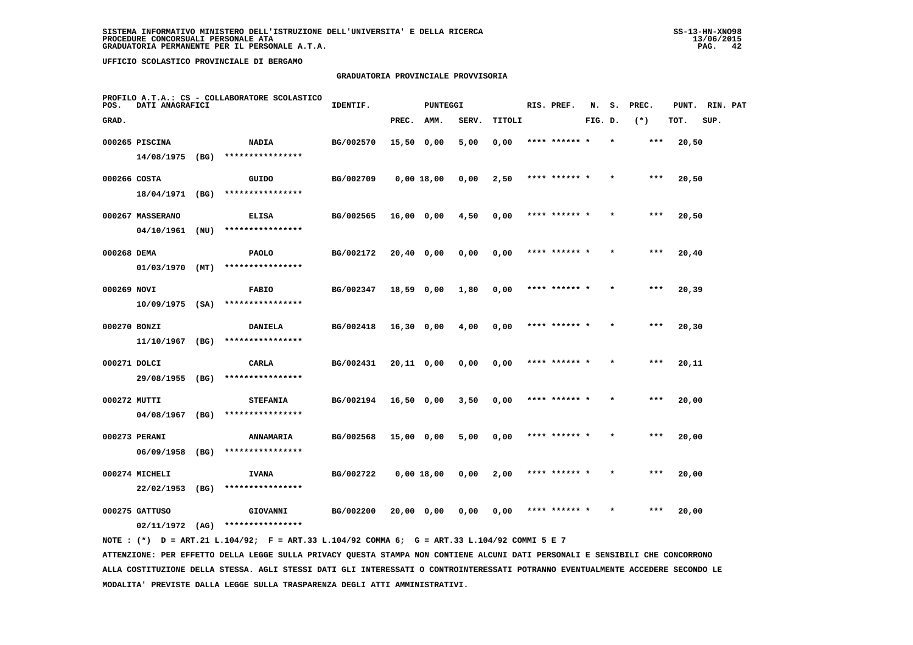SISTEMA INFORMATIVO MINISTERO DELL'ISTRUZIONE DELL'UNIVERSITA' E DELLA RICERCA
PROCEDURE CONCORSUALI PERSONALE ATA
GRADUATORIA PERMANENTE PER IL PERSONALE A.T.A.

UFFICIO SCOLASTICO PROVINCIALE DI BERGAMO

GRADUATORIA PROVINCIALE PROVVISORIA

PROFILO A.T.A.: CS - COLLABORATORE SCOLASTICO

| POS. GRAD. | DATI ANAGRAFICI | | IDENTIF. | PUNTEGGI PREC. | AMM. | SERV. | TITOLI | RIS. PREF. | N. FIG. | S. D. | PREC. (*) | PUNT. TOT. | RIN. SUP. | PAT |
|---|---|---|---|---|---|---|---|---|---|---|---|---|---|---|
| 000265 | PISCINA 14/08/1975 (BG) | NADIA **************** | BG/002570 | 15,50 | 0,00 | 5,00 | 0,00 | **** ****** * | | * | *** | 20,50 | | |
| 000266 | COSTA 18/04/1971 (BG) | GUIDO **************** | BG/002709 | 0,00 | 18,00 | 0,00 | 2,50 | **** ****** * | | * | *** | 20,50 | | |
| 000267 | MASSERANO 04/10/1961 (NU) | ELISA **************** | BG/002565 | 16,00 | 0,00 | 4,50 | 0,00 | **** ****** * | | * | *** | 20,50 | | |
| 000268 | DEMA 01/03/1970 (MT) | PAOLO **************** | BG/002172 | 20,40 | 0,00 | 0,00 | 0,00 | **** ****** * | | * | *** | 20,40 | | |
| 000269 | NOVI 10/09/1975 (SA) | FABIO **************** | BG/002347 | 18,59 | 0,00 | 1,80 | 0,00 | **** ****** * | | * | *** | 20,39 | | |
| 000270 | BONZI 11/10/1967 (BG) | DANIELA **************** | BG/002418 | 16,30 | 0,00 | 4,00 | 0,00 | **** ****** * | | * | *** | 20,30 | | |
| 000271 | DOLCI 29/08/1955 (BG) | CARLA **************** | BG/002431 | 20,11 | 0,00 | 0,00 | 0,00 | **** ****** * | | * | *** | 20,11 | | |
| 000272 | MUTTI 04/08/1967 (BG) | STEFANIA **************** | BG/002194 | 16,50 | 0,00 | 3,50 | 0,00 | **** ****** * | | * | *** | 20,00 | | |
| 000273 | PERANI 06/09/1958 (BG) | ANNAMARIA **************** | BG/002568 | 15,00 | 0,00 | 5,00 | 0,00 | **** ****** * | | * | *** | 20,00 | | |
| 000274 | MICHELI 22/02/1953 (BG) | IVANA **************** | BG/002722 | 0,00 | 18,00 | 0,00 | 2,00 | **** ****** * | | * | *** | 20,00 | | |
| 000275 | GATTUSO 02/11/1972 (AG) | GIOVANNI **************** | BG/002200 | 20,00 | 0,00 | 0,00 | 0,00 | **** ****** * | | * | *** | 20,00 | | |

NOTE : (*) D = ART.21 L.104/92; F = ART.33 L.104/92 COMMA 6; G = ART.33 L.104/92 COMMI 5 E 7

ATTENZIONE: PER EFFETTO DELLA LEGGE SULLA PRIVACY QUESTA STAMPA NON CONTIENE ALCUNI DATI PERSONALI E SENSIBILI CHE CONCORRONO ALLA COSTITUZIONE DELLA STESSA. AGLI STESSI DATI GLI INTERESSATI O CONTROINTERESSATI POTRANNO EVENTUALMENTE ACCEDERE SECONDO LE MODALITA' PREVISTE DALLA LEGGE SULLA TRASPARENZA DEGLI ATTI AMMINISTRATIVI.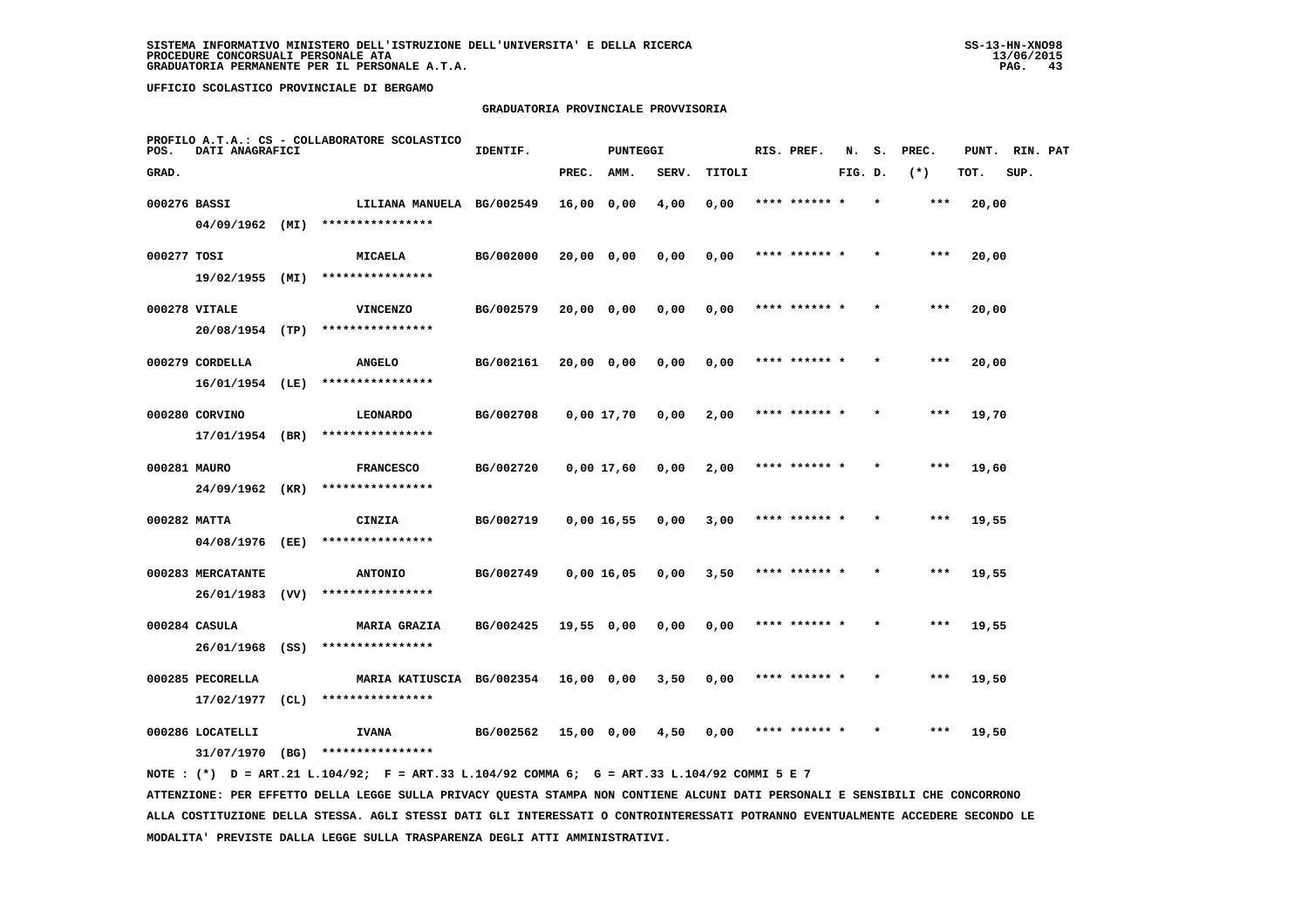**SISTEMA INFORMATIVO MINISTERO DELL'ISTRUZIONE DELL'UNIVERSITA' E DELLA RICERCA**
**PROCEDURE CONCORSUALI PERSONALE ATA**
**GRADUATORIA PERMANENTE PER IL PERSONALE A.T.A.**

SS-13-HN-XNO98
13/06/2015

**UFFICIO SCOLASTICO PROVINCIALE DI BERGAMO**

## GRADUATORIA PROVINCIALE PROVVISORIA

PROFILO A.T.A.: CS - COLLABORATORE SCOLASTICO

| POS. GRAD. | DATI ANAGRAFICI | | IDENTIF. | PUNTEGGI PREC. | AMM. | SERV. | TITOLI | RIS. PREF. | N. FIG. | S. D. | PREC. (*) | PUNT. TOT. | RIN. SUP. | PAT |
|---|---|---|---|---|---|---|---|---|---|---|---|---|---|---|
| 000276 | BASSI 04/09/1962 (MI) | LILIANA MANUELA **************** | BG/002549 | 16,00 | 0,00 | 4,00 | 0,00 | **** ****** * | | * | *** | 20,00 | | |
| 000277 | TOSI 19/02/1955 (MI) | MICAELA **************** | BG/002000 | 20,00 | 0,00 | 0,00 | 0,00 | **** ****** * | | * | *** | 20,00 | | |
| 000278 | VITALE 20/08/1954 (TP) | VINCENZO **************** | BG/002579 | 20,00 | 0,00 | 0,00 | 0,00 | **** ****** * | | * | *** | 20,00 | | |
| 000279 | CORDELLA 16/01/1954 (LE) | ANGELO **************** | BG/002161 | 20,00 | 0,00 | 0,00 | 0,00 | **** ****** * | | * | *** | 20,00 | | |
| 000280 | CORVINO 17/01/1954 (BR) | LEONARDO **************** | BG/002708 | 0,00 | 17,70 | 0,00 | 2,00 | **** ****** * | | * | *** | 19,70 | | |
| 000281 | MAURO 24/09/1962 (KR) | FRANCESCO **************** | BG/002720 | 0,00 | 17,60 | 0,00 | 2,00 | **** ****** * | | * | *** | 19,60 | | |
| 000282 | MATTA 04/08/1976 (EE) | CINZIA **************** | BG/002719 | 0,00 | 16,55 | 0,00 | 3,00 | **** ****** * | | * | *** | 19,55 | | |
| 000283 | MERCATANTE 26/01/1983 (VV) | ANTONIO **************** | BG/002749 | 0,00 | 16,05 | 0,00 | 3,50 | **** ****** * | | * | *** | 19,55 | | |
| 000284 | CASULA 26/01/1968 (SS) | MARIA GRAZIA **************** | BG/002425 | 19,55 | 0,00 | 0,00 | 0,00 | **** ****** * | | * | *** | 19,55 | | |
| 000285 | PECORELLA 17/02/1977 (CL) | MARIA KATIUSCIA **************** | BG/002354 | 16,00 | 0,00 | 3,50 | 0,00 | **** ****** * | | * | *** | 19,50 | | |
| 000286 | LOCATELLI 31/07/1970 (BG) | IVANA **************** | BG/002562 | 15,00 | 0,00 | 4,50 | 0,00 | **** ****** * | | * | *** | 19,50 | | |

NOTE : (*) D = ART.21 L.104/92; F = ART.33 L.104/92 COMMA 6; G = ART.33 L.104/92 COMMI 5 E 7

ATTENZIONE: PER EFFETTO DELLA LEGGE SULLA PRIVACY QUESTA STAMPA NON CONTIENE ALCUNI DATI PERSONALI E SENSIBILI CHE CONCORRONO ALLA COSTITUZIONE DELLA STESSA. AGLI STESSI DATI GLI INTERESSATI O CONTROINTERESSATI POTRANNO EVENTUALMENTE ACCEDERE SECONDO LE MODALITA' PREVISTE DALLA LEGGE SULLA TRASPARENZA DEGLI ATTI AMMINISTRATIVI.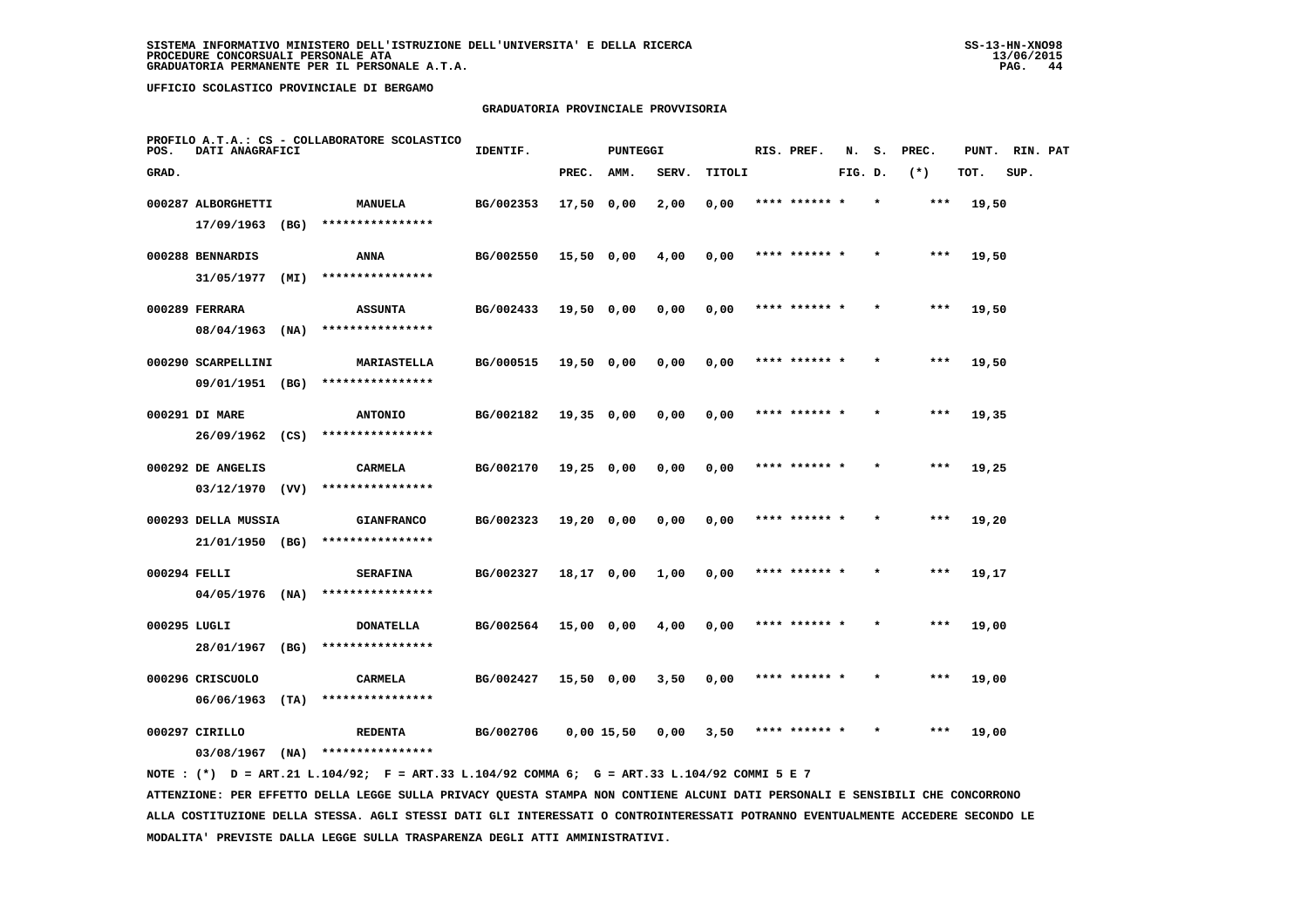**SISTEMA INFORMATIVO MINISTERO DELL'ISTRUZIONE DELL'UNIVERSITA' E DELLA RICERCA**
**PROCEDURE CONCORSUALI PERSONALE ATA**
**GRADUATORIA PERMANENTE PER IL PERSONALE A.T.A.**

SS-13-HN-XNO98
13/06/2015

**UFFICIO SCOLASTICO PROVINCIALE DI BERGAMO**

**GRADUATORIA PROVINCIALE PROVVISORIA**

PROFILO A.T.A.: CS - COLLABORATORE SCOLASTICO

| POS. GRAD. | DATI ANAGRAFICI | | IDENTIF. | PUNTEGGI PREC. | AMM. | SERV. | TITOLI | RIS. PREF. | N. FIG. | S. D. | PREC. (*) | PUNT. TOT. | RIN. SUP. | PAT |
|---|---|---|---|---|---|---|---|---|---|---|---|---|---|---|
| 000287 | ALBORGHETTI 17/09/1963 (BG) | MANUELA **************** | BG/002353 | 17,50 | 0,00 | 2,00 | 0,00 | **** ****** * | | * | *** | 19,50 | | |
| 000288 | BENNARDIS 31/05/1977 (MI) | ANNA **************** | BG/002550 | 15,50 | 0,00 | 4,00 | 0,00 | **** ****** * | | * | *** | 19,50 | | |
| 000289 | FERRARA 08/04/1963 (NA) | ASSUNTA **************** | BG/002433 | 19,50 | 0,00 | 0,00 | 0,00 | **** ****** * | | * | *** | 19,50 | | |
| 000290 | SCARPELLINI 09/01/1951 (BG) | MARIASTELLA **************** | BG/000515 | 19,50 | 0,00 | 0,00 | 0,00 | **** ****** * | | * | *** | 19,50 | | |
| 000291 | DI MARE 26/09/1962 (CS) | ANTONIO **************** | BG/002182 | 19,35 | 0,00 | 0,00 | 0,00 | **** ****** * | | * | *** | 19,35 | | |
| 000292 | DE ANGELIS 03/12/1970 (VV) | CARMELA **************** | BG/002170 | 19,25 | 0,00 | 0,00 | 0,00 | **** ****** * | | * | *** | 19,25 | | |
| 000293 | DELLA MUSSIA 21/01/1950 (BG) | GIANFRANCO **************** | BG/002323 | 19,20 | 0,00 | 0,00 | 0,00 | **** ****** * | | * | *** | 19,20 | | |
| 000294 | FELLI 04/05/1976 (NA) | SERAFINA **************** | BG/002327 | 18,17 | 0,00 | 1,00 | 0,00 | **** ****** * | | * | *** | 19,17 | | |
| 000295 | LUGLI 28/01/1967 (BG) | DONATELLA **************** | BG/002564 | 15,00 | 0,00 | 4,00 | 0,00 | **** ****** * | | * | *** | 19,00 | | |
| 000296 | CRISCUOLO 06/06/1963 (TA) | CARMELA **************** | BG/002427 | 15,50 | 0,00 | 3,50 | 0,00 | **** ****** * | | * | *** | 19,00 | | |
| 000297 | CIRILLO 03/08/1967 (NA) | REDENTA **************** | BG/002706 | 0,00 | 15,50 | 0,00 | 3,50 | **** ****** * | | * | *** | 19,00 | | |

NOTE : (*) D = ART.21 L.104/92; F = ART.33 L.104/92 COMMA 6; G = ART.33 L.104/92 COMMI 5 E 7

ATTENZIONE: PER EFFETTO DELLA LEGGE SULLA PRIVACY QUESTA STAMPA NON CONTIENE ALCUNI DATI PERSONALI E SENSIBILI CHE CONCORRONO ALLA COSTITUZIONE DELLA STESSA. AGLI STESSI DATI GLI INTERESSATI O CONTROINTERESSATI POTRANNO EVENTUALMENTE ACCEDERE SECONDO LE MODALITA' PREVISTE DALLA LEGGE SULLA TRASPARENZA DEGLI ATTI AMMINISTRATIVI.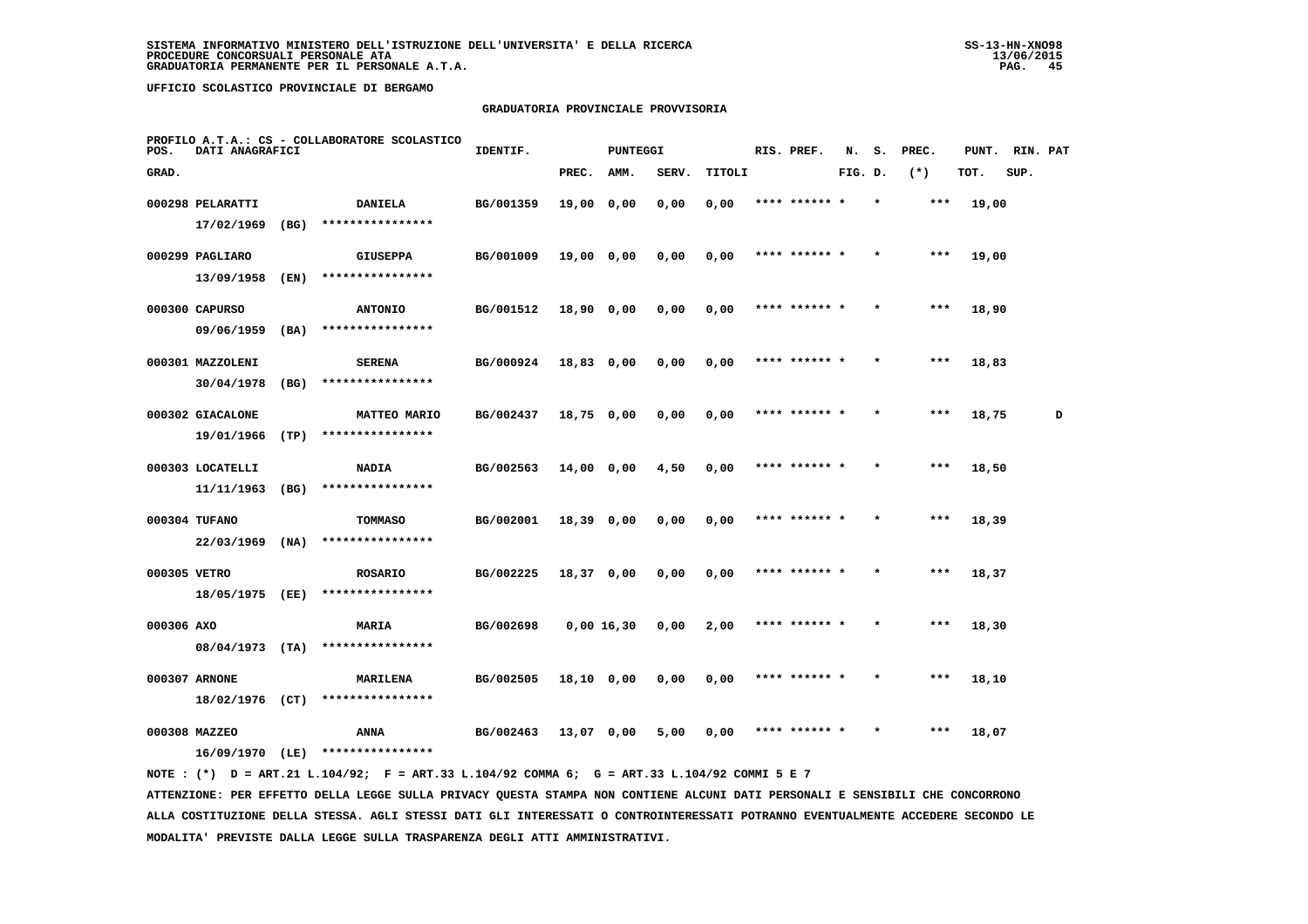SISTEMA INFORMATIVO MINISTERO DELL'ISTRUZIONE DELL'UNIVERSITA' E DELLA RICERCA
PROCEDURE CONCORSUALI PERSONALE ATA
GRADUATORIA PERMANENTE PER IL PERSONALE A.T.A.

UFFICIO SCOLASTICO PROVINCIALE DI BERGAMO

GRADUATORIA PROVINCIALE PROVVISORIA

PROFILO A.T.A.: CS - COLLABORATORE SCOLASTICO

| POS. GRAD. | DATI ANAGRAFICI | | IDENTIF. | PUNTEGGI PREC. | AMM. | SERV. | TITOLI | RIS. PREF. | N. FIG. | S. D. | PREC. (*) | PUNT. TOT. | RIN. SUP. | PAT |
|---|---|---|---|---|---|---|---|---|---|---|---|---|---|---|
| 000298 | PELARATTI 17/02/1969 (BG) | DANIELA **************** | BG/001359 | 19,00 | 0,00 | 0,00 | 0,00 | **** ****** * | | * | *** | 19,00 | | |
| 000299 | PAGLIARO 13/09/1958 (EN) | GIUSEPPA **************** | BG/001009 | 19,00 | 0,00 | 0,00 | 0,00 | **** ****** * | | * | *** | 19,00 | | |
| 000300 | CAPURSO 09/06/1959 (BA) | ANTONIO **************** | BG/001512 | 18,90 | 0,00 | 0,00 | 0,00 | **** ****** * | | * | *** | 18,90 | | |
| 000301 | MAZZOLENI 30/04/1978 (BG) | SERENA **************** | BG/000924 | 18,83 | 0,00 | 0,00 | 0,00 | **** ****** * | | * | *** | 18,83 | | |
| 000302 | GIACALONE 19/01/1966 (TP) | MATTEO MARIO **************** | BG/002437 | 18,75 | 0,00 | 0,00 | 0,00 | **** ****** * | | * | *** | 18,75 | | D |
| 000303 | LOCATELLI 11/11/1963 (BG) | NADIA **************** | BG/002563 | 14,00 | 0,00 | 4,50 | 0,00 | **** ****** * | | * | *** | 18,50 | | |
| 000304 | TUFANO 22/03/1969 (NA) | TOMMASO **************** | BG/002001 | 18,39 | 0,00 | 0,00 | 0,00 | **** ****** * | | * | *** | 18,39 | | |
| 000305 | VETRO 18/05/1975 (EE) | ROSARIO **************** | BG/002225 | 18,37 | 0,00 | 0,00 | 0,00 | **** ****** * | | * | *** | 18,37 | | |
| 000306 | AXO 08/04/1973 (TA) | MARIA **************** | BG/002698 | 0,00 | 16,30 | 0,00 | 2,00 | **** ****** * | | * | *** | 18,30 | | |
| 000307 | ARNONE 18/02/1976 (CT) | MARILENA **************** | BG/002505 | 18,10 | 0,00 | 0,00 | 0,00 | **** ****** * | | * | *** | 18,10 | | |
| 000308 | MAZZEO 16/09/1970 (LE) | ANNA **************** | BG/002463 | 13,07 | 0,00 | 5,00 | 0,00 | **** ****** * | | * | *** | 18,07 | | |

NOTE : (*) D = ART.21 L.104/92; F = ART.33 L.104/92 COMMA 6; G = ART.33 L.104/92 COMMI 5 E 7

ATTENZIONE: PER EFFETTO DELLA LEGGE SULLA PRIVACY QUESTA STAMPA NON CONTIENE ALCUNI DATI PERSONALI E SENSIBILI CHE CONCORRONO ALLA COSTITUZIONE DELLA STESSA. AGLI STESSI DATI GLI INTERESSATI O CONTROINTERESSATI POTRANNO EVENTUALMENTE ACCEDERE SECONDO LE MODALITA' PREVISTE DALLA LEGGE SULLA TRASPARENZA DEGLI ATTI AMMINISTRATIVI.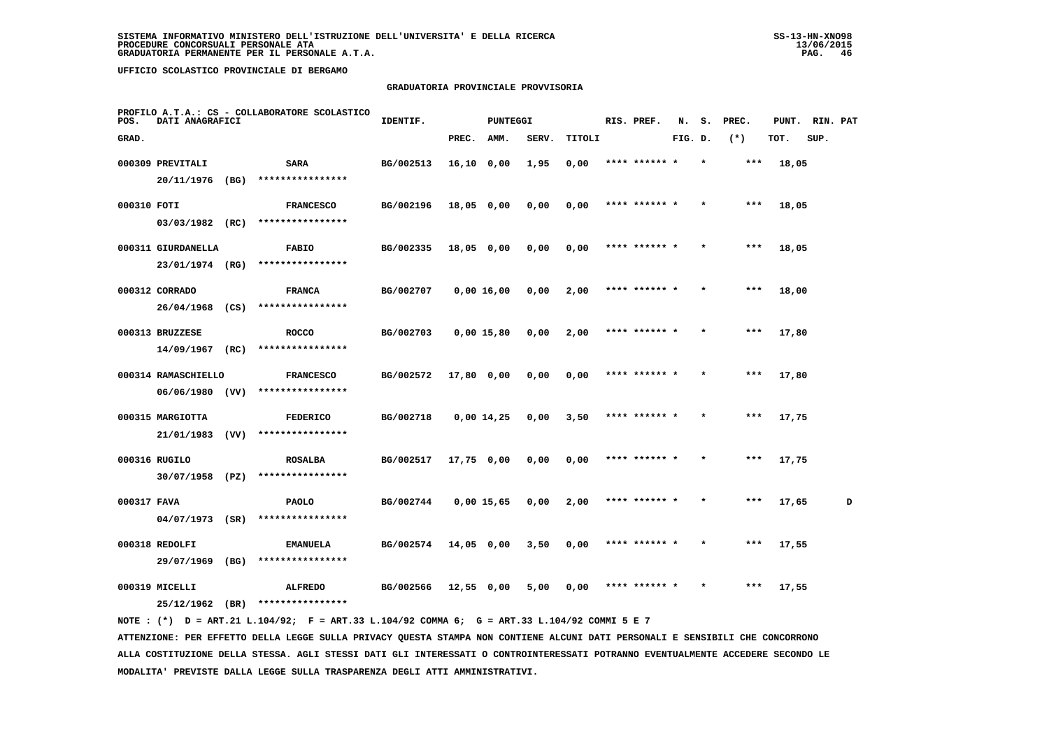SISTEMA INFORMATIVO MINISTERO DELL'ISTRUZIONE DELL'UNIVERSITA' E DELLA RICERCA
PROCEDURE CONCORSUALI PERSONALE ATA
GRADUATORIA PERMANENTE PER IL PERSONALE A.T.A.

UFFICIO SCOLASTICO PROVINCIALE DI BERGAMO

GRADUATORIA PROVINCIALE PROVVISORIA

PROFILO A.T.A.: CS - COLLABORATORE SCOLASTICO

| POS. GRAD. | DATI ANAGRAFICI | | IDENTIF. | PUNTEGGI PREC. | AMM. | SERV. | TITOLI | RIS. PREF. | N. FIG. | S. D. | PREC. (*) | PUNT. TOT. | RIN. SUP. | PAT |
|---|---|---|---|---|---|---|---|---|---|---|---|---|---|---|
| 000309 | PREVITALI 20/11/1976 (BG) | SARA **************** | BG/002513 | 16,10 | 0,00 | 1,95 | 0,00 | **** ****** * | | * | *** | 18,05 | | |
| 000310 | FOTI 03/03/1982 (RC) | FRANCESCO **************** | BG/002196 | 18,05 | 0,00 | 0,00 | 0,00 | **** ****** * | | * | *** | 18,05 | | |
| 000311 | GIURDANELLA 23/01/1974 (RG) | FABIO **************** | BG/002335 | 18,05 | 0,00 | 0,00 | 0,00 | **** ****** * | | * | *** | 18,05 | | |
| 000312 | CORRADO 26/04/1968 (CS) | FRANCA **************** | BG/002707 | 0,00 | 16,00 | 0,00 | 2,00 | **** ****** * | | * | *** | 18,00 | | |
| 000313 | BRUZZESE 14/09/1967 (RC) | ROCCO **************** | BG/002703 | 0,00 | 15,80 | 0,00 | 2,00 | **** ****** * | | * | *** | 17,80 | | |
| 000314 | RAMASCHIELLO 06/06/1980 (VV) | FRANCESCO **************** | BG/002572 | 17,80 | 0,00 | 0,00 | 0,00 | **** ****** * | | * | *** | 17,80 | | |
| 000315 | MARGIOTTA 21/01/1983 (VV) | FEDERICO **************** | BG/002718 | 0,00 | 14,25 | 0,00 | 3,50 | **** ****** * | | * | *** | 17,75 | | |
| 000316 | RUGILO 30/07/1958 (PZ) | ROSALBA **************** | BG/002517 | 17,75 | 0,00 | 0,00 | 0,00 | **** ****** * | | * | *** | 17,75 | | |
| 000317 | FAVA 04/07/1973 (SR) | PAOLO **************** | BG/002744 | 0,00 | 15,65 | 0,00 | 2,00 | **** ****** * | | * | *** | 17,65 | | D |
| 000318 | REDOLFI 29/07/1969 (BG) | EMANUELA **************** | BG/002574 | 14,05 | 0,00 | 3,50 | 0,00 | **** ****** * | | * | *** | 17,55 | | |
| 000319 | MICELLI 25/12/1962 (BR) | ALFREDO **************** | BG/002566 | 12,55 | 0,00 | 5,00 | 0,00 | **** ****** * | | * | *** | 17,55 | | |

NOTE : (*) D = ART.21 L.104/92; F = ART.33 L.104/92 COMMA 6; G = ART.33 L.104/92 COMMI 5 E 7

ATTENZIONE: PER EFFETTO DELLA LEGGE SULLA PRIVACY QUESTA STAMPA NON CONTIENE ALCUNI DATI PERSONALI E SENSIBILI CHE CONCORRONO ALLA COSTITUZIONE DELLA STESSA. AGLI STESSI DATI GLI INTERESSATI O CONTROINTERESSATI POTRANNO EVENTUALMENTE ACCEDERE SECONDO LE MODALITA' PREVISTE DALLA LEGGE SULLA TRASPARENZA DEGLI ATTI AMMINISTRATIVI.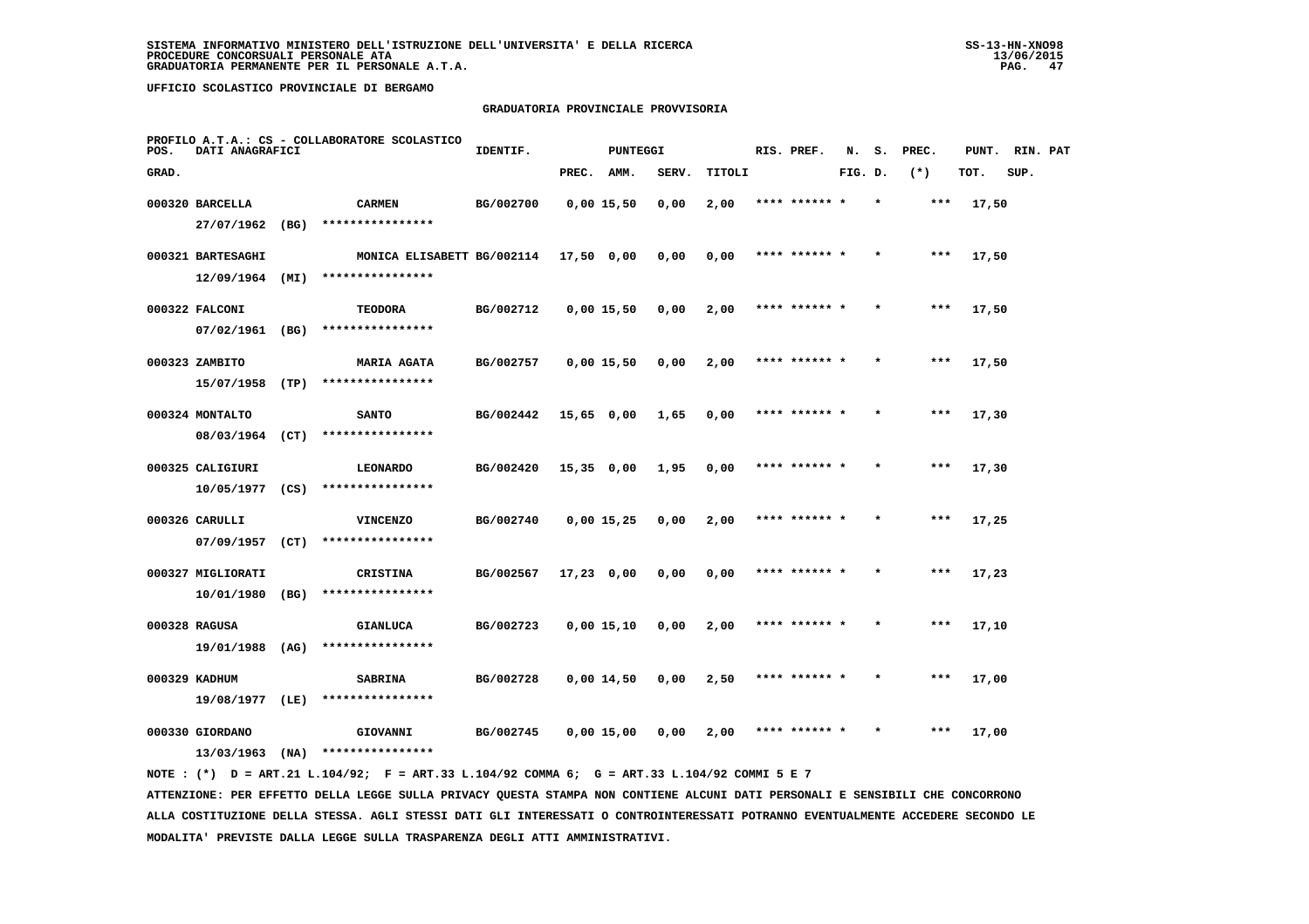SISTEMA INFORMATIVO MINISTERO DELL'ISTRUZIONE DELL'UNIVERSITA' E DELLA RICERCA
PROCEDURE CONCORSUALI PERSONALE ATA
GRADUATORIA PERMANENTE PER IL PERSONALE A.T.A.

UFFICIO SCOLASTICO PROVINCIALE DI BERGAMO

GRADUATORIA PROVINCIALE PROVVISORIA

PROFILO A.T.A.: CS - COLLABORATORE SCOLASTICO

| POS. GRAD. | DATI ANAGRAFICI | | IDENTIF. | PUNTEGGI PREC. | AMM. | SERV. | TITOLI | RIS. PREF. | N. FIG. | S. D. | PREC. (*) | PUNT. TOT. | RIN. SUP. | PAT |
|---|---|---|---|---|---|---|---|---|---|---|---|---|---|---|
| 000320 | BARCELLA 27/07/1962 (BG) | CARMEN **************** | BG/002700 | 0,00 | 15,50 | 0,00 | 2,00 | **** ****** * | | * | *** | 17,50 | | |
| 000321 | BARTESAGHI 12/09/1964 (MI) | MONICA ELISABETT **************** | BG/002114 | 17,50 | 0,00 | 0,00 | 0,00 | **** ****** * | | * | *** | 17,50 | | |
| 000322 | FALCONI 07/02/1961 (BG) | TEODORA **************** | BG/002712 | 0,00 | 15,50 | 0,00 | 2,00 | **** ****** * | | * | *** | 17,50 | | |
| 000323 | ZAMBITO 15/07/1958 (TP) | MARIA AGATA **************** | BG/002757 | 0,00 | 15,50 | 0,00 | 2,00 | **** ****** * | | * | *** | 17,50 | | |
| 000324 | MONTALTO 08/03/1964 (CT) | SANTO **************** | BG/002442 | 15,65 | 0,00 | 1,65 | 0,00 | **** ****** * | | * | *** | 17,30 | | |
| 000325 | CALIGIURI 10/05/1977 (CS) | LEONARDO **************** | BG/002420 | 15,35 | 0,00 | 1,95 | 0,00 | **** ****** * | | * | *** | 17,30 | | |
| 000326 | CARULLI 07/09/1957 (CT) | VINCENZO **************** | BG/002740 | 0,00 | 15,25 | 0,00 | 2,00 | **** ****** * | | * | *** | 17,25 | | |
| 000327 | MIGLIORATI 10/01/1980 (BG) | CRISTINA **************** | BG/002567 | 17,23 | 0,00 | 0,00 | 0,00 | **** ****** * | | * | *** | 17,23 | | |
| 000328 | RAGUSA 19/01/1988 (AG) | GIANLUCA **************** | BG/002723 | 0,00 | 15,10 | 0,00 | 2,00 | **** ****** * | | * | *** | 17,10 | | |
| 000329 | KADHUM 19/08/1977 (LE) | SABRINA **************** | BG/002728 | 0,00 | 14,50 | 0,00 | 2,50 | **** ****** * | | * | *** | 17,00 | | |
| 000330 | GIORDANO 13/03/1963 (NA) | GIOVANNI **************** | BG/002745 | 0,00 | 15,00 | 0,00 | 2,00 | **** ****** * | | * | *** | 17,00 | | |

NOTE : (*) D = ART.21 L.104/92; F = ART.33 L.104/92 COMMA 6; G = ART.33 L.104/92 COMMI 5 E 7

ATTENZIONE: PER EFFETTO DELLA LEGGE SULLA PRIVACY QUESTA STAMPA NON CONTIENE ALCUNI DATI PERSONALI E SENSIBILI CHE CONCORRONO ALLA COSTITUZIONE DELLA STESSA. AGLI STESSI DATI GLI INTERESSATI O CONTROINTERESSATI POTRANNO EVENTUALMENTE ACCEDERE SECONDO LE MODALITA' PREVISTE DALLA LEGGE SULLA TRASPARENZA DEGLI ATTI AMMINISTRATIVI.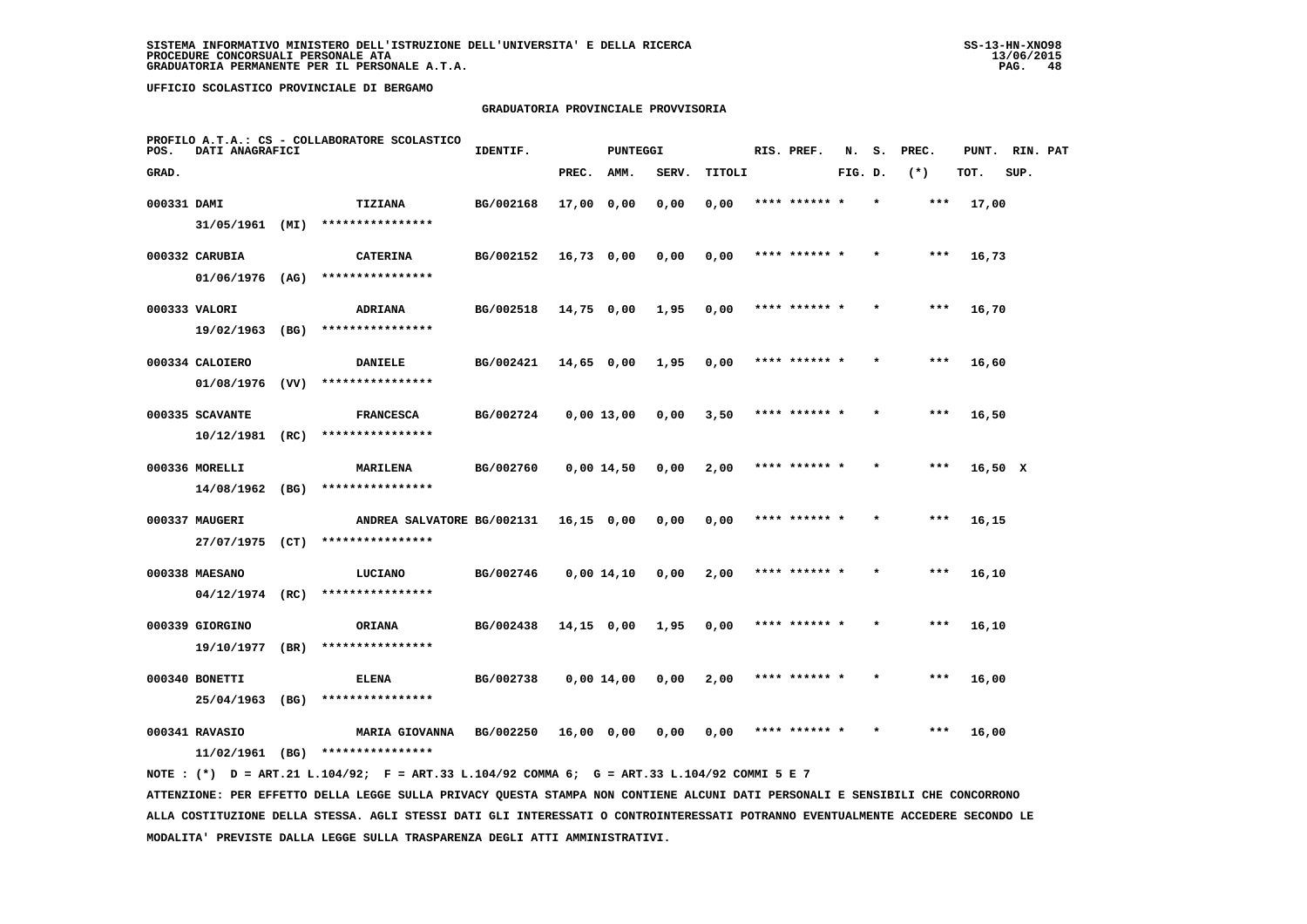SISTEMA INFORMATIVO MINISTERO DELL'ISTRUZIONE DELL'UNIVERSITA' E DELLA RICERCA
PROCEDURE CONCORSUALI PERSONALE ATA
GRADUATORIA PERMANENTE PER IL PERSONALE A.T.A.

UFFICIO SCOLASTICO PROVINCIALE DI BERGAMO

## GRADUATORIA PROVINCIALE PROVVISORIA

PROFILO A.T.A.: CS - COLLABORATORE SCOLASTICO

| POS. GRAD. | DATI ANAGRAFICI | | IDENTIF. | PUNTEGGI PREC. | AMM. | SERV. | TITOLI | RIS. PREF. | N. S. FIG. D. | PREC. (*) | PUNT. TOT. | RIN. SUP. | PAT |
|---|---|---|---|---|---|---|---|---|---|---|---|---|---|
| 000331 | DAMI 31/05/1961 (MI) | TIZIANA **************** | BG/002168 | 17,00 | 0,00 | 0,00 | 0,00 | **** ****** * | * | *** | 17,00 | | |
| 000332 | CARUBIA 01/06/1976 (AG) | CATERINA **************** | BG/002152 | 16,73 | 0,00 | 0,00 | 0,00 | **** ****** * | * | *** | 16,73 | | |
| 000333 | VALORI 19/02/1963 (BG) | ADRIANA **************** | BG/002518 | 14,75 | 0,00 | 1,95 | 0,00 | **** ****** * | * | *** | 16,70 | | |
| 000334 | CALOIERO 01/08/1976 (VV) | DANIELE **************** | BG/002421 | 14,65 | 0,00 | 1,95 | 0,00 | **** ****** * | * | *** | 16,60 | | |
| 000335 | SCAVANTE 10/12/1981 (RC) | FRANCESCA **************** | BG/002724 | 0,00 | 13,00 | 0,00 | 3,50 | **** ****** * | * | *** | 16,50 | | |
| 000336 | MORELLI 14/08/1962 (BG) | MARILENA **************** | BG/002760 | 0,00 | 14,50 | 0,00 | 2,00 | **** ****** * | * | *** | 16,50 | X | |
| 000337 | MAUGERI 27/07/1975 (CT) | ANDREA SALVATORE **************** | BG/002131 | 16,15 | 0,00 | 0,00 | 0,00 | **** ****** * | * | *** | 16,15 | | |
| 000338 | MAESANO 04/12/1974 (RC) | LUCIANO **************** | BG/002746 | 0,00 | 14,10 | 0,00 | 2,00 | **** ****** * | * | *** | 16,10 | | |
| 000339 | GIORGINO 19/10/1977 (BR) | ORIANA **************** | BG/002438 | 14,15 | 0,00 | 1,95 | 0,00 | **** ****** * | * | *** | 16,10 | | |
| 000340 | BONETTI 25/04/1963 (BG) | ELENA **************** | BG/002738 | 0,00 | 14,00 | 0,00 | 2,00 | **** ****** * | * | *** | 16,00 | | |
| 000341 | RAVASIO 11/02/1961 (BG) | MARIA GIOVANNA **************** | BG/002250 | 16,00 | 0,00 | 0,00 | 0,00 | **** ****** * | * | *** | 16,00 | | |

NOTE : (*) D = ART.21 L.104/92; F = ART.33 L.104/92 COMMA 6; G = ART.33 L.104/92 COMMI 5 E 7

ATTENZIONE: PER EFFETTO DELLA LEGGE SULLA PRIVACY QUESTA STAMPA NON CONTIENE ALCUNI DATI PERSONALI E SENSIBILI CHE CONCORRONO ALLA COSTITUZIONE DELLA STESSA. AGLI STESSI DATI GLI INTERESSATI O CONTROINTERESSATI POTRANNO EVENTUALMENTE ACCEDERE SECONDO LE MODALITA' PREVISTE DALLA LEGGE SULLA TRASPARENZA DEGLI ATTI AMMINISTRATIVI.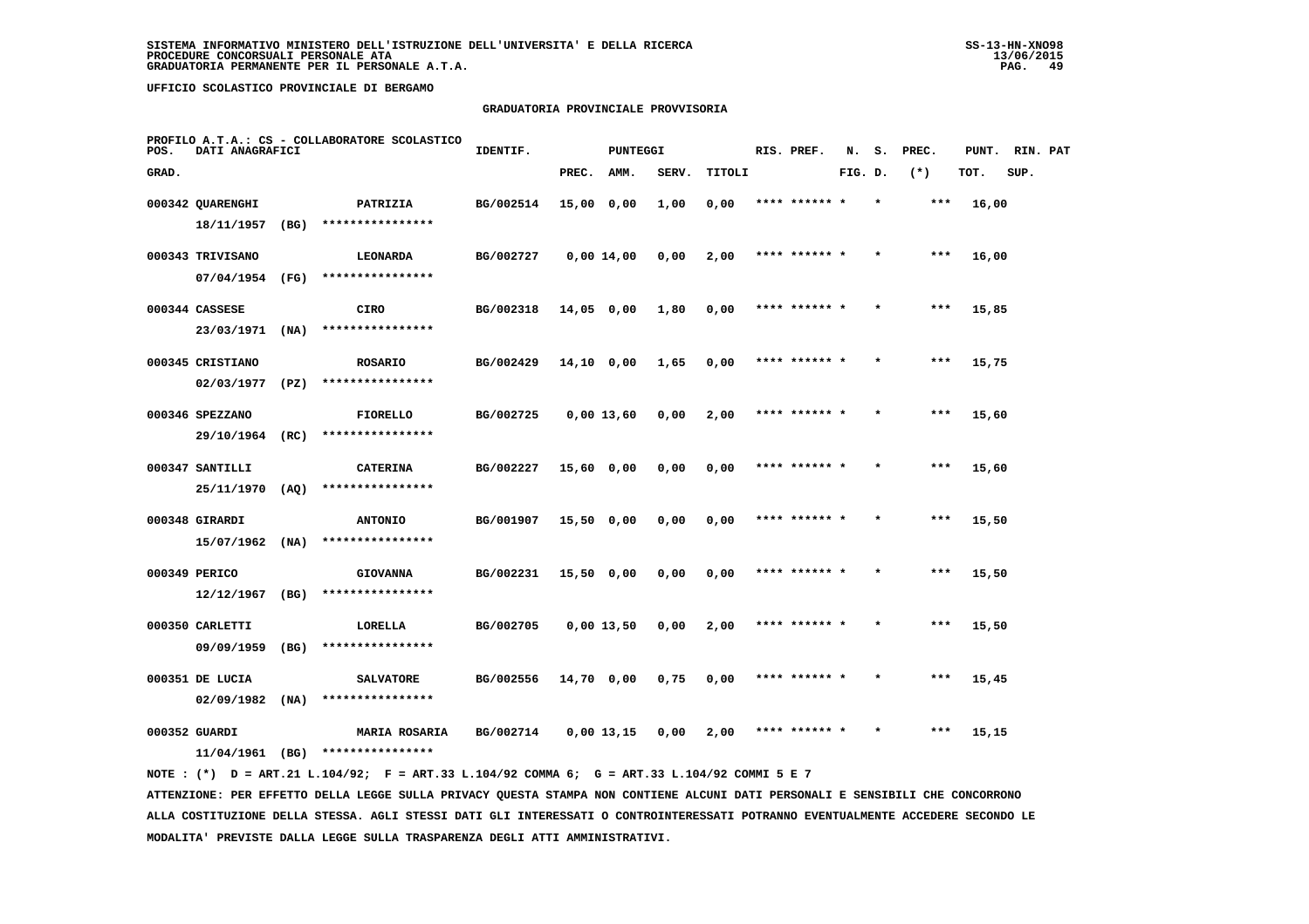SISTEMA INFORMATIVO MINISTERO DELL'ISTRUZIONE DELL'UNIVERSITA' E DELLA RICERCA
PROCEDURE CONCORSUALI PERSONALE ATA
GRADUATORIA PERMANENTE PER IL PERSONALE A.T.A.

UFFICIO SCOLASTICO PROVINCIALE DI BERGAMO

## GRADUATORIA PROVINCIALE PROVVISORIA

PROFILO A.T.A.: CS - COLLABORATORE SCOLASTICO

| POS. GRAD. | DATI ANAGRAFICI | | IDENTIF. | PUNTEGGI PREC. | AMM. | SERV. | TITOLI | RIS. PREF. | N. FIG. | S. D. | PREC. (*) | PUNT. TOT. | RIN. SUP. | PAT |
|---|---|---|---|---|---|---|---|---|---|---|---|---|---|---|
| 000342 | QUARENGHI 18/11/1957 (BG) | PATRIZIA **************** | BG/002514 | 15,00 | 0,00 | 1,00 | 0,00 | **** ****** * | | * | *** | 16,00 | | |
| 000343 | TRIVISANO 07/04/1954 (FG) | LEONARDA **************** | BG/002727 | 0,00 | 14,00 | 0,00 | 2,00 | **** ****** * | | * | *** | 16,00 | | |
| 000344 | CASSESE 23/03/1971 (NA) | CIRO **************** | BG/002318 | 14,05 | 0,00 | 1,80 | 0,00 | **** ****** * | | * | *** | 15,85 | | |
| 000345 | CRISTIANO 02/03/1977 (PZ) | ROSARIO **************** | BG/002429 | 14,10 | 0,00 | 1,65 | 0,00 | **** ****** * | | * | *** | 15,75 | | |
| 000346 | SPEZZANO 29/10/1964 (RC) | FIORELLO **************** | BG/002725 | 0,00 | 13,60 | 0,00 | 2,00 | **** ****** * | | * | *** | 15,60 | | |
| 000347 | SANTILLI 25/11/1970 (AQ) | CATERINA **************** | BG/002227 | 15,60 | 0,00 | 0,00 | 0,00 | **** ****** * | | * | *** | 15,60 | | |
| 000348 | GIRARDI 15/07/1962 (NA) | ANTONIO **************** | BG/001907 | 15,50 | 0,00 | 0,00 | 0,00 | **** ****** * | | * | *** | 15,50 | | |
| 000349 | PERICO 12/12/1967 (BG) | GIOVANNA **************** | BG/002231 | 15,50 | 0,00 | 0,00 | 0,00 | **** ****** * | | * | *** | 15,50 | | |
| 000350 | CARLETTI 09/09/1959 (BG) | LORELLA **************** | BG/002705 | 0,00 | 13,50 | 0,00 | 2,00 | **** ****** * | | * | *** | 15,50 | | |
| 000351 | DE LUCIA 02/09/1982 (NA) | SALVATORE **************** | BG/002556 | 14,70 | 0,00 | 0,75 | 0,00 | **** ****** * | | * | *** | 15,45 | | |
| 000352 | GUARDI 11/04/1961 (BG) | MARIA ROSARIA **************** | BG/002714 | 0,00 | 13,15 | 0,00 | 2,00 | **** ****** * | | * | *** | 15,15 | | |

NOTE : (*) D = ART.21 L.104/92; F = ART.33 L.104/92 COMMA 6; G = ART.33 L.104/92 COMMI 5 E 7

ATTENZIONE: PER EFFETTO DELLA LEGGE SULLA PRIVACY QUESTA STAMPA NON CONTIENE ALCUNI DATI PERSONALI E SENSIBILI CHE CONCORRONO ALLA COSTITUZIONE DELLA STESSA. AGLI STESSI DATI GLI INTERESSATI O CONTROINTERESSATI POTRANNO EVENTUALMENTE ACCEDERE SECONDO LE MODALITA' PREVISTE DALLA LEGGE SULLA TRASPARENZA DEGLI ATTI AMMINISTRATIVI.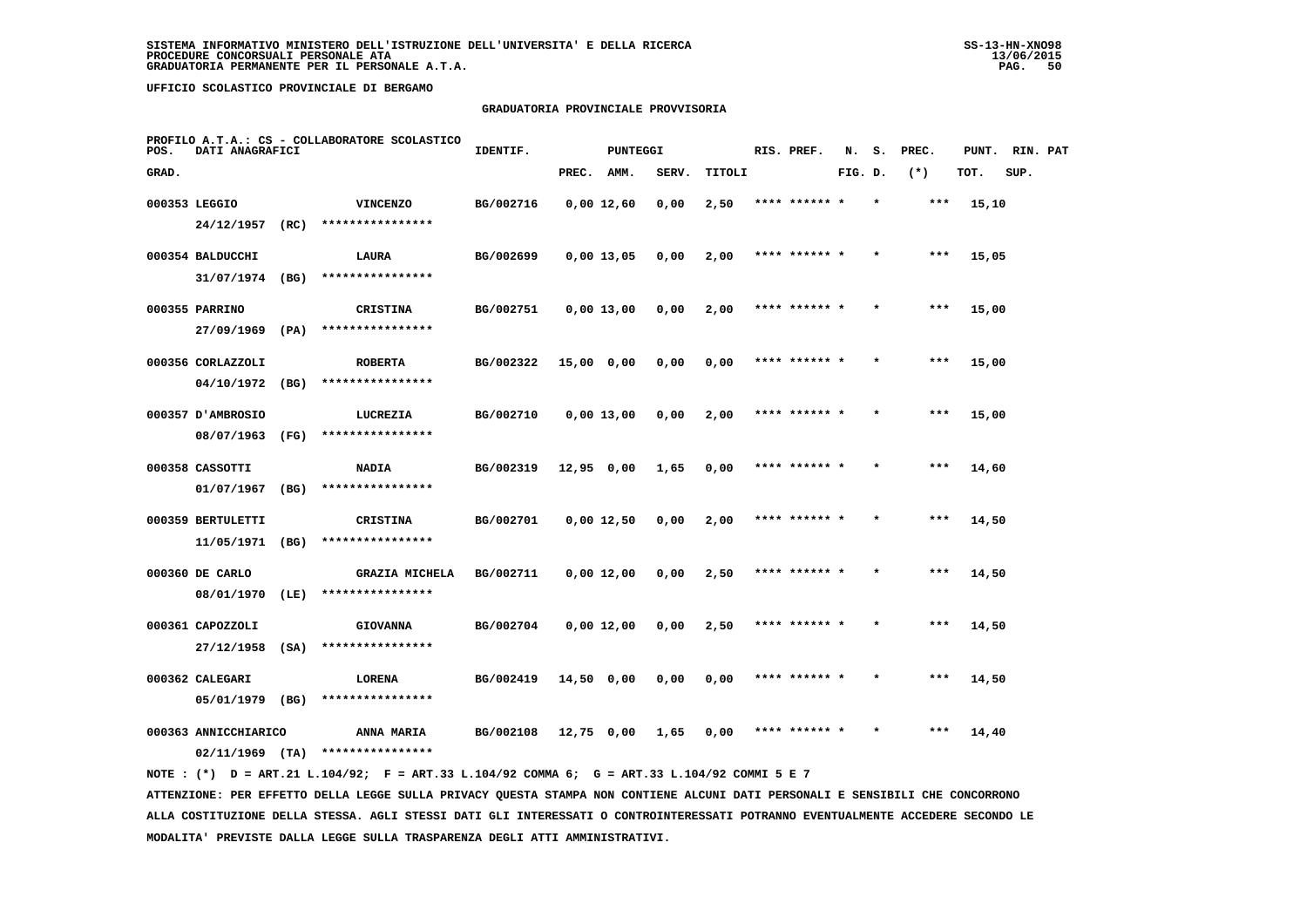SISTEMA INFORMATIVO MINISTERO DELL'ISTRUZIONE DELL'UNIVERSITA' E DELLA RICERCA
PROCEDURE CONCORSUALI PERSONALE ATA
GRADUATORIA PERMANENTE PER IL PERSONALE A.T.A.

UFFICIO SCOLASTICO PROVINCIALE DI BERGAMO

GRADUATORIA PROVINCIALE PROVVISORIA

PROFILO A.T.A.: CS - COLLABORATORE SCOLASTICO

| POS. GRAD. | DATI ANAGRAFICI | | IDENTIF. | PUNTEGGI PREC. | AMM. | SERV. | TITOLI | RIS. PREF. | N. FIG. | S. D. | PREC. (*) | PUNT. TOT. | RIN. SUP. | PAT |
|---|---|---|---|---|---|---|---|---|---|---|---|---|---|---|
| 000353 | LEGGIO 24/12/1957 (RC) | VINCENZO **************** | BG/002716 | 0,00 | 12,60 | 0,00 | 2,50 | **** ****** | * | * | *** | 15,10 | | |
| 000354 | BALDUCCHI 31/07/1974 (BG) | LAURA **************** | BG/002699 | 0,00 | 13,05 | 0,00 | 2,00 | **** ****** | * | * | *** | 15,05 | | |
| 000355 | PARRINO 27/09/1969 (PA) | CRISTINA **************** | BG/002751 | 0,00 | 13,00 | 0,00 | 2,00 | **** ****** | * | * | *** | 15,00 | | |
| 000356 | CORLAZZOLI 04/10/1972 (BG) | ROBERTA **************** | BG/002322 | 15,00 | 0,00 | 0,00 | 0,00 | **** ****** | * | * | *** | 15,00 | | |
| 000357 | D'AMBROSIO 08/07/1963 (FG) | LUCREZIA **************** | BG/002710 | 0,00 | 13,00 | 0,00 | 2,00 | **** ****** | * | * | *** | 15,00 | | |
| 000358 | CASSOTTI 01/07/1967 (BG) | NADIA **************** | BG/002319 | 12,95 | 0,00 | 1,65 | 0,00 | **** ****** | * | * | *** | 14,60 | | |
| 000359 | BERTULETTI 11/05/1971 (BG) | CRISTINA **************** | BG/002701 | 0,00 | 12,50 | 0,00 | 2,00 | **** ****** | * | * | *** | 14,50 | | |
| 000360 | DE CARLO 08/01/1970 (LE) | GRAZIA MICHELA **************** | BG/002711 | 0,00 | 12,00 | 0,00 | 2,50 | **** ****** | * | * | *** | 14,50 | | |
| 000361 | CAPOZZOLI 27/12/1958 (SA) | GIOVANNA **************** | BG/002704 | 0,00 | 12,00 | 0,00 | 2,50 | **** ****** | * | * | *** | 14,50 | | |
| 000362 | CALEGARI 05/01/1979 (BG) | LORENA **************** | BG/002419 | 14,50 | 0,00 | 0,00 | 0,00 | **** ****** | * | * | *** | 14,50 | | |
| 000363 | ANNICCHIARICO 02/11/1969 (TA) | ANNA MARIA **************** | BG/002108 | 12,75 | 0,00 | 1,65 | 0,00 | **** ****** | * | * | *** | 14,40 | | |

NOTE : (*) D = ART.21 L.104/92; F = ART.33 L.104/92 COMMA 6; G = ART.33 L.104/92 COMMI 5 E 7

ATTENZIONE: PER EFFETTO DELLA LEGGE SULLA PRIVACY QUESTA STAMPA NON CONTIENE ALCUNI DATI PERSONALI E SENSIBILI CHE CONCORRONO ALLA COSTITUZIONE DELLA STESSA. AGLI STESSI DATI GLI INTERESSATI O CONTROINTERESSATI POTRANNO EVENTUALMENTE ACCEDERE SECONDO LE MODALITA' PREVISTE DALLA LEGGE SULLA TRASPARENZA DEGLI ATTI AMMINISTRATIVI.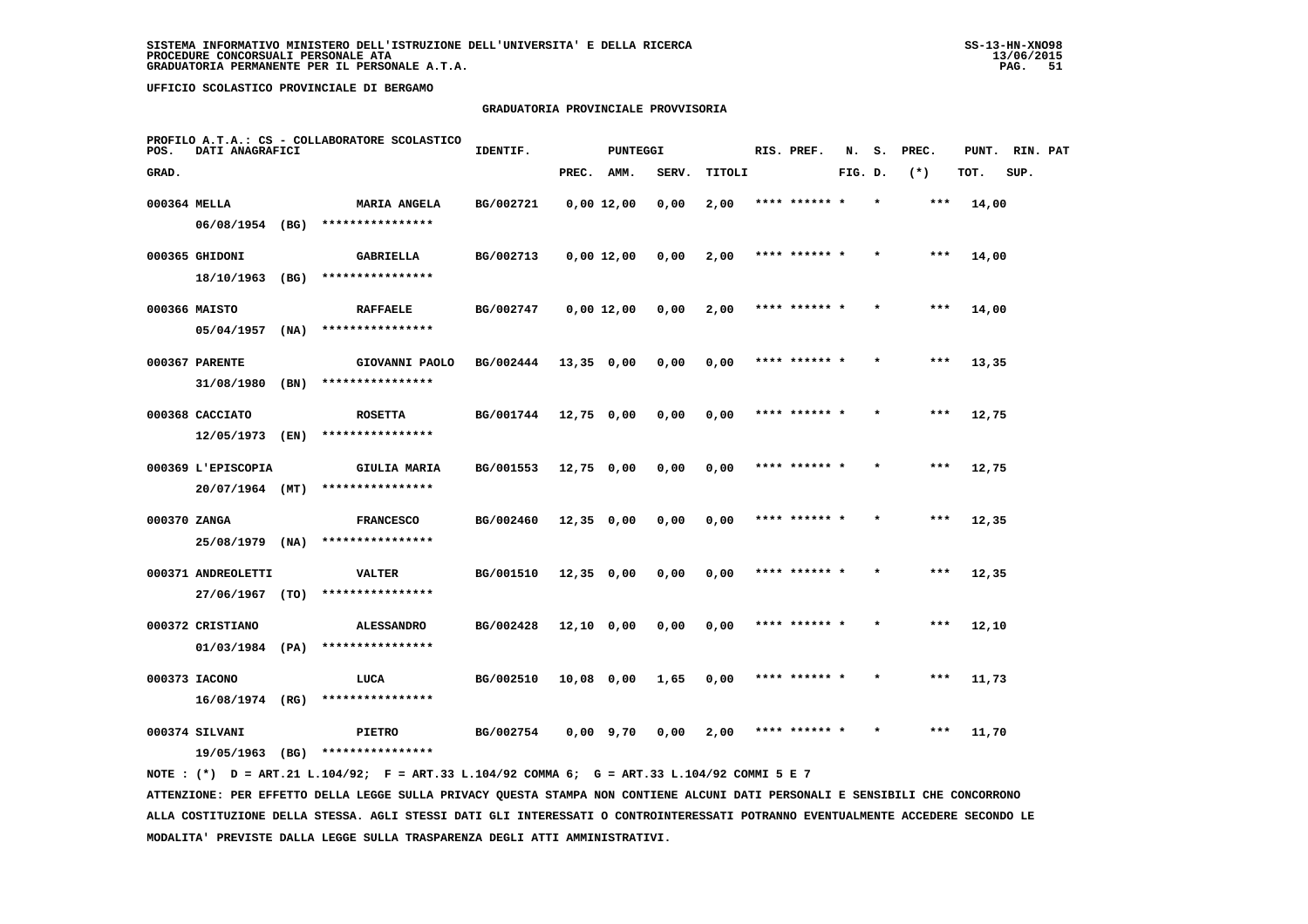SISTEMA INFORMATIVO MINISTERO DELL'ISTRUZIONE DELL'UNIVERSITA' E DELLA RICERCA
PROCEDURE CONCORSUALI PERSONALE ATA
GRADUATORIA PERMANENTE PER IL PERSONALE A.T.A.

UFFICIO SCOLASTICO PROVINCIALE DI BERGAMO

## GRADUATORIA PROVINCIALE PROVVISORIA

PROFILO A.T.A.: CS - COLLABORATORE SCOLASTICO

| POS. GRAD. | DATI ANAGRAFICI | | IDENTIF. | PUNTEGGI PREC. | AMM. | SERV. | TITOLI | RIS. PREF. | N. FIG. | S. D. | PREC. (*) | PUNT. TOT. | RIN. SUP. | PAT |
|---|---|---|---|---|---|---|---|---|---|---|---|---|---|---|
| 000364 | MELLA 06/08/1954 (BG) | MARIA ANGELA **************** | BG/002721 | 0,00 | 12,00 | 0,00 | 2,00 | **** ****** * | | * | *** | 14,00 | | |
| 000365 | GHIDONI 18/10/1963 (BG) | GABRIELLA **************** | BG/002713 | 0,00 | 12,00 | 0,00 | 2,00 | **** ****** * | | * | *** | 14,00 | | |
| 000366 | MAISTO 05/04/1957 (NA) | RAFFAELE **************** | BG/002747 | 0,00 | 12,00 | 0,00 | 2,00 | **** ****** * | | * | *** | 14,00 | | |
| 000367 | PARENTE 31/08/1980 (BN) | GIOVANNI PAOLO **************** | BG/002444 | 13,35 | 0,00 | 0,00 | 0,00 | **** ****** * | | * | *** | 13,35 | | |
| 000368 | CACCIATO 12/05/1973 (EN) | ROSETTA **************** | BG/001744 | 12,75 | 0,00 | 0,00 | 0,00 | **** ****** * | | * | *** | 12,75 | | |
| 000369 | L'EPISCOPIA 20/07/1964 (MT) | GIULIA MARIA **************** | BG/001553 | 12,75 | 0,00 | 0,00 | 0,00 | **** ****** * | | * | *** | 12,75 | | |
| 000370 | ZANGA 25/08/1979 (NA) | FRANCESCO **************** | BG/002460 | 12,35 | 0,00 | 0,00 | 0,00 | **** ****** * | | * | *** | 12,35 | | |
| 000371 | ANDREOLETTI 27/06/1967 (TO) | VALTER **************** | BG/001510 | 12,35 | 0,00 | 0,00 | 0,00 | **** ****** * | | * | *** | 12,35 | | |
| 000372 | CRISTIANO 01/03/1984 (PA) | ALESSANDRO **************** | BG/002428 | 12,10 | 0,00 | 0,00 | 0,00 | **** ****** * | | * | *** | 12,10 | | |
| 000373 | IACONO 16/08/1974 (RG) | LUCA **************** | BG/002510 | 10,08 | 0,00 | 1,65 | 0,00 | **** ****** * | | * | *** | 11,73 | | |
| 000374 | SILVANI 19/05/1963 (BG) | PIETRO **************** | BG/002754 | 0,00 | 9,70 | 0,00 | 2,00 | **** ****** * | | * | *** | 11,70 | | |

NOTE : (*) D = ART.21 L.104/92; F = ART.33 L.104/92 COMMA 6; G = ART.33 L.104/92 COMMI 5 E 7

ATTENZIONE: PER EFFETTO DELLA LEGGE SULLA PRIVACY QUESTA STAMPA NON CONTIENE ALCUNI DATI PERSONALI E SENSIBILI CHE CONCORRONO ALLA COSTITUZIONE DELLA STESSA. AGLI STESSI DATI GLI INTERESSATI O CONTROINTERESSATI POTRANNO EVENTUALMENTE ACCEDERE SECONDO LE MODALITA' PREVISTE DALLA LEGGE SULLA TRASPARENZA DEGLI ATTI AMMINISTRATIVI.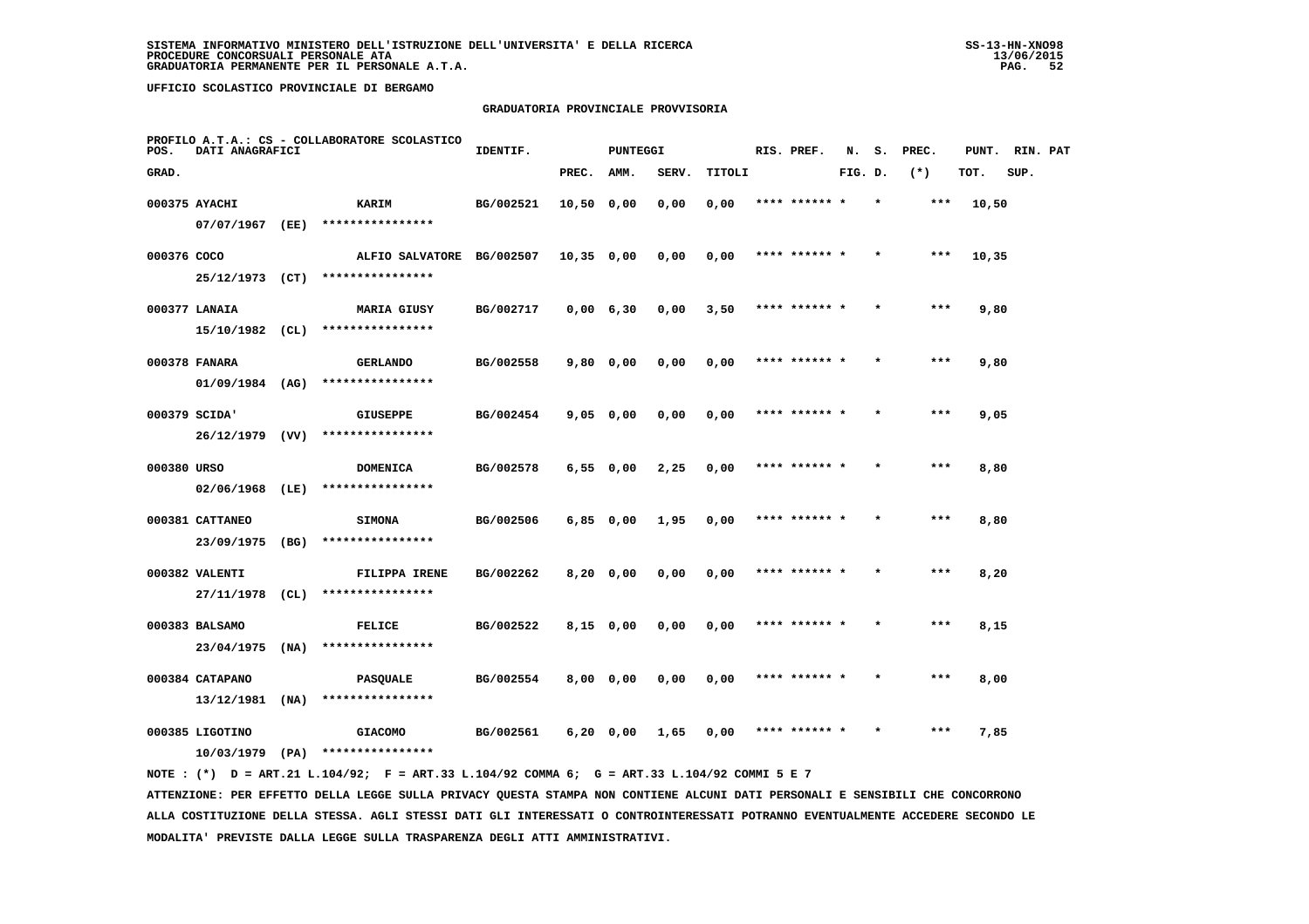SISTEMA INFORMATIVO MINISTERO DELL'ISTRUZIONE DELL'UNIVERSITA' E DELLA RICERCA
PROCEDURE CONCORSUALI PERSONALE ATA
GRADUATORIA PERMANENTE PER IL PERSONALE A.T.A.

UFFICIO SCOLASTICO PROVINCIALE DI BERGAMO

## GRADUATORIA PROVINCIALE PROVVISORIA

PROFILO A.T.A.: CS - COLLABORATORE SCOLASTICO

| POS. GRAD. | DATI ANAGRAFICI | | IDENTIF. | PUNTEGGI PREC. | AMM. | SERV. | TITOLI | RIS. PREF. | N. FIG. | S. D. | PREC. (*) | PUNT. TOT. | RIN. SUP. | PAT |
|---|---|---|---|---|---|---|---|---|---|---|---|---|---|---|
| 000375 | AYACHI 07/07/1967 (EE) | KARIM **************** | BG/002521 | 10,50 | 0,00 | 0,00 | 0,00 | **** ****** * | | * | *** | 10,50 | | |
| 000376 | COCO 25/12/1973 (CT) | ALFIO SALVATORE **************** | BG/002507 | 10,35 | 0,00 | 0,00 | 0,00 | **** ****** * | | * | *** | 10,35 | | |
| 000377 | LANAIA 15/10/1982 (CL) | MARIA GIUSY **************** | BG/002717 | 0,00 | 6,30 | 0,00 | 3,50 | **** ****** * | | * | *** | 9,80 | | |
| 000378 | FANARA 01/09/1984 (AG) | GERLANDO **************** | BG/002558 | 9,80 | 0,00 | 0,00 | 0,00 | **** ****** * | | * | *** | 9,80 | | |
| 000379 | SCIDA' 26/12/1979 (VV) | GIUSEPPE **************** | BG/002454 | 9,05 | 0,00 | 0,00 | 0,00 | **** ****** * | | * | *** | 9,05 | | |
| 000380 | URSO 02/06/1968 (LE) | DOMENICA **************** | BG/002578 | 6,55 | 0,00 | 2,25 | 0,00 | **** ****** * | | * | *** | 8,80 | | |
| 000381 | CATTANEO 23/09/1975 (BG) | SIMONA **************** | BG/002506 | 6,85 | 0,00 | 1,95 | 0,00 | **** ****** * | | * | *** | 8,80 | | |
| 000382 | VALENTI 27/11/1978 (CL) | FILIPPA IRENE **************** | BG/002262 | 8,20 | 0,00 | 0,00 | 0,00 | **** ****** * | | * | *** | 8,20 | | |
| 000383 | BALSAMO 23/04/1975 (NA) | FELICE **************** | BG/002522 | 8,15 | 0,00 | 0,00 | 0,00 | **** ****** * | | * | *** | 8,15 | | |
| 000384 | CATAPANO 13/12/1981 (NA) | PASQUALE **************** | BG/002554 | 8,00 | 0,00 | 0,00 | 0,00 | **** ****** * | | * | *** | 8,00 | | |
| 000385 | LIGOTINO 10/03/1979 (PA) | GIACOMO **************** | BG/002561 | 6,20 | 0,00 | 1,65 | 0,00 | **** ****** * | | * | *** | 7,85 | | |

NOTE : (*) D = ART.21 L.104/92; F = ART.33 L.104/92 COMMA 6; G = ART.33 L.104/92 COMMI 5 E 7

ATTENZIONE: PER EFFETTO DELLA LEGGE SULLA PRIVACY QUESTA STAMPA NON CONTIENE ALCUNI DATI PERSONALI E SENSIBILI CHE CONCORRONO ALLA COSTITUZIONE DELLA STESSA. AGLI STESSI DATI GLI INTERESSATI O CONTROINTERESSATI POTRANNO EVENTUALMENTE ACCEDERE SECONDO LE MODALITA' PREVISTE DALLA LEGGE SULLA TRASPARENZA DEGLI ATTI AMMINISTRATIVI.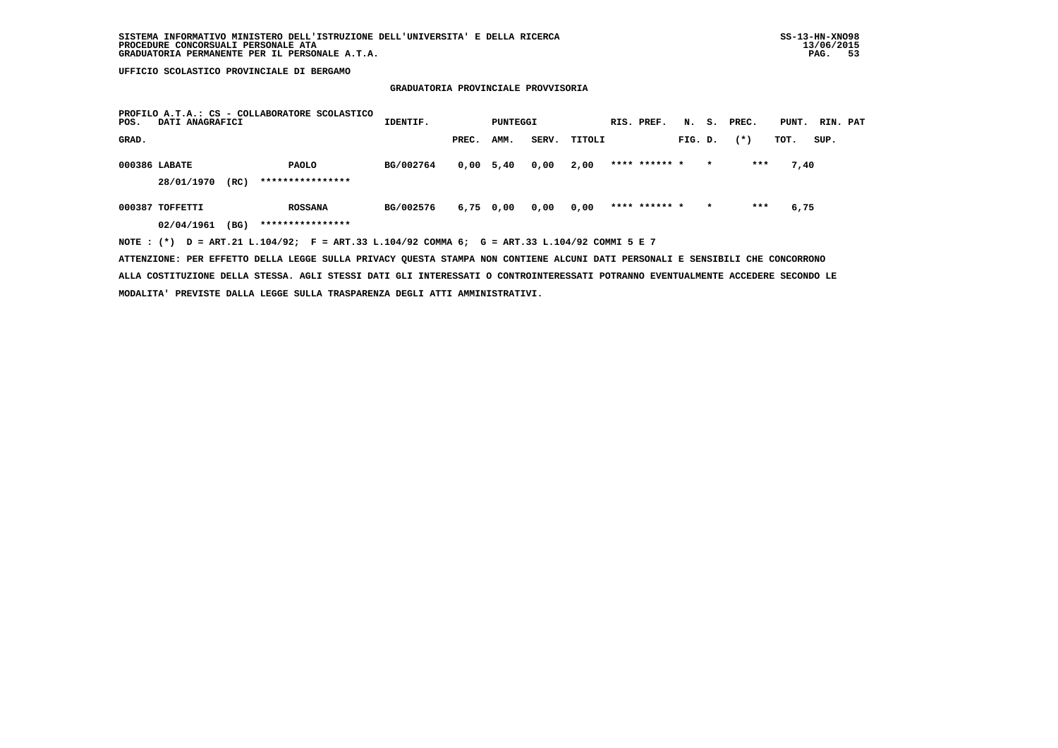SISTEMA INFORMATIVO MINISTERO DELL'ISTRUZIONE DELL'UNIVERSITA' E DELLA RICERCA
PROCEDURE CONCORSUALI PERSONALE ATA
GRADUATORIA PERMANENTE PER IL PERSONALE A.T.A.

UFFICIO SCOLASTICO PROVINCIALE DI BERGAMO

GRADUATORIA PROVINCIALE PROVVISORIA

PROFILO A.T.A.: CS - COLLABORATORE SCOLASTICO

| POS. GRAD. | DATI ANAGRAFICI | | | IDENTIF. | PUNTEGGI PREC. | AMM. | SERV. | TITOLI | RIS. PREF. | N. FIG. | S. D. | PREC. (*) | PUNT. TOT. | RIN. SUP. | PAT |
|---|---|---|---|---|---|---|---|---|---|---|---|---|---|---|---|
| 000386 | LABATE | | PAOLO | BG/002764 | 0,00 | 5,40 | 0,00 | 2,00 | **** ****** | * | * | *** | 7,40 | | |
| | 28/01/1970 | (RC) | **************** | | | | | | | | | | | | |
| 000387 | TOFFETTI | | ROSSANA | BG/002576 | 6,75 | 0,00 | 0,00 | 0,00 | **** ****** | * | * | *** | 6,75 | | |
| | 02/04/1961 | (BG) | **************** | | | | | | | | | | | | |

NOTE : (*) D = ART.21 L.104/92; F = ART.33 L.104/92 COMMA 6; G = ART.33 L.104/92 COMMI 5 E 7

ATTENZIONE: PER EFFETTO DELLA LEGGE SULLA PRIVACY QUESTA STAMPA NON CONTIENE ALCUNI DATI PERSONALI E SENSIBILI CHE CONCORRONO ALLA COSTITUZIONE DELLA STESSA. AGLI STESSI DATI GLI INTERESSATI O CONTROINTERESSATI POTRANNO EVENTUALMENTE ACCEDERE SECONDO LE MODALITA' PREVISTE DALLA LEGGE SULLA TRASPARENZA DEGLI ATTI AMMINISTRATIVI.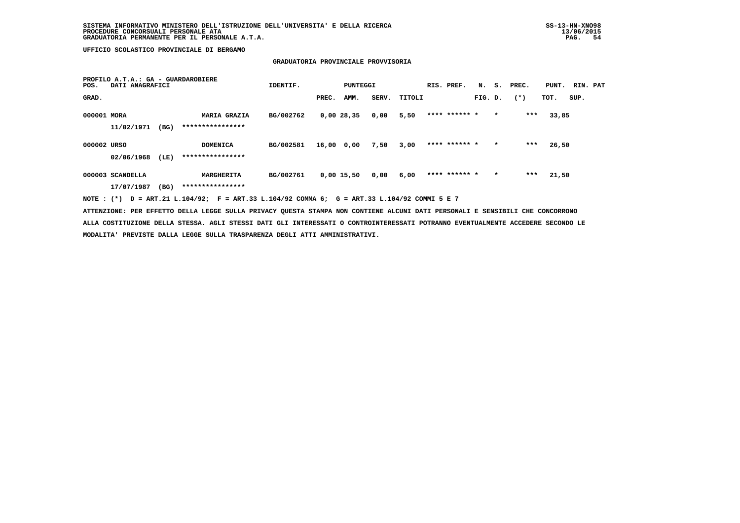SISTEMA INFORMATIVO MINISTERO DELL'ISTRUZIONE DELL'UNIVERSITA' E DELLA RICERCA
PROCEDURE CONCORSUALI PERSONALE ATA
GRADUATORIA PERMANENTE PER IL PERSONALE A.T.A.

UFFICIO SCOLASTICO PROVINCIALE DI BERGAMO

## GRADUATORIA PROVINCIALE PROVVISORIA

PROFILO A.T.A.: GA - GUARDAROBIERE

| POS. GRAD. | DATI ANAGRAFICI | | IDENTIF. | PUNTEGGI PREC. | AMM. | SERV. | TITOLI | RIS. PREF. | N. FIG. | S. D. | PREC. (*) | PUNT. TOT. | RIN. SUP. | PAT |
|---|---|---|---|---|---|---|---|---|---|---|---|---|---|---|
| 000001 | MORA | MARIA GRAZIA | BG/002762 | 0,00 | 28,35 | 0,00 | 5,50 | **** ****** | * | * | *** | 33,85 | | |
| | 11/02/1971 (BG) | **************** | | | | | | | | | | | | |
| 000002 | URSO | DOMENICA | BG/002581 | 16,00 | 0,00 | 7,50 | 3,00 | **** ****** | * | * | *** | 26,50 | | |
| | 02/06/1968 (LE) | **************** | | | | | | | | | | | | |
| 000003 | SCANDELLA | MARGHERITA | BG/002761 | 0,00 | 15,50 | 0,00 | 6,00 | **** ****** | * | * | *** | 21,50 | | |
| | 17/07/1987 (BG) | **************** | | | | | | | | | | | | |

NOTE : (*) D = ART.21 L.104/92; F = ART.33 L.104/92 COMMA 6; G = ART.33 L.104/92 COMMI 5 E 7

ATTENZIONE: PER EFFETTO DELLA LEGGE SULLA PRIVACY QUESTA STAMPA NON CONTIENE ALCUNI DATI PERSONALI E SENSIBILI CHE CONCORRONO ALLA COSTITUZIONE DELLA STESSA. AGLI STESSI DATI GLI INTERESSATI O CONTROINTERESSATI POTRANNO EVENTUALMENTE ACCEDERE SECONDO LE MODALITA' PREVISTE DALLA LEGGE SULLA TRASPARENZA DEGLI ATTI AMMINISTRATIVI.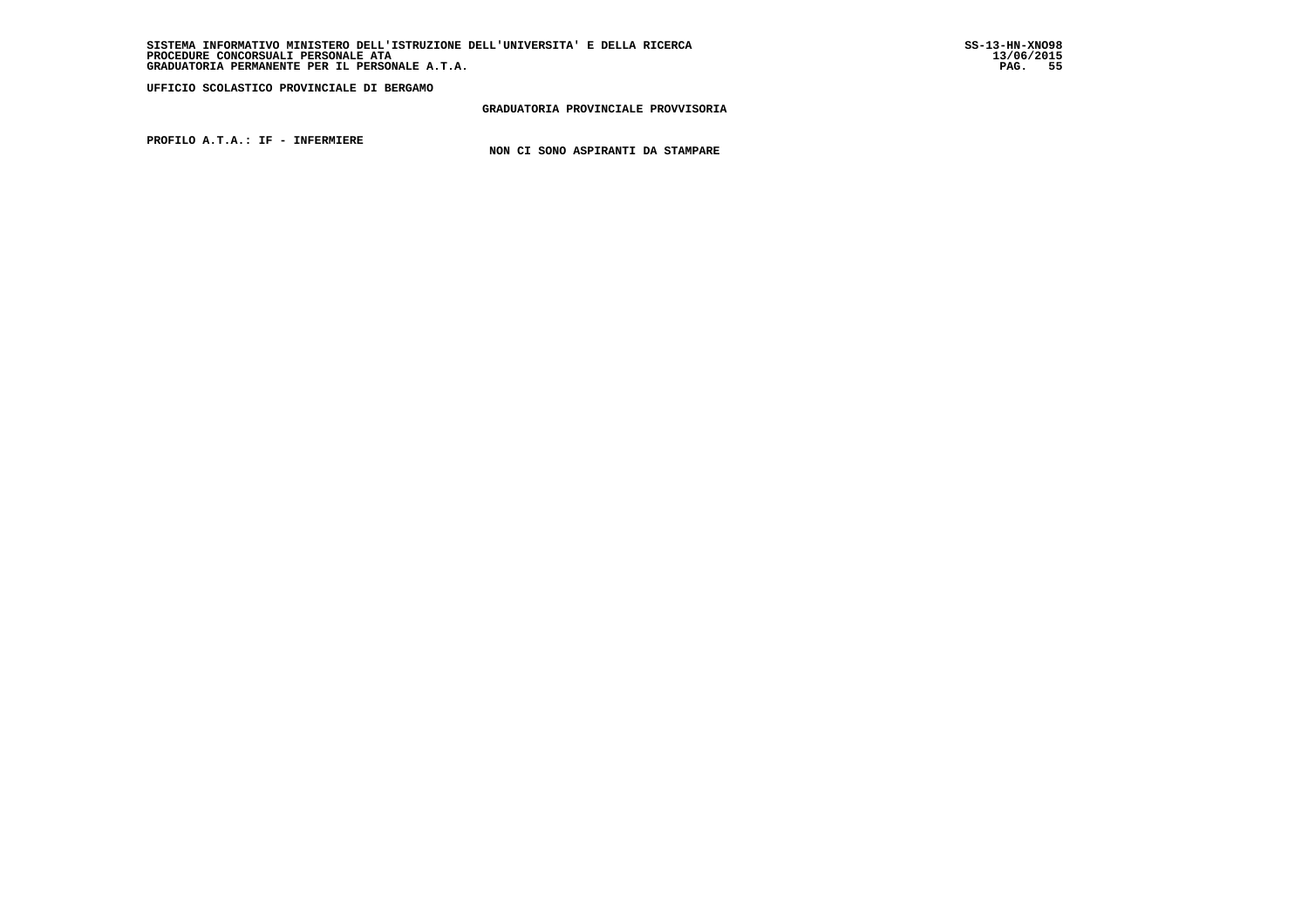UFFICIO SCOLASTICO PROVINCIALE DI BERGAMO

GRADUATORIA PROVINCIALE PROVVISORIA

PROFILO A.T.A.: IF - INFERMIERE

NON CI SONO ASPIRANTI DA STAMPARE